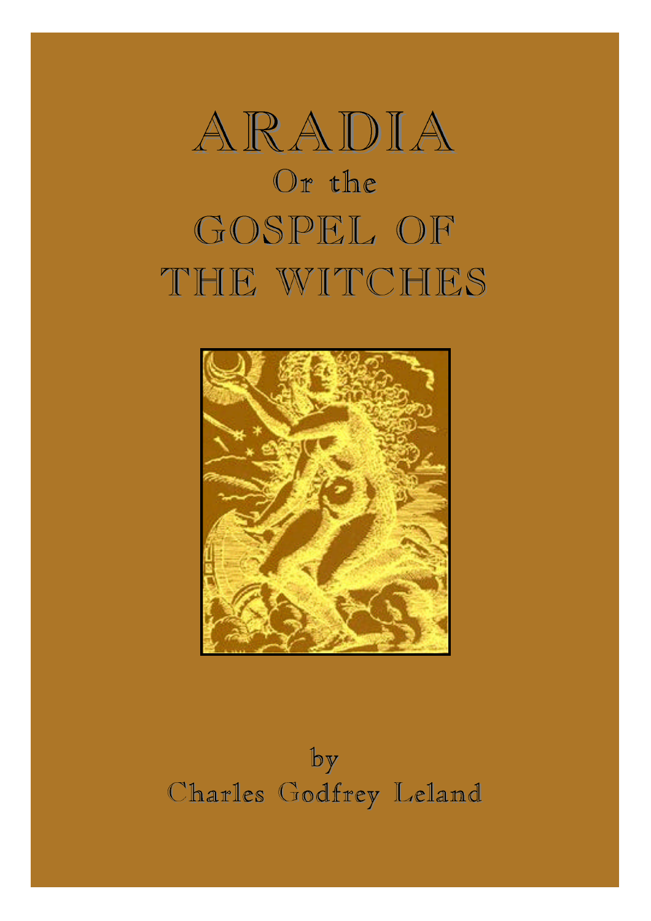# ARADIA

## Or the

# GOSPEL OF THE WITCHES

by

Charles Godfrey Leland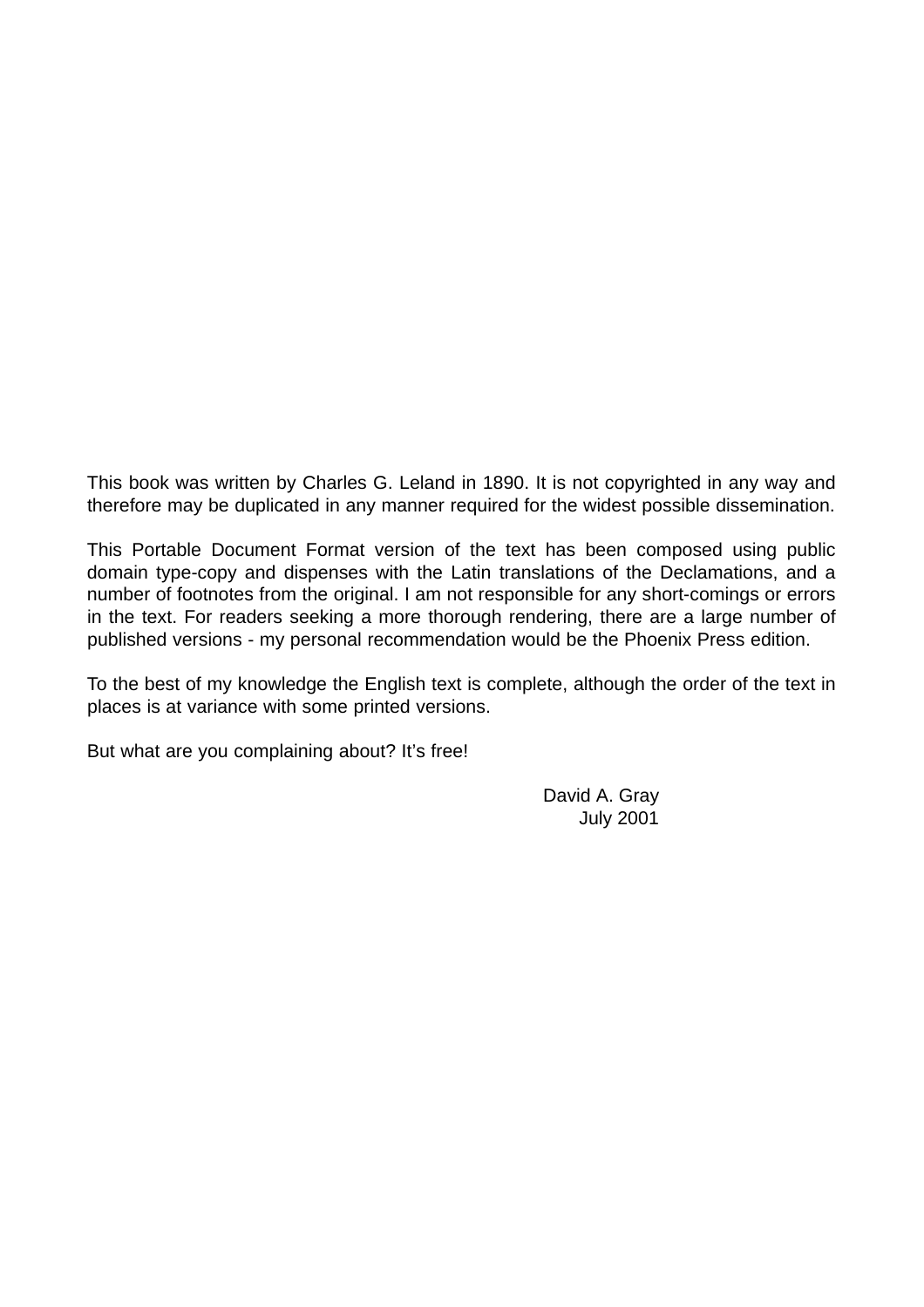This book was written by Charles G. Leland in 1890. It is not copyrighted in any way and therefore may be duplicated in any manner required for the widest possible dissemination.

This Portable Document Format version of the text has been composed using public domain type-copy and dispenses with the Latin translations of the Declamations, and a number of footnotes from the original. I am not responsible for any short-comings or errors in the text. For readers seeking a more thorough rendering, there are a large number of published versions - my personal recommendation would be the Phoenix Press edition.

To the best of my knowledge the English text is complete, although the order of the text in places is at variance with some printed versions.

But what are you complaining about? It's free!

David A. Gray
July 2001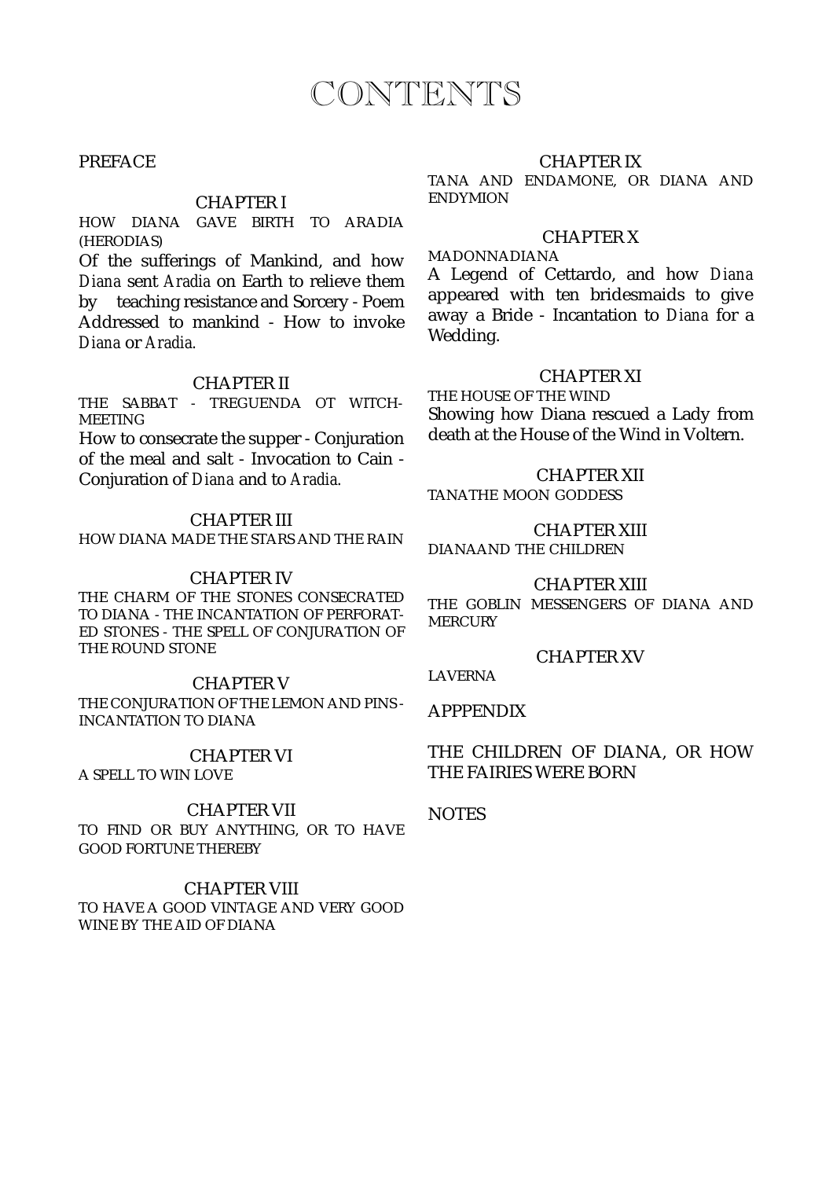# CONTENTS

PREFACE

### CHAPTER I

HOW DIANA GAVE BIRTH TO ARADIA (HERODIAS)

Of the sufferings of Mankind, and how *Diana* sent *Aradia* on Earth to relieve them by teaching resistance and Sorcery - Poem Addressed to mankind - How to invoke *Diana* or *Aradia.*

### CHAPTER II

THE SABBAT - TREGUENDA OT WITCH-MEETING

How to consecrate the supper - Conjuration of the meal and salt - Invocation to Cain - Conjuration of *Diana* and to *Aradia.*

### CHAPTER III

HOW DIANA MADE THE STARS AND THE RAIN

### CHAPTER IV

THE CHARM OF THE STONES CONSECRATED TO DIANA - THE INCANTATION OF PERFORATED STONES - THE SPELL OF CONJURATION OF THE ROUND STONE

### CHAPTER V

THE CONJURATION OF THE LEMON AND PINS - INCANTATION TO DIANA

### CHAPTER VI

A SPELL TO WIN LOVE

### CHAPTER VII

TO FIND OR BUY ANYTHING, OR TO HAVE GOOD FORTUNE THEREBY

### CHAPTER VIII

TO HAVE A GOOD VINTAGE AND VERY GOOD WINE BY THE AID OF DIANA

### CHAPTER IX

TANA AND ENDAMONE, OR DIANA AND ENDYMION

### CHAPTER X

MADONNADIANA

A Legend of Cettardo, and how *Diana* appeared with ten bridesmaids to give away a Bride - Incantation to *Diana* for a Wedding.

### CHAPTER XI

THE HOUSE OF THE WIND

Showing how Diana rescued a Lady from death at the House of the Wind in Voltern.

### CHAPTER XII

TANATHE MOON GODDESS

### CHAPTER XIII

DIANAAND THE CHILDREN

### CHAPTER XIII

THE GOBLIN MESSENGERS OF DIANA AND MERCURY

### CHAPTER XV

LAVERNA

APPPENDIX

THE CHILDREN OF DIANA, OR HOW THE FAIRIES WERE BORN

NOTES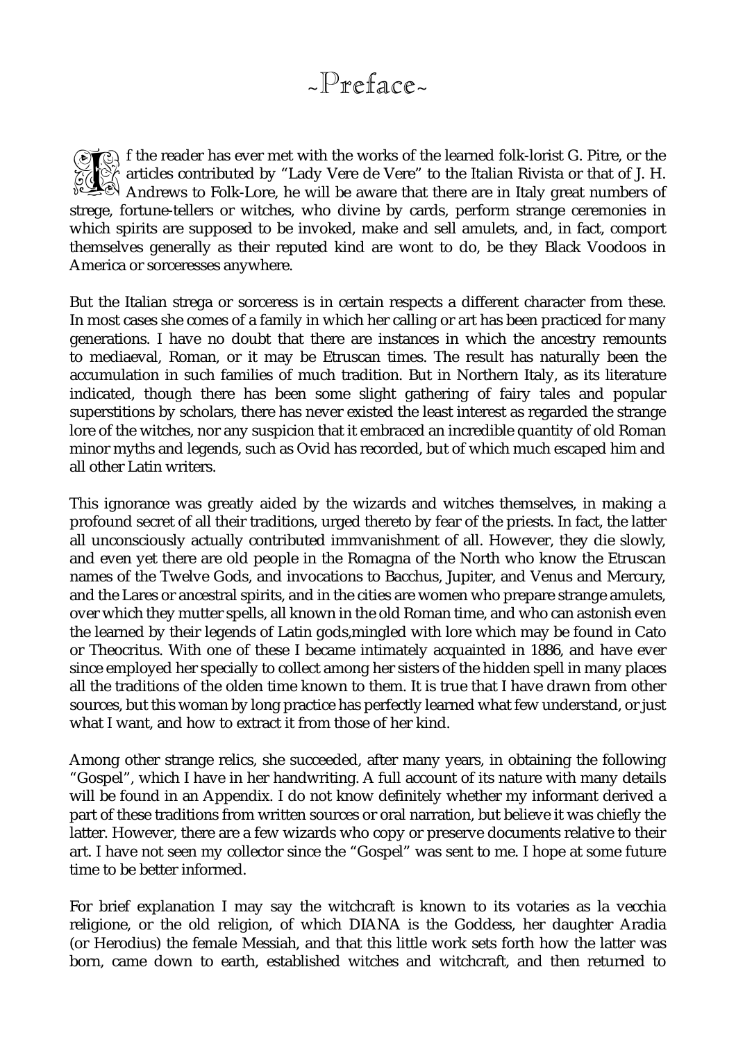# ~Preface~

If the reader has ever met with the works of the learned folk-lorist G. Pitre, or the articles contributed by "Lady Vere de Vere" to the Italian Rivista or that of J. H. Andrews to Folk-Lore, he will be aware that there are in Italy great numbers of strege, fortune-tellers or witches, who divine by cards, perform strange ceremonies in which spirits are supposed to be invoked, make and sell amulets, and, in fact, comport themselves generally as their reputed kind are wont to do, be they Black Voodoos in America or sorceresses anywhere.

But the Italian strega or sorceress is in certain respects a different character from these. In most cases she comes of a family in which her calling or art has been practiced for many generations. I have no doubt that there are instances in which the ancestry remounts to mediaeval, Roman, or it may be Etruscan times. The result has naturally been the accumulation in such families of much tradition. But in Northern Italy, as its literature indicated, though there has been some slight gathering of fairy tales and popular superstitions by scholars, there has never existed the least interest as regarded the strange lore of the witches, nor any suspicion that it embraced an incredible quantity of old Roman minor myths and legends, such as Ovid has recorded, but of which much escaped him and all other Latin writers.

This ignorance was greatly aided by the wizards and witches themselves, in making a profound secret of all their traditions, urged thereto by fear of the priests. In fact, the latter all unconsciously actually contributed immvanishment of all. However, they die slowly, and even yet there are old people in the Romagna of the North who know the Etruscan names of the Twelve Gods, and invocations to Bacchus, Jupiter, and Venus and Mercury, and the Lares or ancestral spirits, and in the cities are women who prepare strange amulets, over which they mutter spells, all known in the old Roman time, and who can astonish even the learned by their legends of Latin gods,mingled with lore which may be found in Cato or Theocritus. With one of these I became intimately acquainted in 1886, and have ever since employed her specially to collect among her sisters of the hidden spell in many places all the traditions of the olden time known to them. It is true that I have drawn from other sources, but this woman by long practice has perfectly learned what few understand, or just what I want, and how to extract it from those of her kind.

Among other strange relics, she succeeded, after many years, in obtaining the following "Gospel", which I have in her handwriting. A full account of its nature with many details will be found in an Appendix. I do not know definitely whether my informant derived a part of these traditions from written sources or oral narration, but believe it was chiefly the latter. However, there are a few wizards who copy or preserve documents relative to their art. I have not seen my collector since the "Gospel" was sent to me. I hope at some future time to be better informed.

For brief explanation I may say the witchcraft is known to its votaries as la vecchia religione, or the old religion, of which DIANA is the Goddess, her daughter Aradia (or Herodius) the female Messiah, and that this little work sets forth how the latter was born, came down to earth, established witches and witchcraft, and then returned to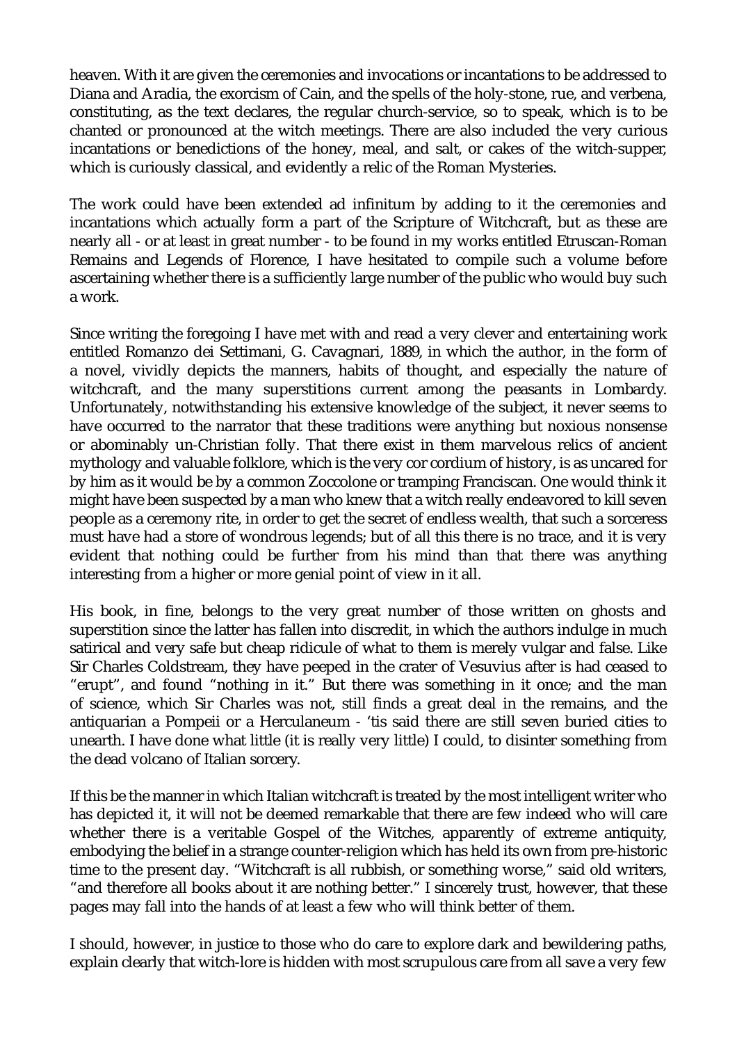heaven. With it are given the ceremonies and invocations or incantations to be addressed to Diana and Aradia, the exorcism of Cain, and the spells of the holy-stone, rue, and verbena, constituting, as the text declares, the regular church-service, so to speak, which is to be chanted or pronounced at the witch meetings. There are also included the very curious incantations or benedictions of the honey, meal, and salt, or cakes of the witch-supper, which is curiously classical, and evidently a relic of the Roman Mysteries.

The work could have been extended ad infinitum by adding to it the ceremonies and incantations which actually form a part of the Scripture of Witchcraft, but as these are nearly all - or at least in great number - to be found in my works entitled Etruscan-Roman Remains and Legends of Florence, I have hesitated to compile such a volume before ascertaining whether there is a sufficiently large number of the public who would buy such a work.

Since writing the foregoing I have met with and read a very clever and entertaining work entitled Romanzo dei Settimani, G. Cavagnari, 1889, in which the author, in the form of a novel, vividly depicts the manners, habits of thought, and especially the nature of witchcraft, and the many superstitions current among the peasants in Lombardy. Unfortunately, notwithstanding his extensive knowledge of the subject, it never seems to have occurred to the narrator that these traditions were anything but noxious nonsense or abominably un-Christian folly. That there exist in them marvelous relics of ancient mythology and valuable folklore, which is the very cor cordium of history, is as uncared for by him as it would be by a common Zoccolone or tramping Franciscan. One would think it might have been suspected by a man who knew that a witch really endeavored to kill seven people as a ceremony rite, in order to get the secret of endless wealth, that such a sorceress must have had a store of wondrous legends; but of all this there is no trace, and it is very evident that nothing could be further from his mind than that there was anything interesting from a higher or more genial point of view in it all.

His book, in fine, belongs to the very great number of those written on ghosts and superstition since the latter has fallen into discredit, in which the authors indulge in much satirical and very safe but cheap ridicule of what to them is merely vulgar and false. Like Sir Charles Coldstream, they have peeped in the crater of Vesuvius after is had ceased to "erupt", and found "nothing in it." But there was something in it once; and the man of science, which Sir Charles was not, still finds a great deal in the remains, and the antiquarian a Pompeii or a Herculaneum - 'tis said there are still seven buried cities to unearth. I have done what little (it is really very little) I could, to disinter something from the dead volcano of Italian sorcery.

If this be the manner in which Italian witchcraft is treated by the most intelligent writer who has depicted it, it will not be deemed remarkable that there are few indeed who will care whether there is a veritable Gospel of the Witches, apparently of extreme antiquity, embodying the belief in a strange counter-religion which has held its own from pre-historic time to the present day. "Witchcraft is all rubbish, or something worse," said old writers, "and therefore all books about it are nothing better." I sincerely trust, however, that these pages may fall into the hands of at least a few who will think better of them.

I should, however, in justice to those who do care to explore dark and bewildering paths, explain clearly that witch-lore is hidden with most scrupulous care from all save a very few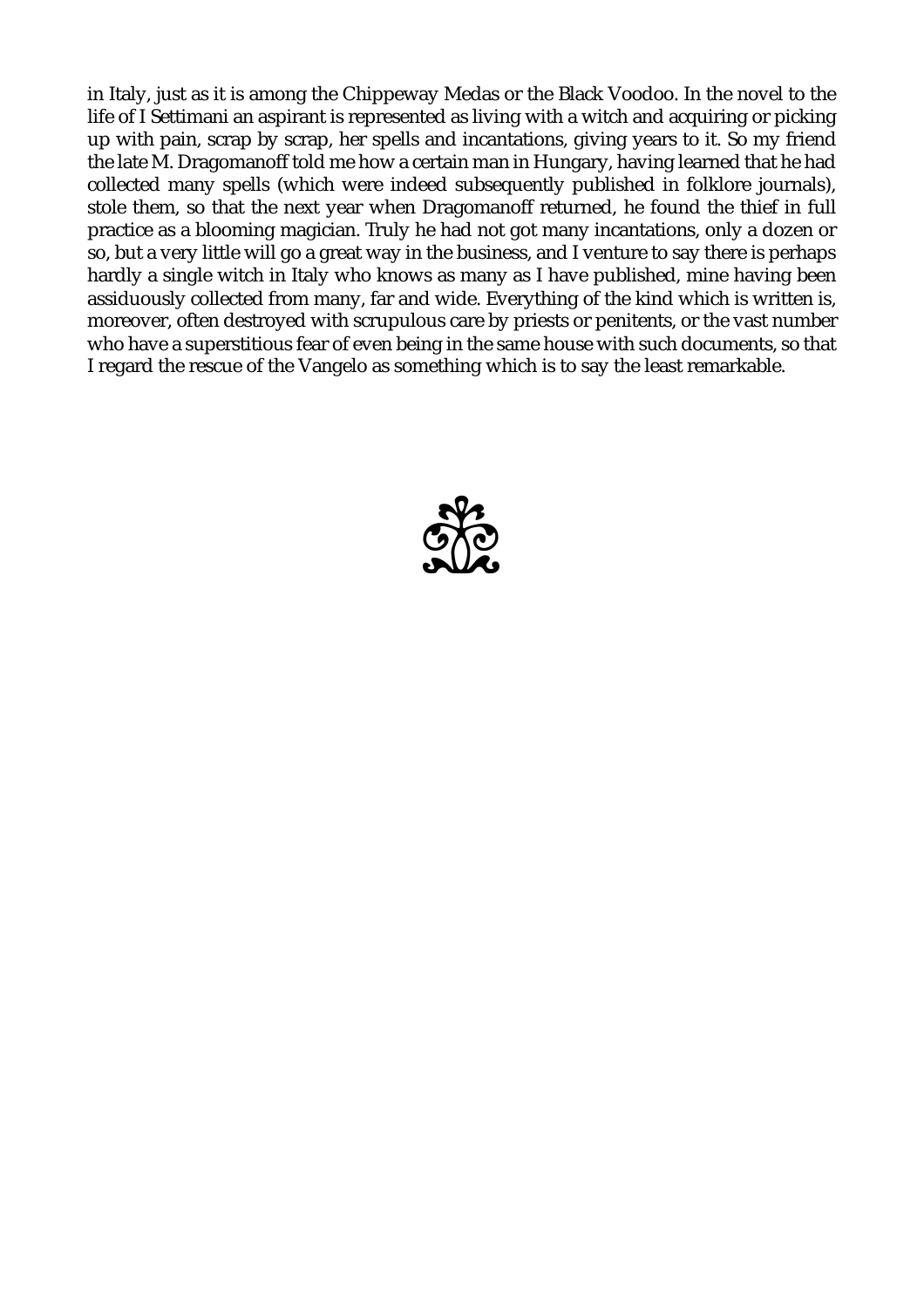in Italy, just as it is among the Chippeway Medas or the Black Voodoo. In the novel to the life of I Settimani an aspirant is represented as living with a witch and acquiring or picking up with pain, scrap by scrap, her spells and incantations, giving years to it. So my friend the late M. Dragomanoff told me how a certain man in Hungary, having learned that he had collected many spells (which were indeed subsequently published in folklore journals), stole them, so that the next year when Dragomanoff returned, he found the thief in full practice as a blooming magician. Truly he had not got many incantations, only a dozen or so, but a very little will go a great way in the business, and I venture to say there is perhaps hardly a single witch in Italy who knows as many as I have published, mine having been assiduously collected from many, far and wide. Everything of the kind which is written is, moreover, often destroyed with scrupulous care by priests or penitents, or the vast number who have a superstitious fear of even being in the same house with such documents, so that I regard the rescue of the Vangelo as something which is to say the least remarkable.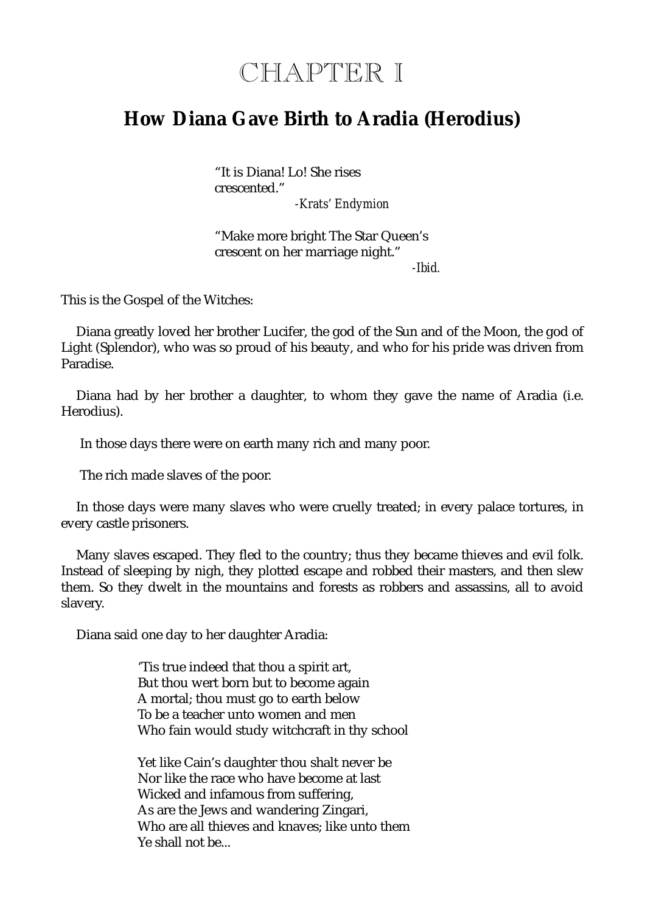# CHAPTER I

## How Diana Gave Birth to Aradia (Herodius)

> "It is Diana! Lo! She rises crescented."
>
> *-Krats' Endymion*
>
> "Make more bright The Star Queen's crescent on her marriage night."
>
> *-Ibid.*

This is the Gospel of the Witches:

Diana greatly loved her brother Lucifer, the god of the Sun and of the Moon, the god of Light (Splendor), who was so proud of his beauty, and who for his pride was driven from Paradise.

Diana had by her brother a daughter, to whom they gave the name of Aradia (i.e. Herodius).

In those days there were on earth many rich and many poor.

The rich made slaves of the poor.

In those days were many slaves who were cruelly treated; in every palace tortures, in every castle prisoners.

Many slaves escaped. They fled to the country; thus they became thieves and evil folk. Instead of sleeping by nigh, they plotted escape and robbed their masters, and then slew them. So they dwelt in the mountains and forests as robbers and assassins, all to avoid slavery.

Diana said one day to her daughter Aradia:

> 'Tis true indeed that thou a spirit art,
> But thou wert born but to become again
> A mortal; thou must go to earth below
> To be a teacher unto women and men
> Who fain would study witchcraft in thy school
>
> Yet like Cain's daughter thou shalt never be
> Nor like the race who have become at last
> Wicked and infamous from suffering,
> As are the Jews and wandering Zingari,
> Who are all thieves and knaves; like unto them
> Ye shall not be...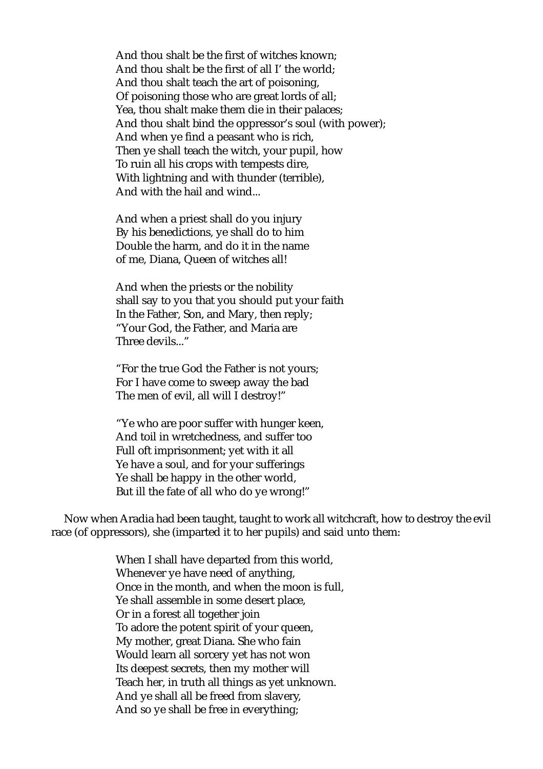And thou shalt be the first of witches known;
And thou shalt be the first of all I' the world;
And thou shalt teach the art of poisoning,
Of poisoning those who are great lords of all;
Yea, thou shalt make them die in their palaces;
And thou shalt bind the oppressor's soul (with power);
And when ye find a peasant who is rich,
Then ye shall teach the witch, your pupil, how
To ruin all his crops with tempests dire,
With lightning and with thunder (terrible),
And with the hail and wind...

And when a priest shall do you injury
By his benedictions, ye shall do to him
Double the harm, and do it in the name
of me, Diana, Queen of witches all!

And when the priests or the nobility
shall say to you that you should put your faith
In the Father, Son, and Mary, then reply;
"Your God, the Father, and Maria are
Three devils..."

"For the true God the Father is not yours;
For I have come to sweep away the bad
The men of evil, all will I destroy!"

"Ye who are poor suffer with hunger keen,
And toil in wretchedness, and suffer too
Full oft imprisonment; yet with it all
Ye have a soul, and for your sufferings
Ye shall be happy in the other world,
But ill the fate of all who do ye wrong!"

Now when Aradia had been taught, taught to work all witchcraft, how to destroy the evil race (of oppressors), she (imparted it to her pupils) and said unto them:

When I shall have departed from this world,
Whenever ye have need of anything,
Once in the month, and when the moon is full,
Ye shall assemble in some desert place,
Or in a forest all together join
To adore the potent spirit of your queen,
My mother, great Diana. She who fain
Would learn all sorcery yet has not won
Its deepest secrets, then my mother will
Teach her, in truth all things as yet unknown.
And ye shall all be freed from slavery,
And so ye shall be free in everything;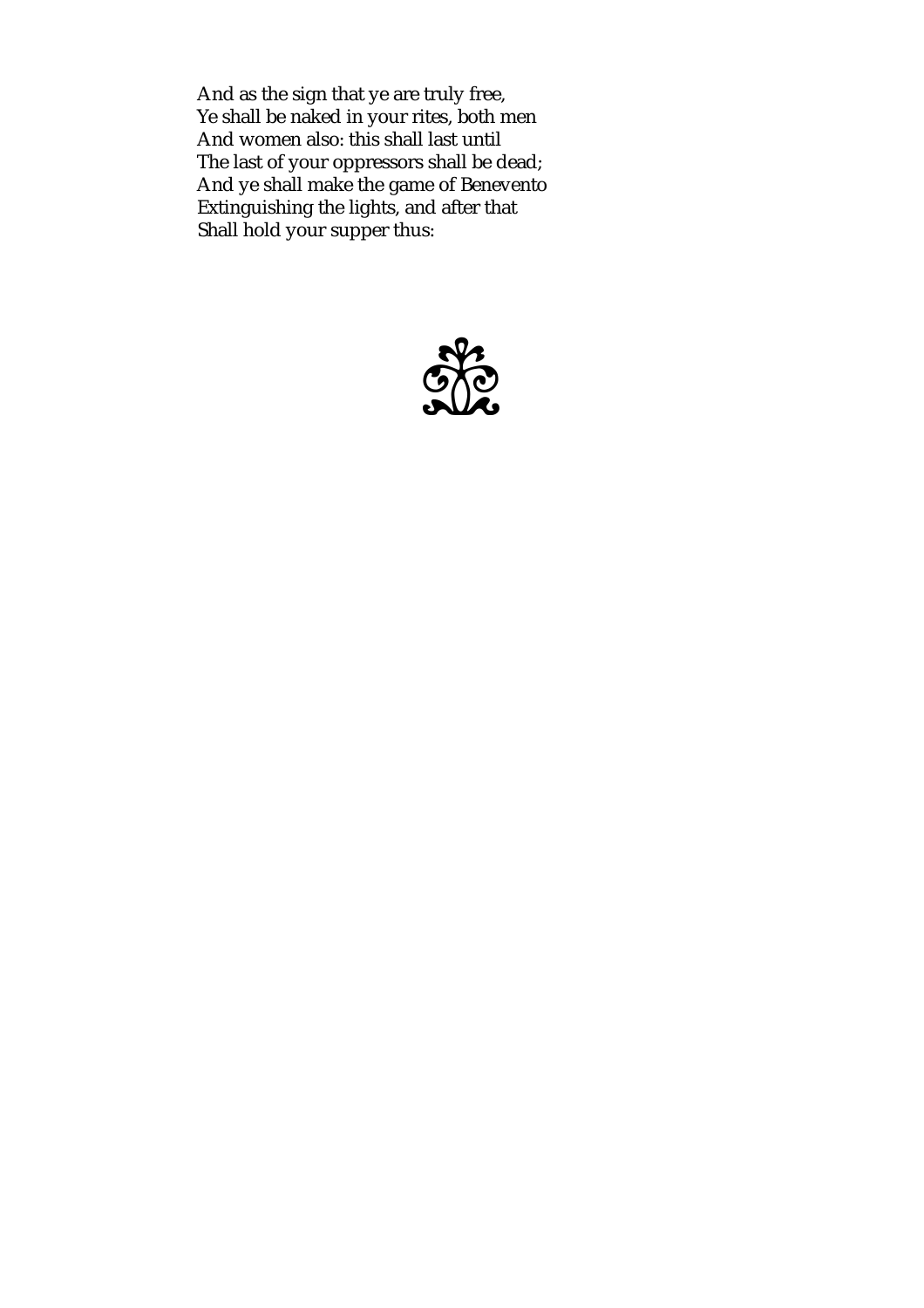And as the sign that ye are truly free,
Ye shall be naked in your rites, both men
And women also: this shall last until
The last of your oppressors shall be dead;
And ye shall make the game of Benevento
Extinguishing the lights, and after that
Shall hold your supper thus: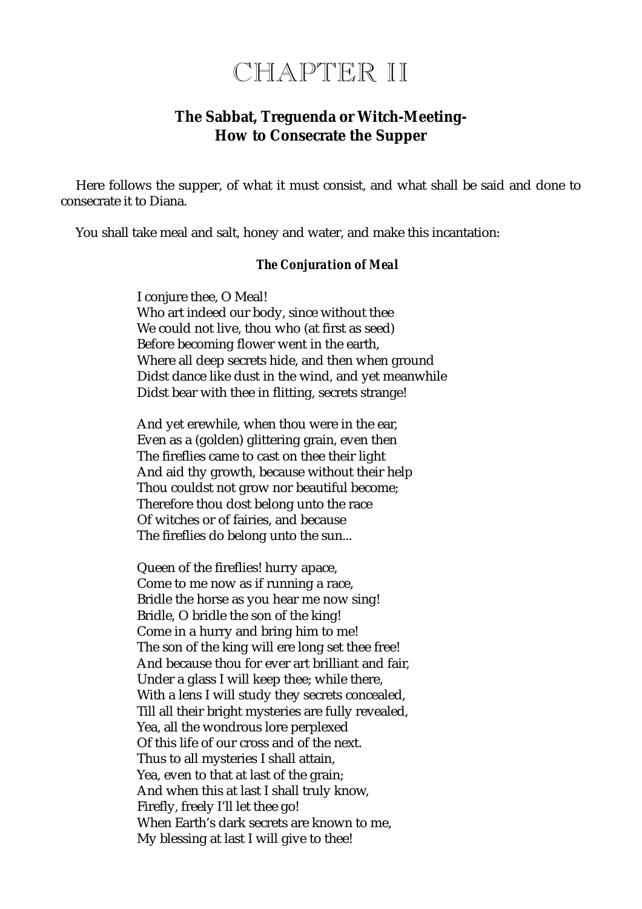# CHAPTER II

## The Sabbat, Treguenda or Witch-Meeting- How to Consecrate the Supper

Here follows the supper, of what it must consist, and what shall be said and done to consecrate it to Diana.

You shall take meal and salt, honey and water, and make this incantation:

### *The Conjuration of Meal*

I conjure thee, O Meal!  
Who art indeed our body, since without thee  
We could not live, thou who (at first as seed)  
Before becoming flower went in the earth,  
Where all deep secrets hide, and then when ground  
Didst dance like dust in the wind, and yet meanwhile  
Didst bear with thee in flitting, secrets strange!

And yet erewhile, when thou were in the ear,  
Even as a (golden) glittering grain, even then  
The fireflies came to cast on thee their light  
And aid thy growth, because without their help  
Thou couldst not grow nor beautiful become;  
Therefore thou dost belong unto the race  
Of witches or of fairies, and because  
The fireflies do belong unto the sun...

Queen of the fireflies! hurry apace,  
Come to me now as if running a race,  
Bridle the horse as you hear me now sing!  
Bridle, O bridle the son of the king!  
Come in a hurry and bring him to me!  
The son of the king will ere long set thee free!  
And because thou for ever art brilliant and fair,  
Under a glass I will keep thee; while there,  
With a lens I will study they secrets concealed,  
Till all their bright mysteries are fully revealed,  
Yea, all the wondrous lore perplexed  
Of this life of our cross and of the next.  
Thus to all mysteries I shall attain,  
Yea, even to that at last of the grain;  
And when this at last I shall truly know,  
Firefly, freely I'll let thee go!  
When Earth's dark secrets are known to me,  
My blessing at last I will give to thee!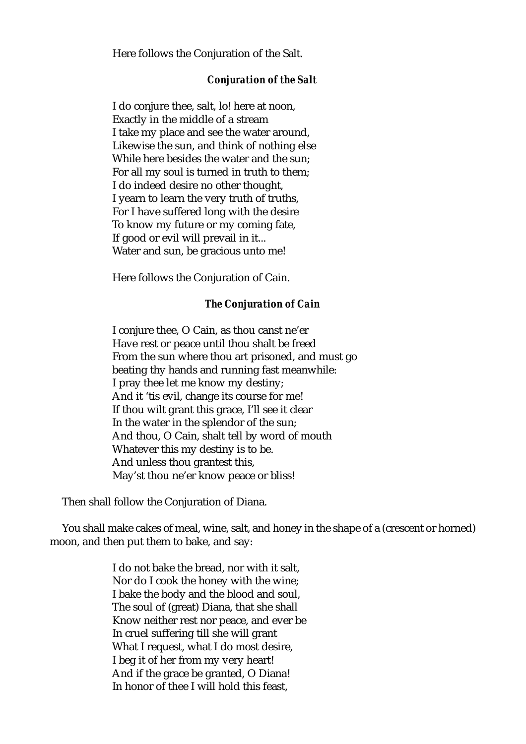Here follows the Conjuration of the Salt.

### *Conjuration of the Salt*

I do conjure thee, salt, lo! here at noon,  
Exactly in the middle of a stream  
I take my place and see the water around,  
Likewise the sun, and think of nothing else  
While here besides the water and the sun;  
For all my soul is turned in truth to them;  
I do indeed desire no other thought,  
I yearn to learn the very truth of truths,  
For I have suffered long with the desire  
To know my future or my coming fate,  
If good or evil will prevail in it...  
Water and sun, be gracious unto me!

Here follows the Conjuration of Cain.

### *The Conjuration of Cain*

I conjure thee, O Cain, as thou canst ne'er  
Have rest or peace until thou shalt be freed  
From the sun where thou art prisoned, and must go  
beating thy hands and running fast meanwhile:  
I pray thee let me know my destiny;  
And it 'tis evil, change its course for me!  
If thou wilt grant this grace, I'll see it clear  
In the water in the splendor of the sun;  
And thou, O Cain, shalt tell by word of mouth  
Whatever this my destiny is to be.  
And unless thou grantest this,  
May'st thou ne'er know peace or bliss!

Then shall follow the Conjuration of Diana.

You shall make cakes of meal, wine, salt, and honey in the shape of a (crescent or horned) moon, and then put them to bake, and say:

I do not bake the bread, nor with it salt,  
Nor do I cook the honey with the wine;  
I bake the body and the blood and soul,  
The soul of (great) Diana, that she shall  
Know neither rest nor peace, and ever be  
In cruel suffering till she will grant  
What I request, what I do most desire,  
I beg it of her from my very heart!  
And if the grace be granted, O Diana!  
In honor of thee I will hold this feast,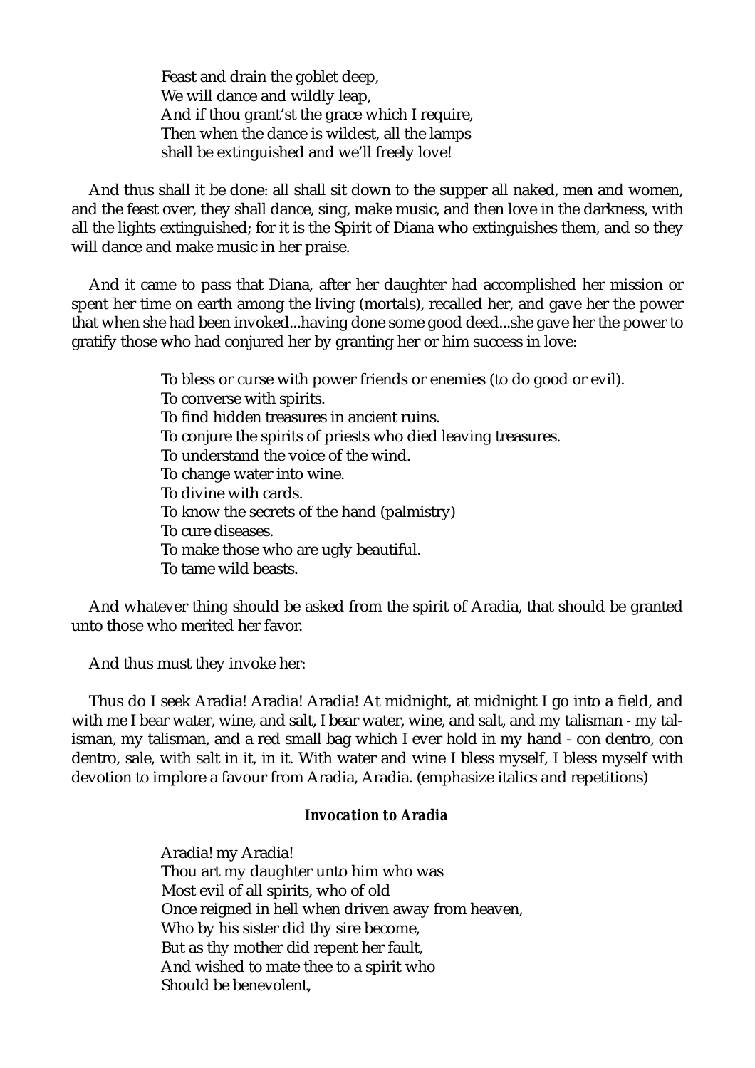Feast and drain the goblet deep,  
We will dance and wildly leap,  
And if thou grant'st the grace which I require,  
Then when the dance is wildest, all the lamps  
shall be extinguished and we'll freely love!

And thus shall it be done: all shall sit down to the supper all naked, men and women, and the feast over, they shall dance, sing, make music, and then love in the darkness, with all the lights extinguished; for it is the Spirit of Diana who extinguishes them, and so they will dance and make music in her praise.

And it came to pass that Diana, after her daughter had accomplished her mission or spent her time on earth among the living (mortals), recalled her, and gave her the power that when she had been invoked...having done some good deed...she gave her the power to gratify those who had conjured her by granting her or him success in love:

To bless or curse with power friends or enemies (to do good or evil).  
To converse with spirits.  
To find hidden treasures in ancient ruins.  
To conjure the spirits of priests who died leaving treasures.  
To understand the voice of the wind.  
To change water into wine.  
To divine with cards.  
To know the secrets of the hand (palmistry)  
To cure diseases.  
To make those who are ugly beautiful.  
To tame wild beasts.

And whatever thing should be asked from the spirit of Aradia, that should be granted unto those who merited her favor.

And thus must they invoke her:

Thus do I seek Aradia! Aradia! Aradia! At midnight, at midnight I go into a field, and with me I bear water, wine, and salt, I bear water, wine, and salt, and my talisman - my talisman, my talisman, and a red small bag which I ever hold in my hand - con dentro, con dentro, sale, with salt in it, in it. With water and wine I bless myself, I bless myself with devotion to implore a favour from Aradia, Aradia. (emphasize italics and repetitions)

### *Invocation to Aradia*

Aradia! my Aradia!  
Thou art my daughter unto him who was  
Most evil of all spirits, who of old  
Once reigned in hell when driven away from heaven,  
Who by his sister did thy sire become,  
But as thy mother did repent her fault,  
And wished to mate thee to a spirit who  
Should be benevolent,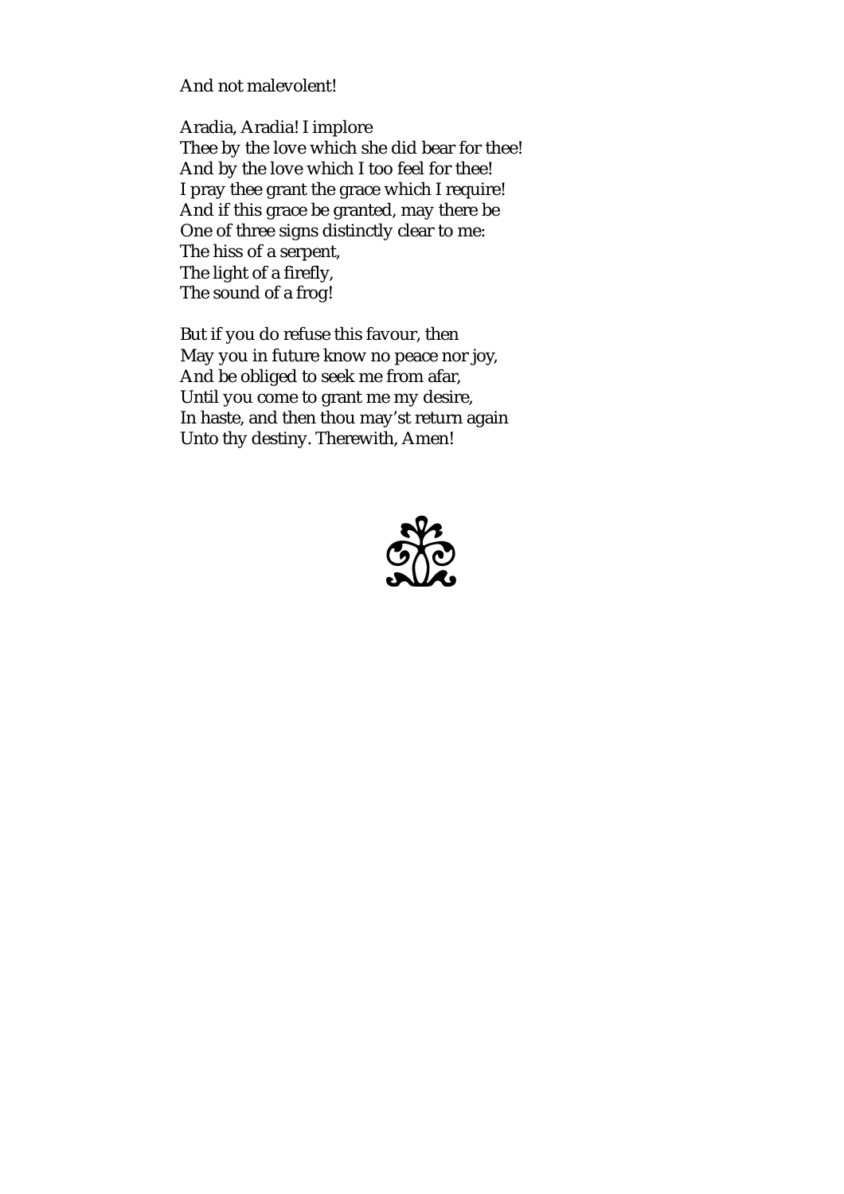And not malevolent!

Aradia, Aradia! I implore
Thee by the love which she did bear for thee!
And by the love which I too feel for thee!
I pray thee grant the grace which I require!
And if this grace be granted, may there be
One of three signs distinctly clear to me:
The hiss of a serpent,
The light of a firefly,
The sound of a frog!

But if you do refuse this favour, then
May you in future know no peace nor joy,
And be obliged to seek me from afar,
Until you come to grant me my desire,
In haste, and then thou may'st return again
Unto thy destiny. Therewith, Amen!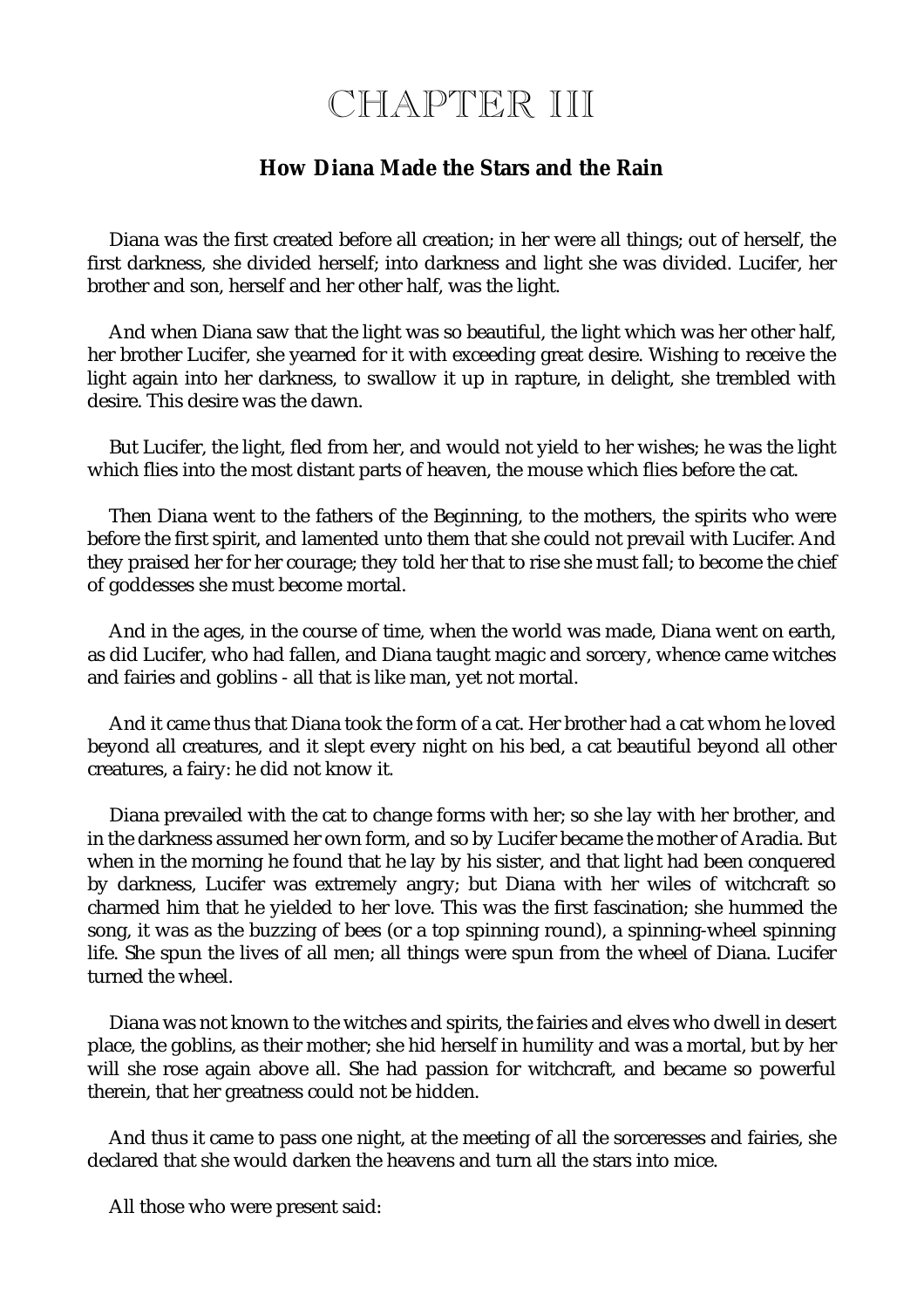# CHAPTER III

### How Diana Made the Stars and the Rain

Diana was the first created before all creation; in her were all things; out of herself, the first darkness, she divided herself; into darkness and light she was divided. Lucifer, her brother and son, herself and her other half, was the light.

And when Diana saw that the light was so beautiful, the light which was her other half, her brother Lucifer, she yearned for it with exceeding great desire. Wishing to receive the light again into her darkness, to swallow it up in rapture, in delight, she trembled with desire. This desire was the dawn.

But Lucifer, the light, fled from her, and would not yield to her wishes; he was the light which flies into the most distant parts of heaven, the mouse which flies before the cat.

Then Diana went to the fathers of the Beginning, to the mothers, the spirits who were before the first spirit, and lamented unto them that she could not prevail with Lucifer. And they praised her for her courage; they told her that to rise she must fall; to become the chief of goddesses she must become mortal.

And in the ages, in the course of time, when the world was made, Diana went on earth, as did Lucifer, who had fallen, and Diana taught magic and sorcery, whence came witches and fairies and goblins - all that is like man, yet not mortal.

And it came thus that Diana took the form of a cat. Her brother had a cat whom he loved beyond all creatures, and it slept every night on his bed, a cat beautiful beyond all other creatures, a fairy: he did not know it.

Diana prevailed with the cat to change forms with her; so she lay with her brother, and in the darkness assumed her own form, and so by Lucifer became the mother of Aradia. But when in the morning he found that he lay by his sister, and that light had been conquered by darkness, Lucifer was extremely angry; but Diana with her wiles of witchcraft so charmed him that he yielded to her love. This was the first fascination; she hummed the song, it was as the buzzing of bees (or a top spinning round), a spinning-wheel spinning life. She spun the lives of all men; all things were spun from the wheel of Diana. Lucifer turned the wheel.

Diana was not known to the witches and spirits, the fairies and elves who dwell in desert place, the goblins, as their mother; she hid herself in humility and was a mortal, but by her will she rose again above all. She had passion for witchcraft, and became so powerful therein, that her greatness could not be hidden.

And thus it came to pass one night, at the meeting of all the sorceresses and fairies, she declared that she would darken the heavens and turn all the stars into mice.

All those who were present said: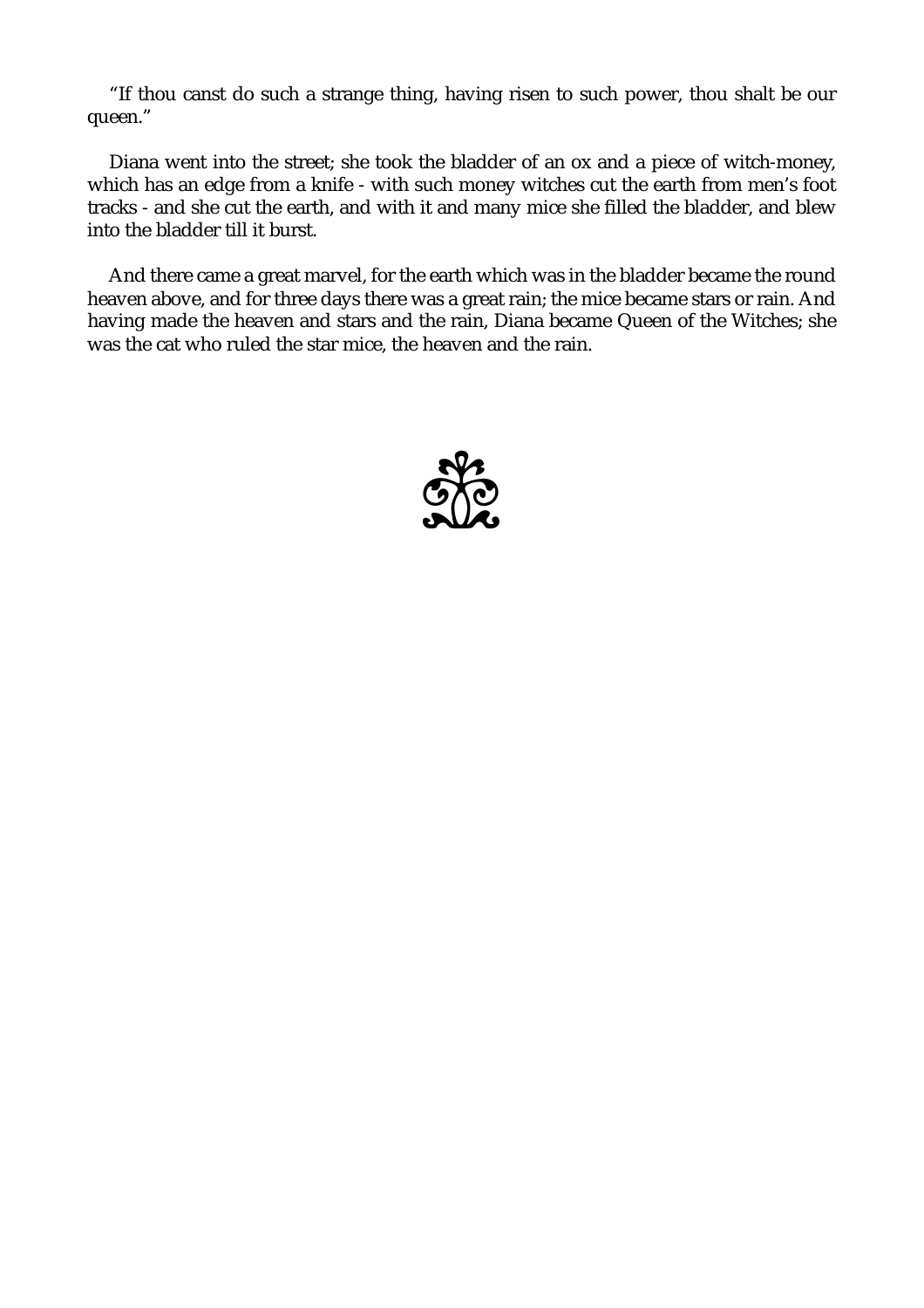"If thou canst do such a strange thing, having risen to such power, thou shalt be our queen."

Diana went into the street; she took the bladder of an ox and a piece of witch-money, which has an edge from a knife - with such money witches cut the earth from men's foot tracks - and she cut the earth, and with it and many mice she filled the bladder, and blew into the bladder till it burst.

And there came a great marvel, for the earth which was in the bladder became the round heaven above, and for three days there was a great rain; the mice became stars or rain. And having made the heaven and stars and the rain, Diana became Queen of the Witches; she was the cat who ruled the star mice, the heaven and the rain.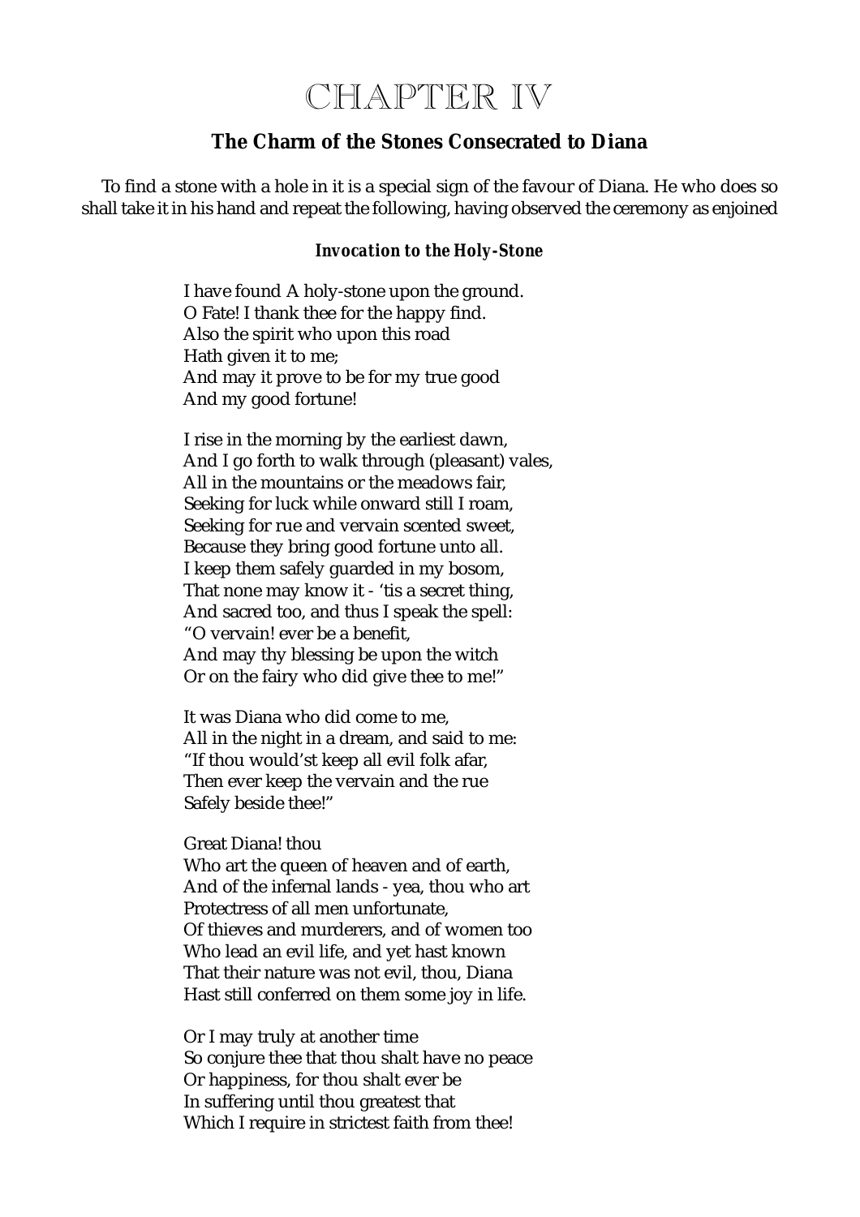# CHAPTER IV

## The Charm of the Stones Consecrated to Diana

To find a stone with a hole in it is a special sign of the favour of Diana. He who does so shall take it in his hand and repeat the following, having observed the ceremony as enjoined

### *Invocation to the Holy-Stone*

I have found A holy-stone upon the ground.
O Fate! I thank thee for the happy find.
Also the spirit who upon this road
Hath given it to me;
And may it prove to be for my true good
And my good fortune!

I rise in the morning by the earliest dawn,
And I go forth to walk through (pleasant) vales,
All in the mountains or the meadows fair,
Seeking for luck while onward still I roam,
Seeking for rue and vervain scented sweet,
Because they bring good fortune unto all.
I keep them safely guarded in my bosom,
That none may know it - 'tis a secret thing,
And sacred too, and thus I speak the spell:
"O vervain! ever be a benefit,
And may thy blessing be upon the witch
Or on the fairy who did give thee to me!"

It was Diana who did come to me,
All in the night in a dream, and said to me:
"If thou would'st keep all evil folk afar,
Then ever keep the vervain and the rue
Safely beside thee!"

Great Diana! thou
Who art the queen of heaven and of earth,
And of the infernal lands - yea, thou who art
Protectress of all men unfortunate,
Of thieves and murderers, and of women too
Who lead an evil life, and yet hast known
That their nature was not evil, thou, Diana
Hast still conferred on them some joy in life.

Or I may truly at another time
So conjure thee that thou shalt have no peace
Or happiness, for thou shalt ever be
In suffering until thou greatest that
Which I require in strictest faith from thee!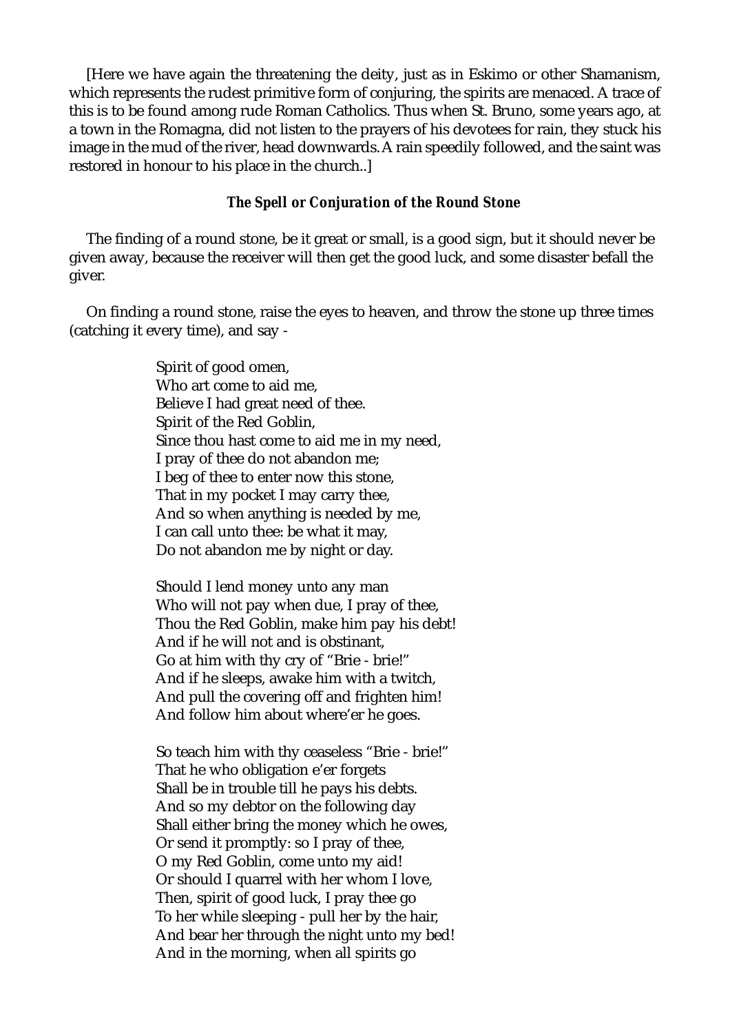[Here we have again the threatening the deity, just as in Eskimo or other Shamanism, which represents the rudest primitive form of conjuring, the spirits are menaced. A trace of this is to be found among rude Roman Catholics. Thus when St. Bruno, some years ago, at a town in the Romagna, did not listen to the prayers of his devotees for rain, they stuck his image in the mud of the river, head downwards. A rain speedily followed, and the saint was restored in honour to his place in the church..]

### *The Spell or Conjuration of the Round Stone*

The finding of a round stone, be it great or small, is a good sign, but it should never be given away, because the receiver will then get the good luck, and some disaster befall the giver.

On finding a round stone, raise the eyes to heaven, and throw the stone up three times (catching it every time), and say -

Spirit of good omen,  
Who art come to aid me,  
Believe I had great need of thee.  
Spirit of the Red Goblin,  
Since thou hast come to aid me in my need,  
I pray of thee do not abandon me;  
I beg of thee to enter now this stone,  
That in my pocket I may carry thee,  
And so when anything is needed by me,  
I can call unto thee: be what it may,  
Do not abandon me by night or day.

Should I lend money unto any man  
Who will not pay when due, I pray of thee,  
Thou the Red Goblin, make him pay his debt!  
And if he will not and is obstinant,  
Go at him with thy cry of "Brie - brie!"  
And if he sleeps, awake him with a twitch,  
And pull the covering off and frighten him!  
And follow him about where'er he goes.

So teach him with thy ceaseless "Brie - brie!"  
That he who obligation e'er forgets  
Shall be in trouble till he pays his debts.  
And so my debtor on the following day  
Shall either bring the money which he owes,  
Or send it promptly: so I pray of thee,  
O my Red Goblin, come unto my aid!  
Or should I quarrel with her whom I love,  
Then, spirit of good luck, I pray thee go  
To her while sleeping - pull her by the hair,  
And bear her through the night unto my bed!  
And in the morning, when all spirits go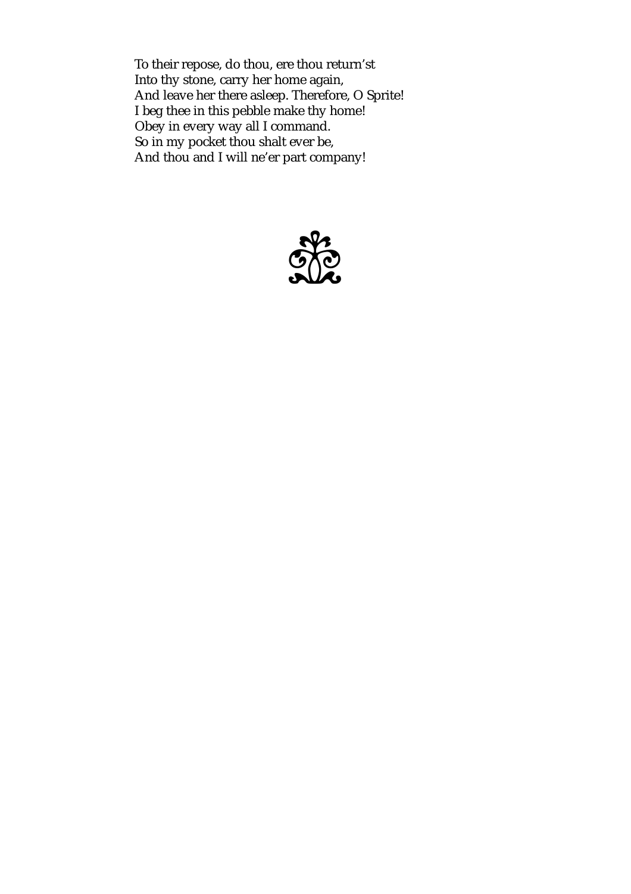To their repose, do thou, ere thou return'st  
Into thy stone, carry her home again,  
And leave her there asleep. Therefore, O Sprite!  
I beg thee in this pebble make thy home!  
Obey in every way all I command.  
So in my pocket thou shalt ever be,  
And thou and I will ne'er part company!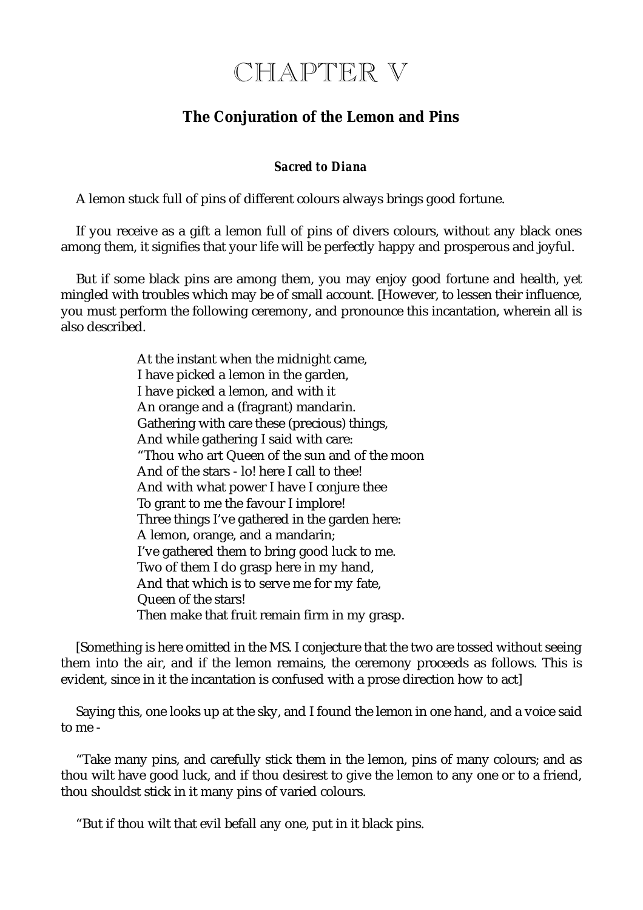# CHAPTER V

## The Conjuration of the Lemon and Pins

### *Sacred to Diana*

A lemon stuck full of pins of different colours always brings good fortune.

If you receive as a gift a lemon full of pins of divers colours, without any black ones among them, it signifies that your life will be perfectly happy and prosperous and joyful.

But if some black pins are among them, you may enjoy good fortune and health, yet mingled with troubles which may be of small account. [However, to lessen their influence, you must perform the following ceremony, and pronounce this incantation, wherein all is also described.

> At the instant when the midnight came,
> I have picked a lemon in the garden,
> I have picked a lemon, and with it
> An orange and a (fragrant) mandarin.
> Gathering with care these (precious) things,
> And while gathering I said with care:
> "Thou who art Queen of the sun and of the moon
> And of the stars - lo! here I call to thee!
> And with what power I have I conjure thee
> To grant to me the favour I implore!
> Three things I've gathered in the garden here:
> A lemon, orange, and a mandarin;
> I've gathered them to bring good luck to me.
> Two of them I do grasp here in my hand,
> And that which is to serve me for my fate,
> Queen of the stars!
> Then make that fruit remain firm in my grasp.

[Something is here omitted in the MS. I conjecture that the two are tossed without seeing them into the air, and if the lemon remains, the ceremony proceeds as follows. This is evident, since in it the incantation is confused with a prose direction how to act]

Saying this, one looks up at the sky, and I found the lemon in one hand, and a voice said to me -

"Take many pins, and carefully stick them in the lemon, pins of many colours; and as thou wilt have good luck, and if thou desirest to give the lemon to any one or to a friend, thou shouldst stick in it many pins of varied colours.

"But if thou wilt that evil befall any one, put in it black pins.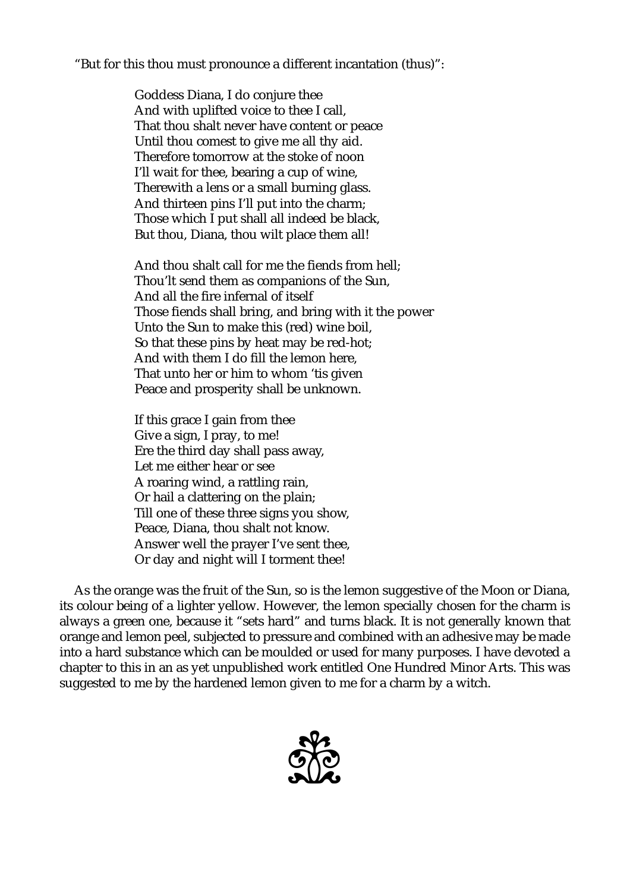"But for this thou must pronounce a different incantation (thus)":

> Goddess Diana, I do conjure thee
> And with uplifted voice to thee I call,
> That thou shalt never have content or peace
> Until thou comest to give me all thy aid.
> Therefore tomorrow at the stoke of noon
> I'll wait for thee, bearing a cup of wine,
> Therewith a lens or a small burning glass.
> And thirteen pins I'll put into the charm;
> Those which I put shall all indeed be black,
> But thou, Diana, thou wilt place them all!
>
> And thou shalt call for me the fiends from hell;
> Thou'lt send them as companions of the Sun,
> And all the fire infernal of itself
> Those fiends shall bring, and bring with it the power
> Unto the Sun to make this (red) wine boil,
> So that these pins by heat may be red-hot;
> And with them I do fill the lemon here,
> That unto her or him to whom 'tis given
> Peace and prosperity shall be unknown.
>
> If this grace I gain from thee
> Give a sign, I pray, to me!
> Ere the third day shall pass away,
> Let me either hear or see
> A roaring wind, a rattling rain,
> Or hail a clattering on the plain;
> Till one of these three signs you show,
> Peace, Diana, thou shalt not know.
> Answer well the prayer I've sent thee,
> Or day and night will I torment thee!

As the orange was the fruit of the Sun, so is the lemon suggestive of the Moon or Diana, its colour being of a lighter yellow. However, the lemon specially chosen for the charm is always a green one, because it "sets hard" and turns black. It is not generally known that orange and lemon peel, subjected to pressure and combined with an adhesive may be made into a hard substance which can be moulded or used for many purposes. I have devoted a chapter to this in an as yet unpublished work entitled One Hundred Minor Arts. This was suggested to me by the hardened lemon given to me for a charm by a witch.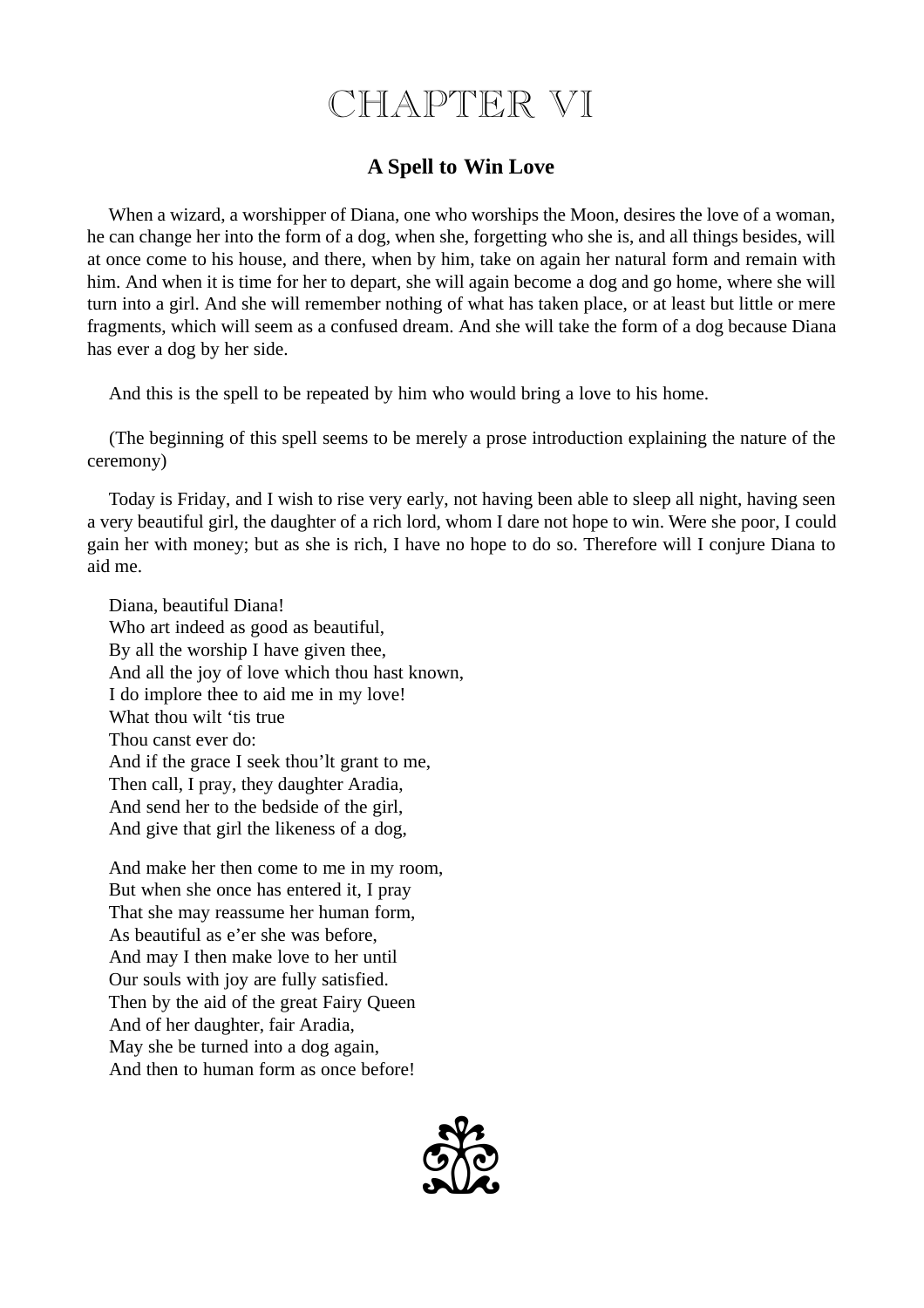# CHAPTER VI

## A Spell to Win Love

When a wizard, a worshipper of Diana, one who worships the Moon, desires the love of a woman, he can change her into the form of a dog, when she, forgetting who she is, and all things besides, will at once come to his house, and there, when by him, take on again her natural form and remain with him. And when it is time for her to depart, she will again become a dog and go home, where she will turn into a girl. And she will remember nothing of what has taken place, or at least but little or mere fragments, which will seem as a confused dream. And she will take the form of a dog because Diana has ever a dog by her side.

And this is the spell to be repeated by him who would bring a love to his home.

(The beginning of this spell seems to be merely a prose introduction explaining the nature of the ceremony)

Today is Friday, and I wish to rise very early, not having been able to sleep all night, having seen a very beautiful girl, the daughter of a rich lord, whom I dare not hope to win. Were she poor, I could gain her with money; but as she is rich, I have no hope to do so. Therefore will I conjure Diana to aid me.

Diana, beautiful Diana!
Who art indeed as good as beautiful,
By all the worship I have given thee,
And all the joy of love which thou hast known,
I do implore thee to aid me in my love!
What thou wilt 'tis true
Thou canst ever do:
And if the grace I seek thou'lt grant to me,
Then call, I pray, they daughter Aradia,
And send her to the bedside of the girl,
And give that girl the likeness of a dog,

And make her then come to me in my room,
But when she once has entered it, I pray
That she may reassume her human form,
As beautiful as e'er she was before,
And may I then make love to her until
Our souls with joy are fully satisfied.
Then by the aid of the great Fairy Queen
And of her daughter, fair Aradia,
May she be turned into a dog again,
And then to human form as once before!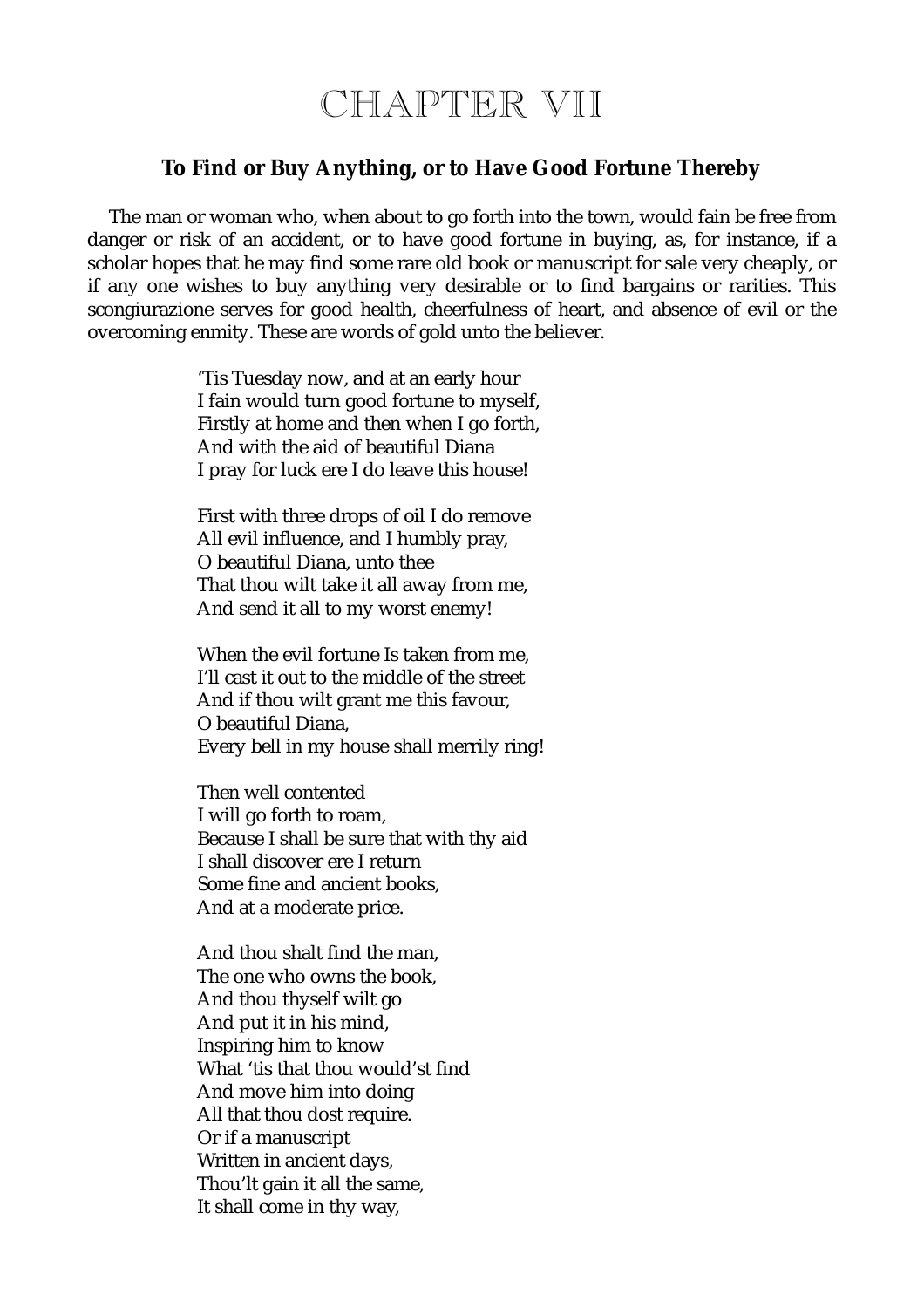# CHAPTER VII

## To Find or Buy Anything, or to Have Good Fortune Thereby

The man or woman who, when about to go forth into the town, would fain be free from danger or risk of an accident, or to have good fortune in buying, as, for instance, if a scholar hopes that he may find some rare old book or manuscript for sale very cheaply, or if any one wishes to buy anything very desirable or to find bargains or rarities. This scongiurazione serves for good health, cheerfulness of heart, and absence of evil or the overcoming enmity. These are words of gold unto the believer.

'Tis Tuesday now, and at an early hour  
I fain would turn good fortune to myself,  
Firstly at home and then when I go forth,  
And with the aid of beautiful Diana  
I pray for luck ere I do leave this house!

First with three drops of oil I do remove  
All evil influence, and I humbly pray,  
O beautiful Diana, unto thee  
That thou wilt take it all away from me,  
And send it all to my worst enemy!

When the evil fortune Is taken from me,  
I'll cast it out to the middle of the street  
And if thou wilt grant me this favour,  
O beautiful Diana,  
Every bell in my house shall merrily ring!

Then well contented  
I will go forth to roam,  
Because I shall be sure that with thy aid  
I shall discover ere I return  
Some fine and ancient books,  
And at a moderate price.

And thou shalt find the man,  
The one who owns the book,  
And thou thyself wilt go  
And put it in his mind,  
Inspiring him to know  
What 'tis that thou would'st find  
And move him into doing  
All that thou dost require.  
Or if a manuscript  
Written in ancient days,  
Thou'lt gain it all the same,  
It shall come in thy way,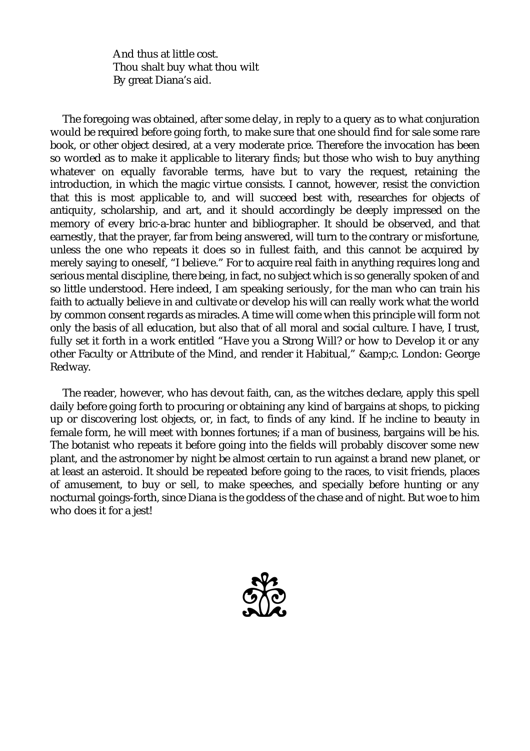And thus at little cost.  
Thou shalt buy what thou wilt  
By great Diana's aid.

The foregoing was obtained, after some delay, in reply to a query as to what conjuration would be required before going forth, to make sure that one should find for sale some rare book, or other object desired, at a very moderate price. Therefore the invocation has been so worded as to make it applicable to literary finds; but those who wish to buy anything whatever on equally favorable terms, have but to vary the request, retaining the introduction, in which the magic virtue consists. I cannot, however, resist the conviction that this is most applicable to, and will succeed best with, researches for objects of antiquity, scholarship, and art, and it should accordingly be deeply impressed on the memory of every bric-a-brac hunter and bibliographer. It should be observed, and that earnestly, that the prayer, far from being answered, will turn to the contrary or misfortune, unless the one who repeats it does so in fullest faith, and this cannot be acquired by merely saying to oneself, "I believe." For to acquire real faith in anything requires long and serious mental discipline, there being, in fact, no subject which is so generally spoken of and so little understood. Here indeed, I am speaking seriously, for the man who can train his faith to actually believe in and cultivate or develop his will can really work what the world by common consent regards as miracles. A time will come when this principle will form not only the basis of all education, but also that of all moral and social culture. I have, I trust, fully set it forth in a work entitled "Have you a Strong Will? or how to Develop it or any other Faculty or Attribute of the Mind, and render it Habitual," &c. London: George Redway.

The reader, however, who has devout faith, can, as the witches declare, apply this spell daily before going forth to procuring or obtaining any kind of bargains at shops, to picking up or discovering lost objects, or, in fact, to finds of any kind. If he incline to beauty in female form, he will meet with bonnes fortunes; if a man of business, bargains will be his. The botanist who repeats it before going into the fields will probably discover some new plant, and the astronomer by night be almost certain to run against a brand new planet, or at least an asteroid. It should be repeated before going to the races, to visit friends, places of amusement, to buy or sell, to make speeches, and specially before hunting or any nocturnal goings-forth, since Diana is the goddess of the chase and of night. But woe to him who does it for a jest!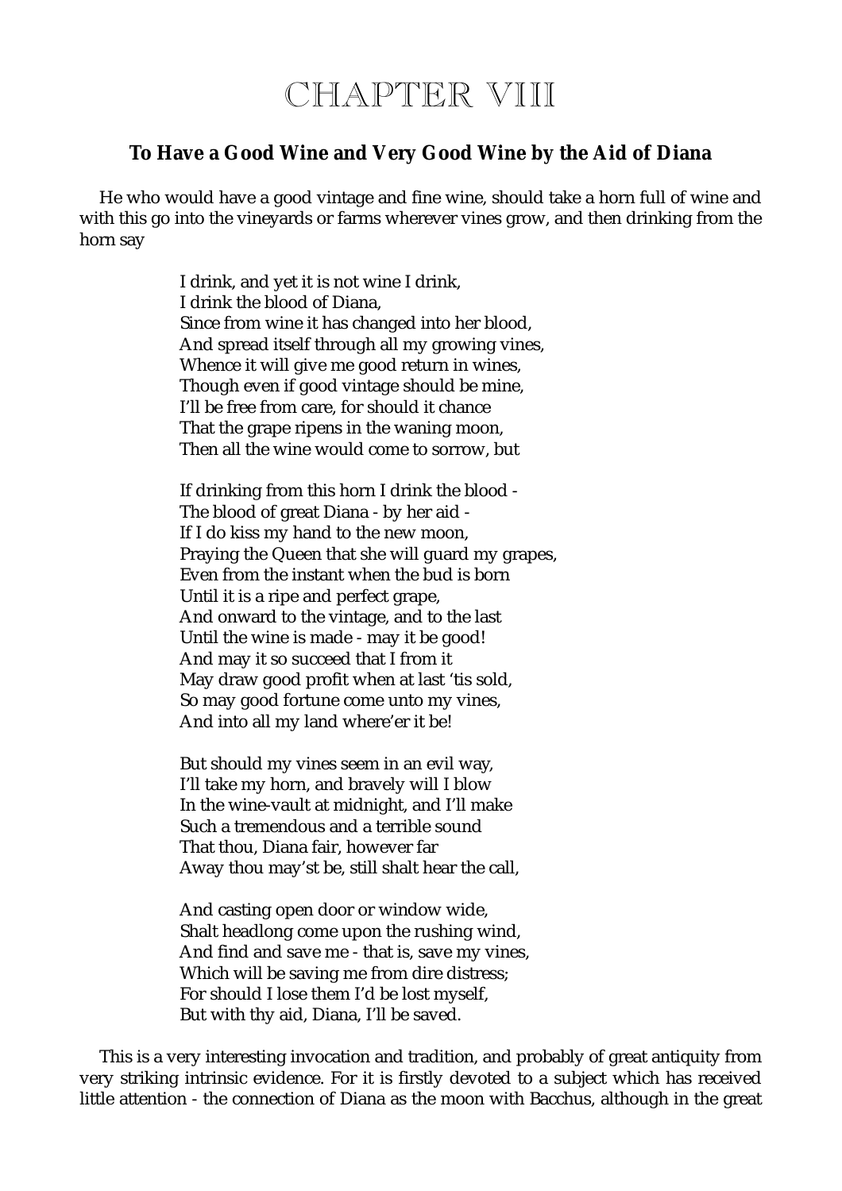# CHAPTER VIII

### To Have a Good Wine and Very Good Wine by the Aid of Diana

He who would have a good vintage and fine wine, should take a horn full of wine and with this go into the vineyards or farms wherever vines grow, and then drinking from the horn say

> I drink, and yet it is not wine I drink,
> I drink the blood of Diana,
> Since from wine it has changed into her blood,
> And spread itself through all my growing vines,
> Whence it will give me good return in wines,
> Though even if good vintage should be mine,
> I'll be free from care, for should it chance
> That the grape ripens in the waning moon,
> Then all the wine would come to sorrow, but
>
> If drinking from this horn I drink the blood -
> The blood of great Diana - by her aid -
> If I do kiss my hand to the new moon,
> Praying the Queen that she will guard my grapes,
> Even from the instant when the bud is born
> Until it is a ripe and perfect grape,
> And onward to the vintage, and to the last
> Until the wine is made - may it be good!
> And may it so succeed that I from it
> May draw good profit when at last 'tis sold,
> So may good fortune come unto my vines,
> And into all my land where'er it be!
>
> But should my vines seem in an evil way,
> I'll take my horn, and bravely will I blow
> In the wine-vault at midnight, and I'll make
> Such a tremendous and a terrible sound
> That thou, Diana fair, however far
> Away thou may'st be, still shalt hear the call,
>
> And casting open door or window wide,
> Shalt headlong come upon the rushing wind,
> And find and save me - that is, save my vines,
> Which will be saving me from dire distress;
> For should I lose them I'd be lost myself,
> But with thy aid, Diana, I'll be saved.

This is a very interesting invocation and tradition, and probably of great antiquity from very striking intrinsic evidence. For it is firstly devoted to a subject which has received little attention - the connection of Diana as the moon with Bacchus, although in the great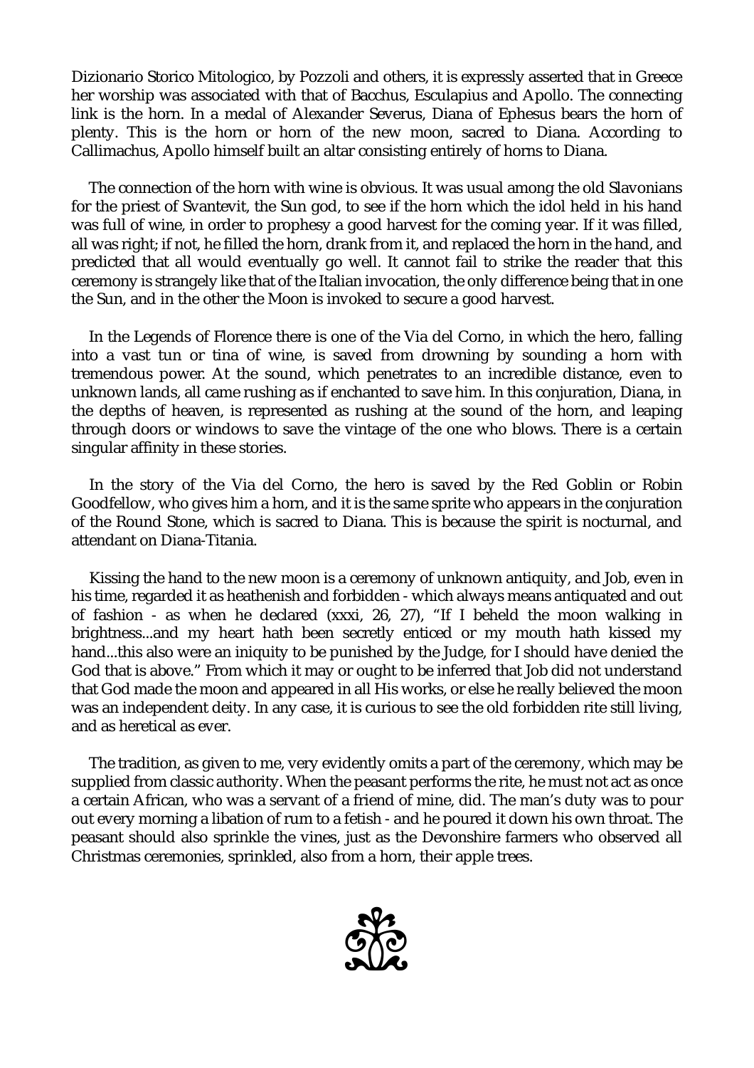Dizionario Storico Mitologico, by Pozzoli and others, it is expressly asserted that in Greece her worship was associated with that of Bacchus, Esculapius and Apollo. The connecting link is the horn. In a medal of Alexander Severus, Diana of Ephesus bears the horn of plenty. This is the horn or horn of the new moon, sacred to Diana. According to Callimachus, Apollo himself built an altar consisting entirely of horns to Diana.

The connection of the horn with wine is obvious. It was usual among the old Slavonians for the priest of Svantevit, the Sun god, to see if the horn which the idol held in his hand was full of wine, in order to prophesy a good harvest for the coming year. If it was filled, all was right; if not, he filled the horn, drank from it, and replaced the horn in the hand, and predicted that all would eventually go well. It cannot fail to strike the reader that this ceremony is strangely like that of the Italian invocation, the only difference being that in one the Sun, and in the other the Moon is invoked to secure a good harvest.

In the Legends of Florence there is one of the Via del Corno, in which the hero, falling into a vast tun or tina of wine, is saved from drowning by sounding a horn with tremendous power. At the sound, which penetrates to an incredible distance, even to unknown lands, all came rushing as if enchanted to save him. In this conjuration, Diana, in the depths of heaven, is represented as rushing at the sound of the horn, and leaping through doors or windows to save the vintage of the one who blows. There is a certain singular affinity in these stories.

In the story of the Via del Corno, the hero is saved by the Red Goblin or Robin Goodfellow, who gives him a horn, and it is the same sprite who appears in the conjuration of the Round Stone, which is sacred to Diana. This is because the spirit is nocturnal, and attendant on Diana-Titania.

Kissing the hand to the new moon is a ceremony of unknown antiquity, and Job, even in his time, regarded it as heathenish and forbidden - which always means antiquated and out of fashion - as when he declared (xxxi, 26, 27), "If I beheld the moon walking in brightness...and my heart hath been secretly enticed or my mouth hath kissed my hand...this also were an iniquity to be punished by the Judge, for I should have denied the God that is above." From which it may or ought to be inferred that Job did not understand that God made the moon and appeared in all His works, or else he really believed the moon was an independent deity. In any case, it is curious to see the old forbidden rite still living, and as heretical as ever.

The tradition, as given to me, very evidently omits a part of the ceremony, which may be supplied from classic authority. When the peasant performs the rite, he must not act as once a certain African, who was a servant of a friend of mine, did. The man's duty was to pour out every morning a libation of rum to a fetish - and he poured it down his own throat. The peasant should also sprinkle the vines, just as the Devonshire farmers who observed all Christmas ceremonies, sprinkled, also from a horn, their apple trees.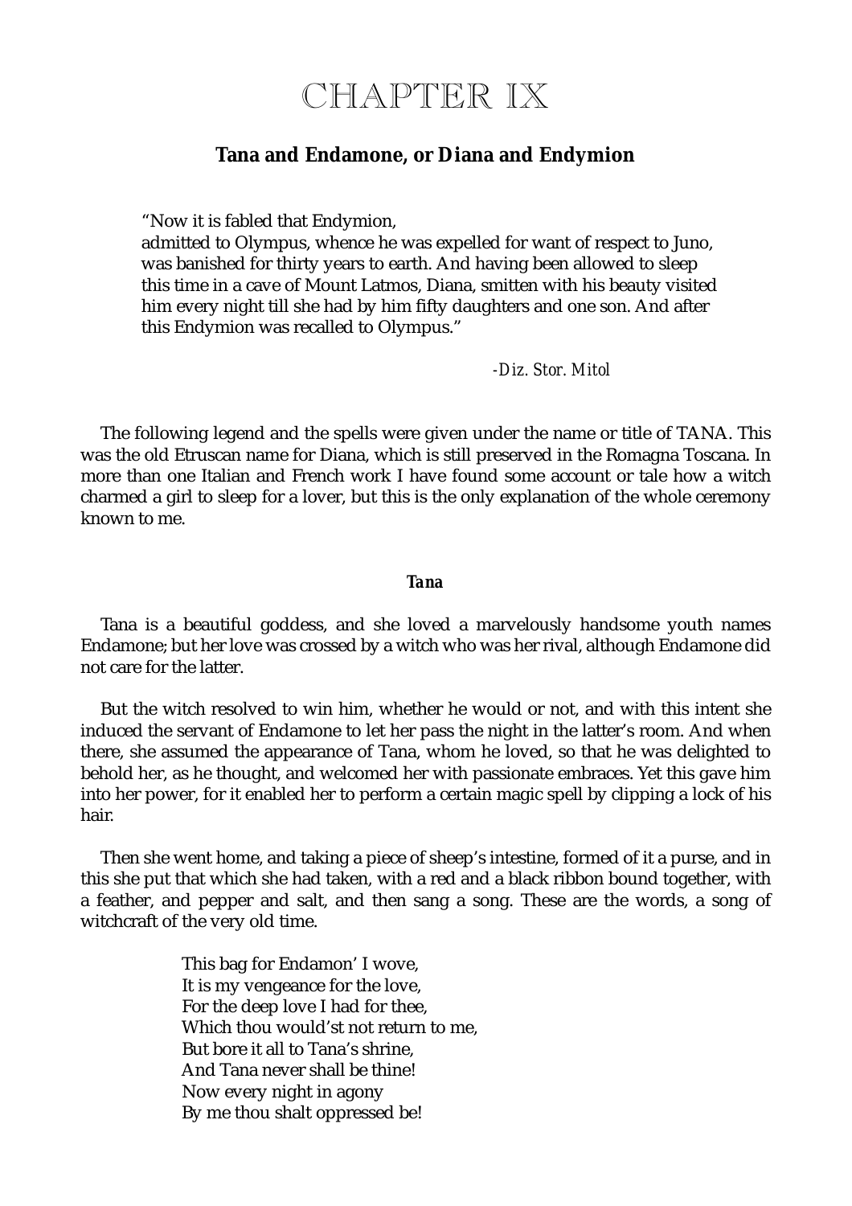# CHAPTER IX

## Tana and Endamone, or Diana and Endymion

> "Now it is fabled that Endymion,
> admitted to Olympus, whence he was expelled for want of respect to Juno, was banished for thirty years to earth. And having been allowed to sleep this time in a cave of Mount Latmos, Diana, smitten with his beauty visited him every night till she had by him fifty daughters and one son. And after this Endymion was recalled to Olympus."
>
> *-Diz. Stor. Mitol*

The following legend and the spells were given under the name or title of TANA. This was the old Etruscan name for Diana, which is still preserved in the Romagna Toscana. In more than one Italian and French work I have found some account or tale how a witch charmed a girl to sleep for a lover, but this is the only explanation of the whole ceremony known to me.

#### *Tana*

Tana is a beautiful goddess, and she loved a marvelously handsome youth names Endamone; but her love was crossed by a witch who was her rival, although Endamone did not care for the latter.

But the witch resolved to win him, whether he would or not, and with this intent she induced the servant of Endamone to let her pass the night in the latter's room. And when there, she assumed the appearance of Tana, whom he loved, so that he was delighted to behold her, as he thought, and welcomed her with passionate embraces. Yet this gave him into her power, for it enabled her to perform a certain magic spell by clipping a lock of his hair.

Then she went home, and taking a piece of sheep's intestine, formed of it a purse, and in this she put that which she had taken, with a red and a black ribbon bound together, with a feather, and pepper and salt, and then sang a song. These are the words, a song of witchcraft of the very old time.

> This bag for Endamon' I wove,
> It is my vengeance for the love,
> For the deep love I had for thee,
> Which thou would'st not return to me,
> But bore it all to Tana's shrine,
> And Tana never shall be thine!
> Now every night in agony
> By me thou shalt oppressed be!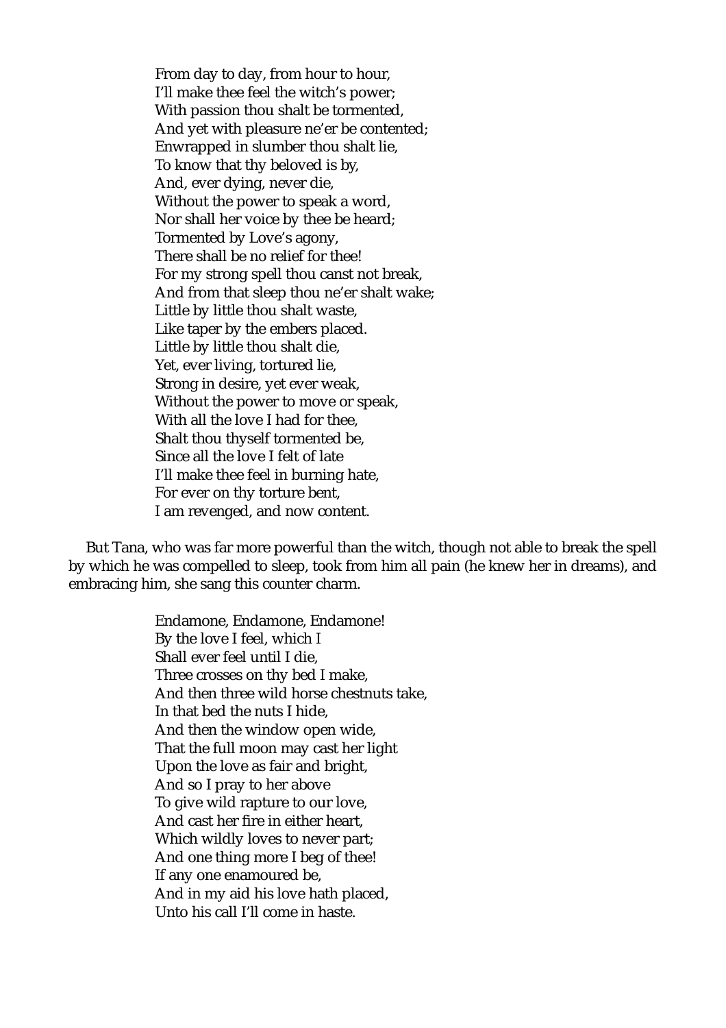From day to day, from hour to hour,  
I'll make thee feel the witch's power;  
With passion thou shalt be tormented,  
And yet with pleasure ne'er be contented;  
Enwrapped in slumber thou shalt lie,  
To know that thy beloved is by,  
And, ever dying, never die,  
Without the power to speak a word,  
Nor shall her voice by thee be heard;  
Tormented by Love's agony,  
There shall be no relief for thee!  
For my strong spell thou canst not break,  
And from that sleep thou ne'er shalt wake;  
Little by little thou shalt waste,  
Like taper by the embers placed.  
Little by little thou shalt die,  
Yet, ever living, tortured lie,  
Strong in desire, yet ever weak,  
Without the power to move or speak,  
With all the love I had for thee,  
Shalt thou thyself tormented be,  
Since all the love I felt of late  
I'll make thee feel in burning hate,  
For ever on thy torture bent,  
I am revenged, and now content.

But Tana, who was far more powerful than the witch, though not able to break the spell by which he was compelled to sleep, took from him all pain (he knew her in dreams), and embracing him, she sang this counter charm.

Endamone, Endamone, Endamone!  
By the love I feel, which I  
Shall ever feel until I die,  
Three crosses on thy bed I make,  
And then three wild horse chestnuts take,  
In that bed the nuts I hide,  
And then the window open wide,  
That the full moon may cast her light  
Upon the love as fair and bright,  
And so I pray to her above  
To give wild rapture to our love,  
And cast her fire in either heart,  
Which wildly loves to never part;  
And one thing more I beg of thee!  
If any one enamoured be,  
And in my aid his love hath placed,  
Unto his call I'll come in haste.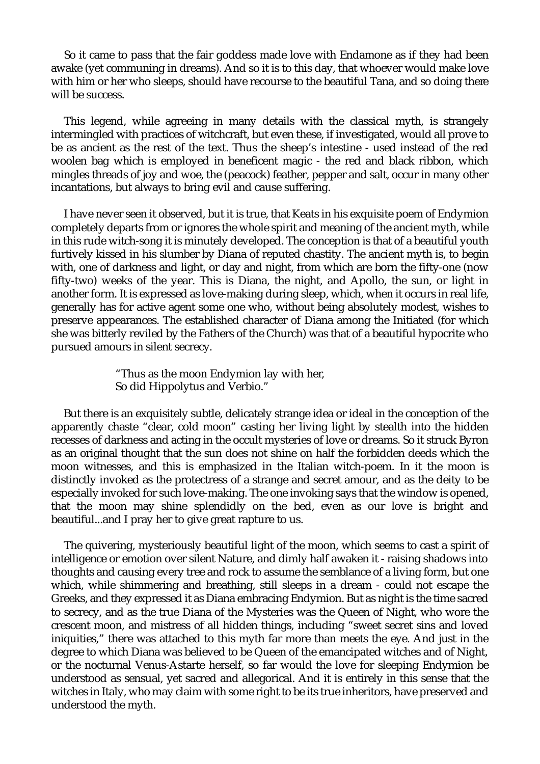So it came to pass that the fair goddess made love with Endamone as if they had been awake (yet communing in dreams). And so it is to this day, that whoever would make love with him or her who sleeps, should have recourse to the beautiful Tana, and so doing there will be success.

This legend, while agreeing in many details with the classical myth, is strangely intermingled with practices of witchcraft, but even these, if investigated, would all prove to be as ancient as the rest of the text. Thus the sheep's intestine - used instead of the red woolen bag which is employed in beneficent magic - the red and black ribbon, which mingles threads of joy and woe, the (peacock) feather, pepper and salt, occur in many other incantations, but always to bring evil and cause suffering.

I have never seen it observed, but it is true, that Keats in his exquisite poem of Endymion completely departs from or ignores the whole spirit and meaning of the ancient myth, while in this rude witch-song it is minutely developed. The conception is that of a beautiful youth furtively kissed in his slumber by Diana of reputed chastity. The ancient myth is, to begin with, one of darkness and light, or day and night, from which are born the fifty-one (now fifty-two) weeks of the year. This is Diana, the night, and Apollo, the sun, or light in another form. It is expressed as love-making during sleep, which, when it occurs in real life, generally has for active agent some one who, without being absolutely modest, wishes to preserve appearances. The established character of Diana among the Initiated (for which she was bitterly reviled by the Fathers of the Church) was that of a beautiful hypocrite who pursued amours in silent secrecy.

> "Thus as the moon Endymion lay with her,
> So did Hippolytus and Verbio."

But there is an exquisitely subtle, delicately strange idea or ideal in the conception of the apparently chaste "clear, cold moon" casting her living light by stealth into the hidden recesses of darkness and acting in the occult mysteries of love or dreams. So it struck Byron as an original thought that the sun does not shine on half the forbidden deeds which the moon witnesses, and this is emphasized in the Italian witch-poem. In it the moon is distinctly invoked as the protectress of a strange and secret amour, and as the deity to be especially invoked for such love-making. The one invoking says that the window is opened, that the moon may shine splendidly on the bed, even as our love is bright and beautiful...and I pray her to give great rapture to us.

The quivering, mysteriously beautiful light of the moon, which seems to cast a spirit of intelligence or emotion over silent Nature, and dimly half awaken it - raising shadows into thoughts and causing every tree and rock to assume the semblance of a living form, but one which, while shimmering and breathing, still sleeps in a dream - could not escape the Greeks, and they expressed it as Diana embracing Endymion. But as night is the time sacred to secrecy, and as the true Diana of the Mysteries was the Queen of Night, who wore the crescent moon, and mistress of all hidden things, including "sweet secret sins and loved iniquities," there was attached to this myth far more than meets the eye. And just in the degree to which Diana was believed to be Queen of the emancipated witches and of Night, or the nocturnal Venus-Astarte herself, so far would the love for sleeping Endymion be understood as sensual, yet sacred and allegorical. And it is entirely in this sense that the witches in Italy, who may claim with some right to be its true inheritors, have preserved and understood the myth.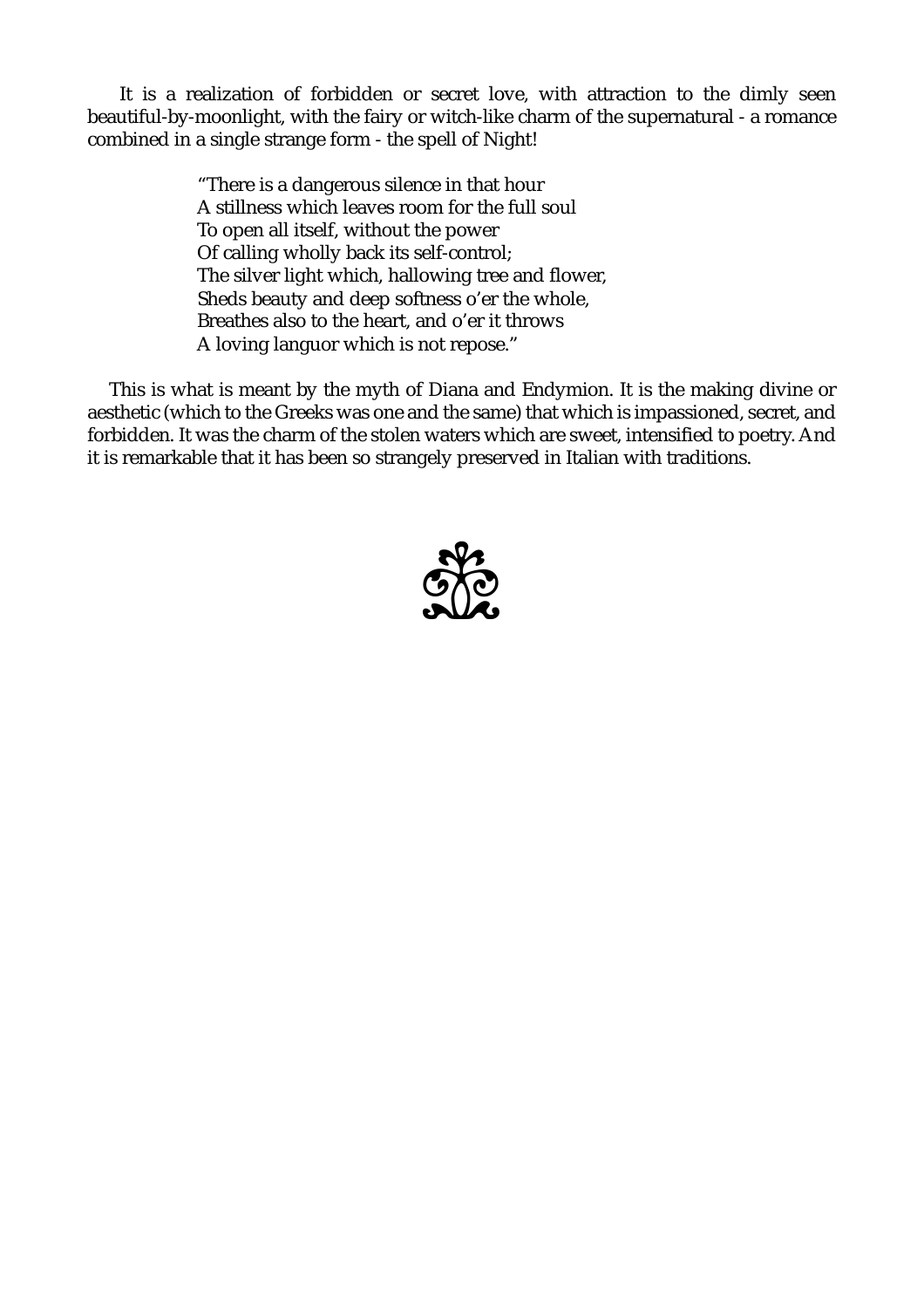It is a realization of forbidden or secret love, with attraction to the dimly seen beautiful-by-moonlight, with the fairy or witch-like charm of the supernatural - a romance combined in a single strange form - the spell of Night!

> "There is a dangerous silence in that hour  
> A stillness which leaves room for the full soul  
> To open all itself, without the power  
> Of calling wholly back its self-control;  
> The silver light which, hallowing tree and flower,  
> Sheds beauty and deep softness o'er the whole,  
> Breathes also to the heart, and o'er it throws  
> A loving languor which is not repose."

This is what is meant by the myth of Diana and Endymion. It is the making divine or aesthetic (which to the Greeks was one and the same) that which is impassioned, secret, and forbidden. It was the charm of the stolen waters which are sweet, intensified to poetry. And it is remarkable that it has been so strangely preserved in Italian with traditions.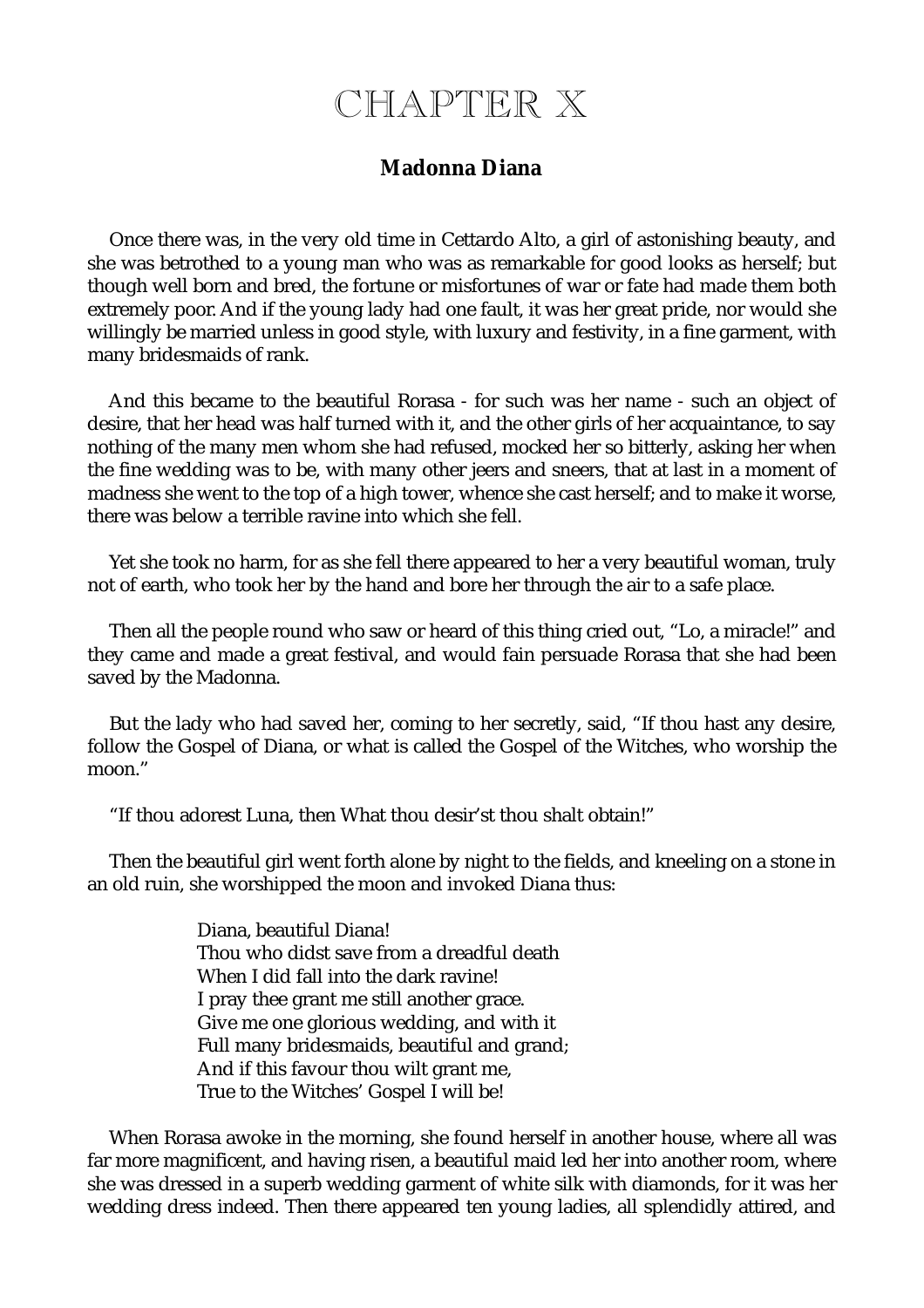# CHAPTER X

## Madonna Diana

Once there was, in the very old time in Cettardo Alto, a girl of astonishing beauty, and she was betrothed to a young man who was as remarkable for good looks as herself; but though well born and bred, the fortune or misfortunes of war or fate had made them both extremely poor. And if the young lady had one fault, it was her great pride, nor would she willingly be married unless in good style, with luxury and festivity, in a fine garment, with many bridesmaids of rank.

And this became to the beautiful Rorasa - for such was her name - such an object of desire, that her head was half turned with it, and the other girls of her acquaintance, to say nothing of the many men whom she had refused, mocked her so bitterly, asking her when the fine wedding was to be, with many other jeers and sneers, that at last in a moment of madness she went to the top of a high tower, whence she cast herself; and to make it worse, there was below a terrible ravine into which she fell.

Yet she took no harm, for as she fell there appeared to her a very beautiful woman, truly not of earth, who took her by the hand and bore her through the air to a safe place.

Then all the people round who saw or heard of this thing cried out, "Lo, a miracle!" and they came and made a great festival, and would fain persuade Rorasa that she had been saved by the Madonna.

But the lady who had saved her, coming to her secretly, said, "If thou hast any desire, follow the Gospel of Diana, or what is called the Gospel of the Witches, who worship the moon."

"If thou adorest Luna, then What thou desir'st thou shalt obtain!"

Then the beautiful girl went forth alone by night to the fields, and kneeling on a stone in an old ruin, she worshipped the moon and invoked Diana thus:

> Diana, beautiful Diana!
> Thou who didst save from a dreadful death
> When I did fall into the dark ravine!
> I pray thee grant me still another grace.
> Give me one glorious wedding, and with it
> Full many bridesmaids, beautiful and grand;
> And if this favour thou wilt grant me,
> True to the Witches' Gospel I will be!

When Rorasa awoke in the morning, she found herself in another house, where all was far more magnificent, and having risen, a beautiful maid led her into another room, where she was dressed in a superb wedding garment of white silk with diamonds, for it was her wedding dress indeed. Then there appeared ten young ladies, all splendidly attired, and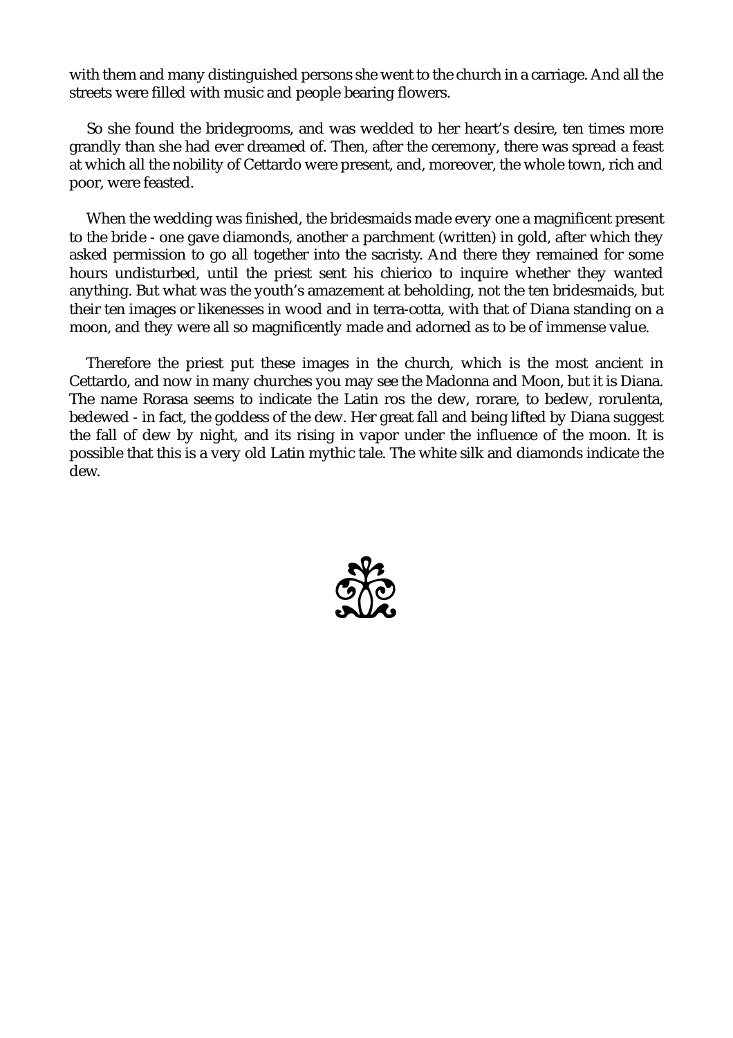with them and many distinguished persons she went to the church in a carriage. And all the streets were filled with music and people bearing flowers.

So she found the bridegrooms, and was wedded to her heart's desire, ten times more grandly than she had ever dreamed of. Then, after the ceremony, there was spread a feast at which all the nobility of Cettardo were present, and, moreover, the whole town, rich and poor, were feasted.

When the wedding was finished, the bridesmaids made every one a magnificent present to the bride - one gave diamonds, another a parchment (written) in gold, after which they asked permission to go all together into the sacristy. And there they remained for some hours undisturbed, until the priest sent his chierico to inquire whether they wanted anything. But what was the youth's amazement at beholding, not the ten bridesmaids, but their ten images or likenesses in wood and in terra-cotta, with that of Diana standing on a moon, and they were all so magnificently made and adorned as to be of immense value.

Therefore the priest put these images in the church, which is the most ancient in Cettardo, and now in many churches you may see the Madonna and Moon, but it is Diana. The name Rorasa seems to indicate the Latin ros the dew, rorare, to bedew, rorulenta, bedewed - in fact, the goddess of the dew. Her great fall and being lifted by Diana suggest the fall of dew by night, and its rising in vapor under the influence of the moon. It is possible that this is a very old Latin mythic tale. The white silk and diamonds indicate the dew.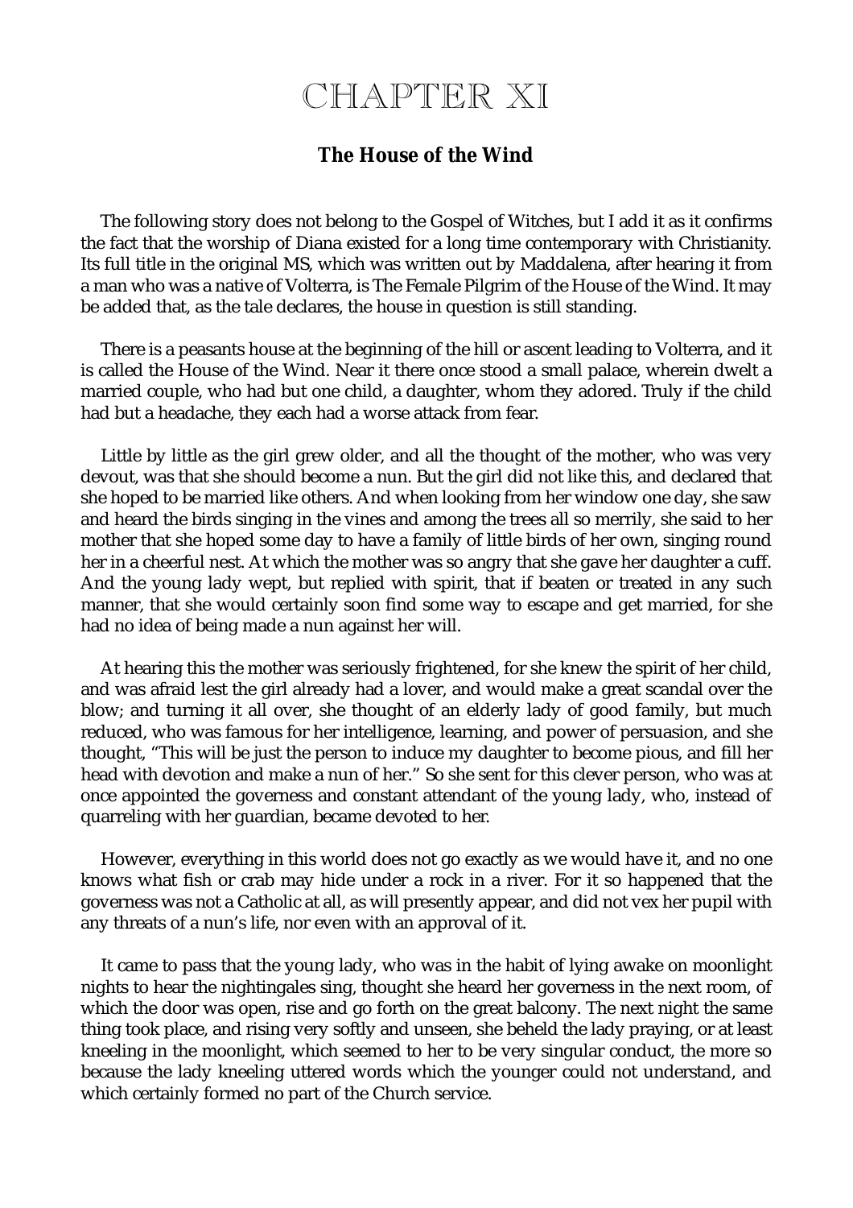# CHAPTER XI

## The House of the Wind

The following story does not belong to the Gospel of Witches, but I add it as it confirms the fact that the worship of Diana existed for a long time contemporary with Christianity. Its full title in the original MS, which was written out by Maddalena, after hearing it from a man who was a native of Volterra, is The Female Pilgrim of the House of the Wind. It may be added that, as the tale declares, the house in question is still standing.

There is a peasants house at the beginning of the hill or ascent leading to Volterra, and it is called the House of the Wind. Near it there once stood a small palace, wherein dwelt a married couple, who had but one child, a daughter, whom they adored. Truly if the child had but a headache, they each had a worse attack from fear.

Little by little as the girl grew older, and all the thought of the mother, who was very devout, was that she should become a nun. But the girl did not like this, and declared that she hoped to be married like others. And when looking from her window one day, she saw and heard the birds singing in the vines and among the trees all so merrily, she said to her mother that she hoped some day to have a family of little birds of her own, singing round her in a cheerful nest. At which the mother was so angry that she gave her daughter a cuff. And the young lady wept, but replied with spirit, that if beaten or treated in any such manner, that she would certainly soon find some way to escape and get married, for she had no idea of being made a nun against her will.

At hearing this the mother was seriously frightened, for she knew the spirit of her child, and was afraid lest the girl already had a lover, and would make a great scandal over the blow; and turning it all over, she thought of an elderly lady of good family, but much reduced, who was famous for her intelligence, learning, and power of persuasion, and she thought, "This will be just the person to induce my daughter to become pious, and fill her head with devotion and make a nun of her." So she sent for this clever person, who was at once appointed the governess and constant attendant of the young lady, who, instead of quarreling with her guardian, became devoted to her.

However, everything in this world does not go exactly as we would have it, and no one knows what fish or crab may hide under a rock in a river. For it so happened that the governess was not a Catholic at all, as will presently appear, and did not vex her pupil with any threats of a nun's life, nor even with an approval of it.

It came to pass that the young lady, who was in the habit of lying awake on moonlight nights to hear the nightingales sing, thought she heard her governess in the next room, of which the door was open, rise and go forth on the great balcony. The next night the same thing took place, and rising very softly and unseen, she beheld the lady praying, or at least kneeling in the moonlight, which seemed to her to be very singular conduct, the more so because the lady kneeling uttered words which the younger could not understand, and which certainly formed no part of the Church service.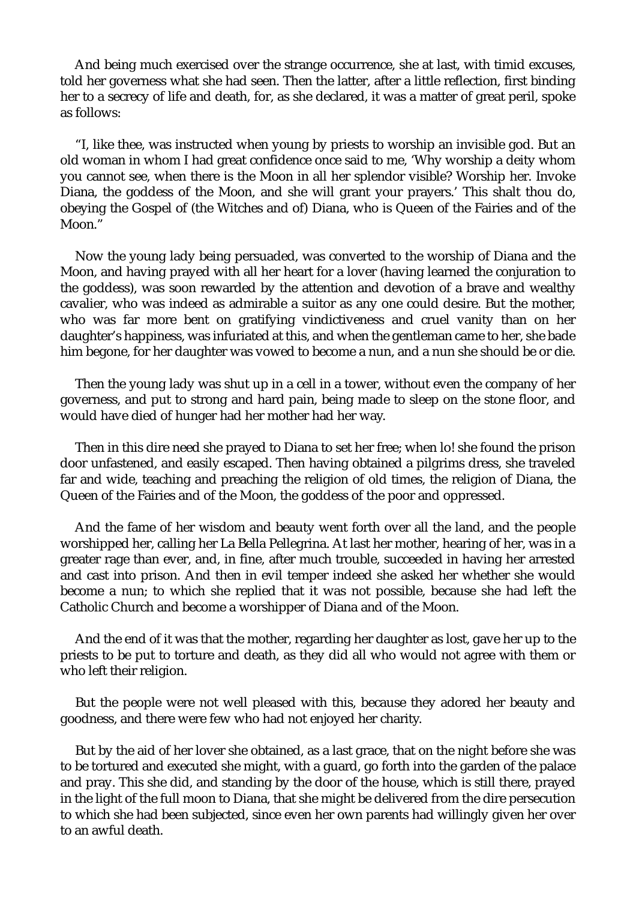And being much exercised over the strange occurrence, she at last, with timid excuses, told her governess what she had seen. Then the latter, after a little reflection, first binding her to a secrecy of life and death, for, as she declared, it was a matter of great peril, spoke as follows:

"I, like thee, was instructed when young by priests to worship an invisible god. But an old woman in whom I had great confidence once said to me, 'Why worship a deity whom you cannot see, when there is the Moon in all her splendor visible? Worship her. Invoke Diana, the goddess of the Moon, and she will grant your prayers.' This shalt thou do, obeying the Gospel of (the Witches and of) Diana, who is Queen of the Fairies and of the Moon."

Now the young lady being persuaded, was converted to the worship of Diana and the Moon, and having prayed with all her heart for a lover (having learned the conjuration to the goddess), was soon rewarded by the attention and devotion of a brave and wealthy cavalier, who was indeed as admirable a suitor as any one could desire. But the mother, who was far more bent on gratifying vindictiveness and cruel vanity than on her daughter's happiness, was infuriated at this, and when the gentleman came to her, she bade him begone, for her daughter was vowed to become a nun, and a nun she should be or die.

Then the young lady was shut up in a cell in a tower, without even the company of her governess, and put to strong and hard pain, being made to sleep on the stone floor, and would have died of hunger had her mother had her way.

Then in this dire need she prayed to Diana to set her free; when lo! she found the prison door unfastened, and easily escaped. Then having obtained a pilgrims dress, she traveled far and wide, teaching and preaching the religion of old times, the religion of Diana, the Queen of the Fairies and of the Moon, the goddess of the poor and oppressed.

And the fame of her wisdom and beauty went forth over all the land, and the people worshipped her, calling her La Bella Pellegrina. At last her mother, hearing of her, was in a greater rage than ever, and, in fine, after much trouble, succeeded in having her arrested and cast into prison. And then in evil temper indeed she asked her whether she would become a nun; to which she replied that it was not possible, because she had left the Catholic Church and become a worshipper of Diana and of the Moon.

And the end of it was that the mother, regarding her daughter as lost, gave her up to the priests to be put to torture and death, as they did all who would not agree with them or who left their religion.

But the people were not well pleased with this, because they adored her beauty and goodness, and there were few who had not enjoyed her charity.

But by the aid of her lover she obtained, as a last grace, that on the night before she was to be tortured and executed she might, with a guard, go forth into the garden of the palace and pray. This she did, and standing by the door of the house, which is still there, prayed in the light of the full moon to Diana, that she might be delivered from the dire persecution to which she had been subjected, since even her own parents had willingly given her over to an awful death.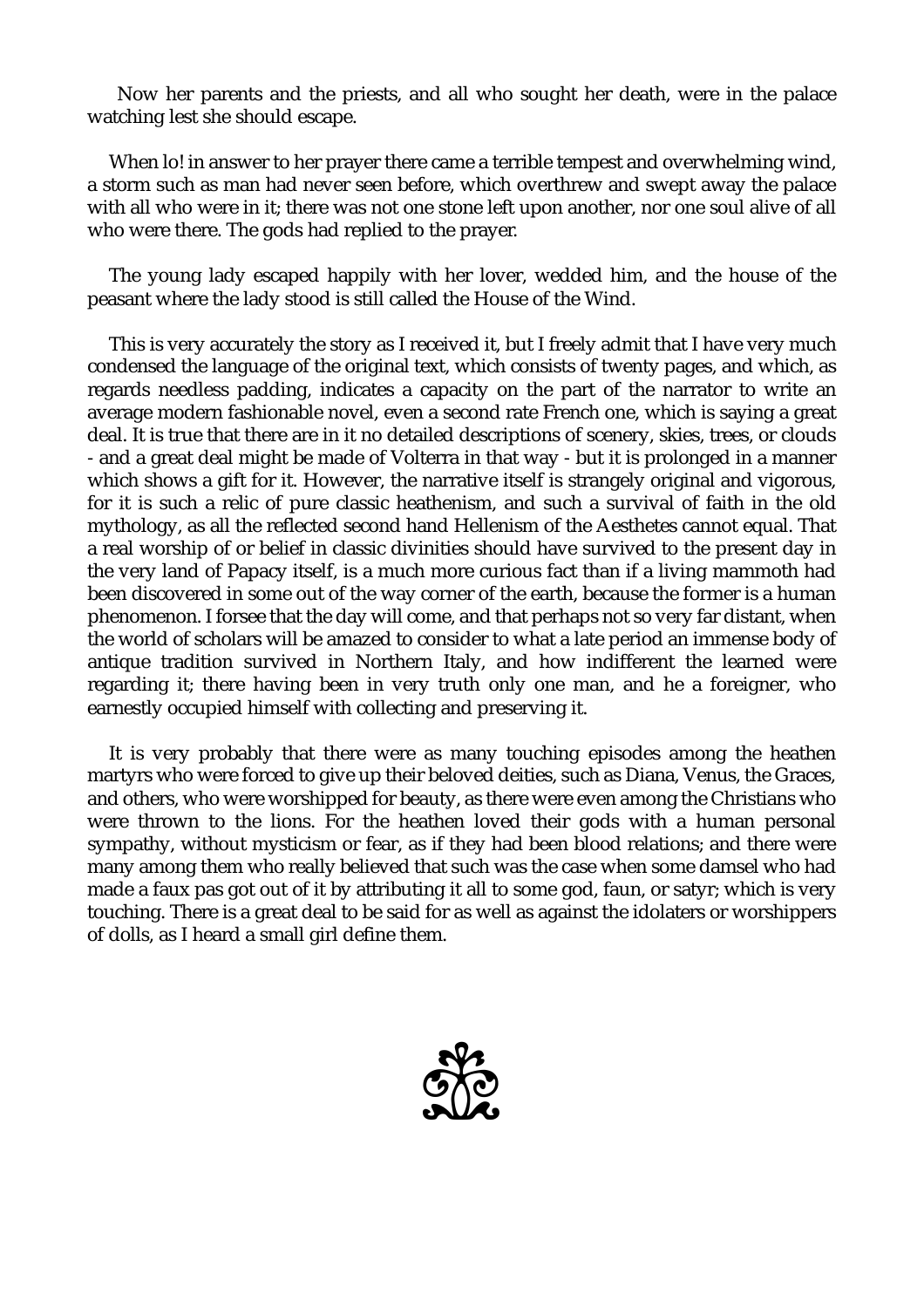Now her parents and the priests, and all who sought her death, were in the palace watching lest she should escape.

When lo! in answer to her prayer there came a terrible tempest and overwhelming wind, a storm such as man had never seen before, which overthrew and swept away the palace with all who were in it; there was not one stone left upon another, nor one soul alive of all who were there. The gods had replied to the prayer.

The young lady escaped happily with her lover, wedded him, and the house of the peasant where the lady stood is still called the House of the Wind.

This is very accurately the story as I received it, but I freely admit that I have very much condensed the language of the original text, which consists of twenty pages, and which, as regards needless padding, indicates a capacity on the part of the narrator to write an average modern fashionable novel, even a second rate French one, which is saying a great deal. It is true that there are in it no detailed descriptions of scenery, skies, trees, or clouds - and a great deal might be made of Volterra in that way - but it is prolonged in a manner which shows a gift for it. However, the narrative itself is strangely original and vigorous, for it is such a relic of pure classic heathenism, and such a survival of faith in the old mythology, as all the reflected second hand Hellenism of the Aesthetes cannot equal. That a real worship of or belief in classic divinities should have survived to the present day in the very land of Papacy itself, is a much more curious fact than if a living mammoth had been discovered in some out of the way corner of the earth, because the former is a human phenomenon. I forsee that the day will come, and that perhaps not so very far distant, when the world of scholars will be amazed to consider to what a late period an immense body of antique tradition survived in Northern Italy, and how indifferent the learned were regarding it; there having been in very truth only one man, and he a foreigner, who earnestly occupied himself with collecting and preserving it.

It is very probably that there were as many touching episodes among the heathen martyrs who were forced to give up their beloved deities, such as Diana, Venus, the Graces, and others, who were worshipped for beauty, as there were even among the Christians who were thrown to the lions. For the heathen loved their gods with a human personal sympathy, without mysticism or fear, as if they had been blood relations; and there were many among them who really believed that such was the case when some damsel who had made a faux pas got out of it by attributing it all to some god, faun, or satyr; which is very touching. There is a great deal to be said for as well as against the idolaters or worshippers of dolls, as I heard a small girl define them.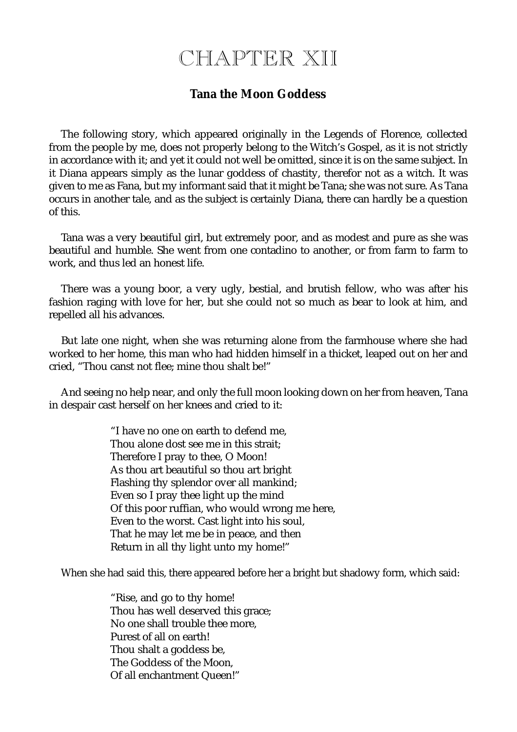# CHAPTER XII

## Tana the Moon Goddess

The following story, which appeared originally in the Legends of Florence, collected from the people by me, does not properly belong to the Witch's Gospel, as it is not strictly in accordance with it; and yet it could not well be omitted, since it is on the same subject. In it Diana appears simply as the lunar goddess of chastity, therefor not as a witch. It was given to me as Fana, but my informant said that it might be Tana; she was not sure. As Tana occurs in another tale, and as the subject is certainly Diana, there can hardly be a question of this.

Tana was a very beautiful girl, but extremely poor, and as modest and pure as she was beautiful and humble. She went from one contadino to another, or from farm to farm to work, and thus led an honest life.

There was a young boor, a very ugly, bestial, and brutish fellow, who was after his fashion raging with love for her, but she could not so much as bear to look at him, and repelled all his advances.

But late one night, when she was returning alone from the farmhouse where she had worked to her home, this man who had hidden himself in a thicket, leaped out on her and cried, "Thou canst not flee; mine thou shalt be!"

And seeing no help near, and only the full moon looking down on her from heaven, Tana in despair cast herself on her knees and cried to it:

> "I have no one on earth to defend me,
> Thou alone dost see me in this strait;
> Therefore I pray to thee, O Moon!
> As thou art beautiful so thou art bright
> Flashing thy splendor over all mankind;
> Even so I pray thee light up the mind
> Of this poor ruffian, who would wrong me here,
> Even to the worst. Cast light into his soul,
> That he may let me be in peace, and then
> Return in all thy light unto my home!"

When she had said this, there appeared before her a bright but shadowy form, which said:

> "Rise, and go to thy home!
> Thou has well deserved this grace;
> No one shall trouble thee more,
> Purest of all on earth!
> Thou shalt a goddess be,
> The Goddess of the Moon,
> Of all enchantment Queen!"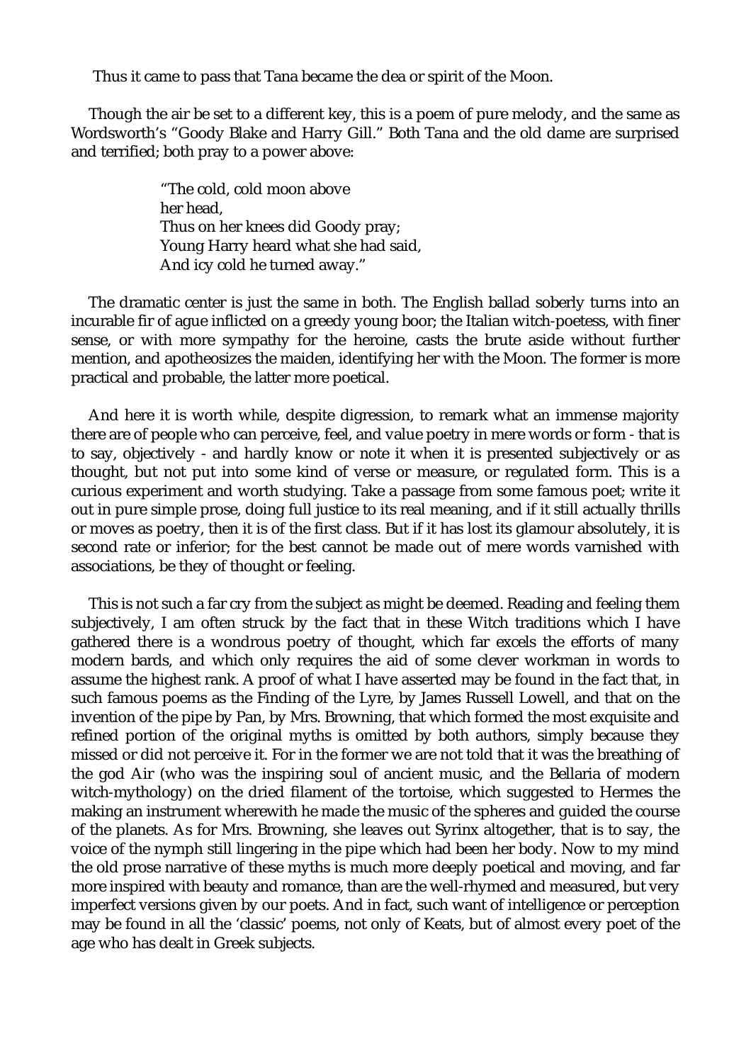Thus it came to pass that Tana became the dea or spirit of the Moon.

Though the air be set to a different key, this is a poem of pure melody, and the same as Wordsworth's "Goody Blake and Harry Gill." Both Tana and the old dame are surprised and terrified; both pray to a power above:

> "The cold, cold moon above
> her head,
> Thus on her knees did Goody pray;
> Young Harry heard what she had said,
> And icy cold he turned away."

The dramatic center is just the same in both. The English ballad soberly turns into an incurable fir of ague inflicted on a greedy young boor; the Italian witch-poetess, with finer sense, or with more sympathy for the heroine, casts the brute aside without further mention, and apotheosizes the maiden, identifying her with the Moon. The former is more practical and probable, the latter more poetical.

And here it is worth while, despite digression, to remark what an immense majority there are of people who can perceive, feel, and value poetry in mere words or form - that is to say, objectively - and hardly know or note it when it is presented subjectively or as thought, but not put into some kind of verse or measure, or regulated form. This is a curious experiment and worth studying. Take a passage from some famous poet; write it out in pure simple prose, doing full justice to its real meaning, and if it still actually thrills or moves as poetry, then it is of the first class. But if it has lost its glamour absolutely, it is second rate or inferior; for the best cannot be made out of mere words varnished with associations, be they of thought or feeling.

This is not such a far cry from the subject as might be deemed. Reading and feeling them subjectively, I am often struck by the fact that in these Witch traditions which I have gathered there is a wondrous poetry of thought, which far excels the efforts of many modern bards, and which only requires the aid of some clever workman in words to assume the highest rank. A proof of what I have asserted may be found in the fact that, in such famous poems as the Finding of the Lyre, by James Russell Lowell, and that on the invention of the pipe by Pan, by Mrs. Browning, that which formed the most exquisite and refined portion of the original myths is omitted by both authors, simply because they missed or did not perceive it. For in the former we are not told that it was the breathing of the god Air (who was the inspiring soul of ancient music, and the Bellaria of modern witch-mythology) on the dried filament of the tortoise, which suggested to Hermes the making an instrument wherewith he made the music of the spheres and guided the course of the planets. As for Mrs. Browning, she leaves out Syrinx altogether, that is to say, the voice of the nymph still lingering in the pipe which had been her body. Now to my mind the old prose narrative of these myths is much more deeply poetical and moving, and far more inspired with beauty and romance, than are the well-rhymed and measured, but very imperfect versions given by our poets. And in fact, such want of intelligence or perception may be found in all the 'classic' poems, not only of Keats, but of almost every poet of the age who has dealt in Greek subjects.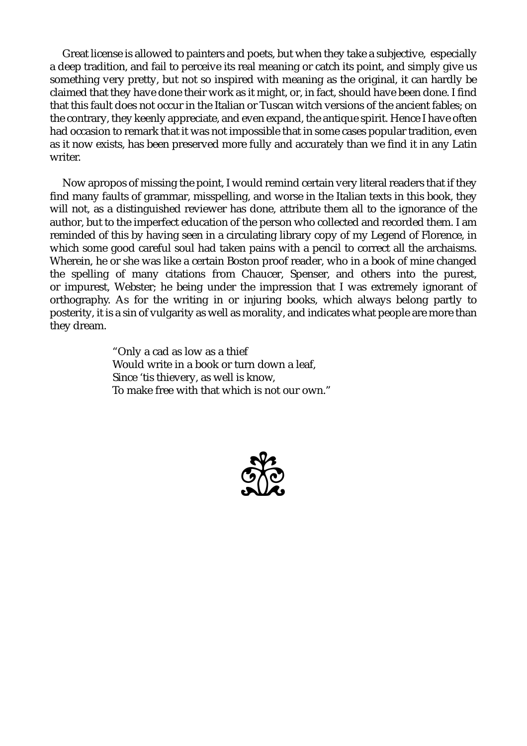Great license is allowed to painters and poets, but when they take a subjective, especially a deep tradition, and fail to perceive its real meaning or catch its point, and simply give us something very pretty, but not so inspired with meaning as the original, it can hardly be claimed that they have done their work as it might, or, in fact, should have been done. I find that this fault does not occur in the Italian or Tuscan witch versions of the ancient fables; on the contrary, they keenly appreciate, and even expand, the antique spirit. Hence I have often had occasion to remark that it was not impossible that in some cases popular tradition, even as it now exists, has been preserved more fully and accurately than we find it in any Latin writer.

Now apropos of missing the point, I would remind certain very literal readers that if they find many faults of grammar, misspelling, and worse in the Italian texts in this book, they will not, as a distinguished reviewer has done, attribute them all to the ignorance of the author, but to the imperfect education of the person who collected and recorded them. I am reminded of this by having seen in a circulating library copy of my Legend of Florence, in which some good careful soul had taken pains with a pencil to correct all the archaisms. Wherein, he or she was like a certain Boston proof reader, who in a book of mine changed the spelling of many citations from Chaucer, Spenser, and others into the purest, or impurest, Webster; he being under the impression that I was extremely ignorant of orthography. As for the writing in or injuring books, which always belong partly to posterity, it is a sin of vulgarity as well as morality, and indicates what people are more than they dream.

> "Only a cad as low as a thief
> Would write in a book or turn down a leaf,
> Since 'tis thievery, as well is know,
> To make free with that which is not our own."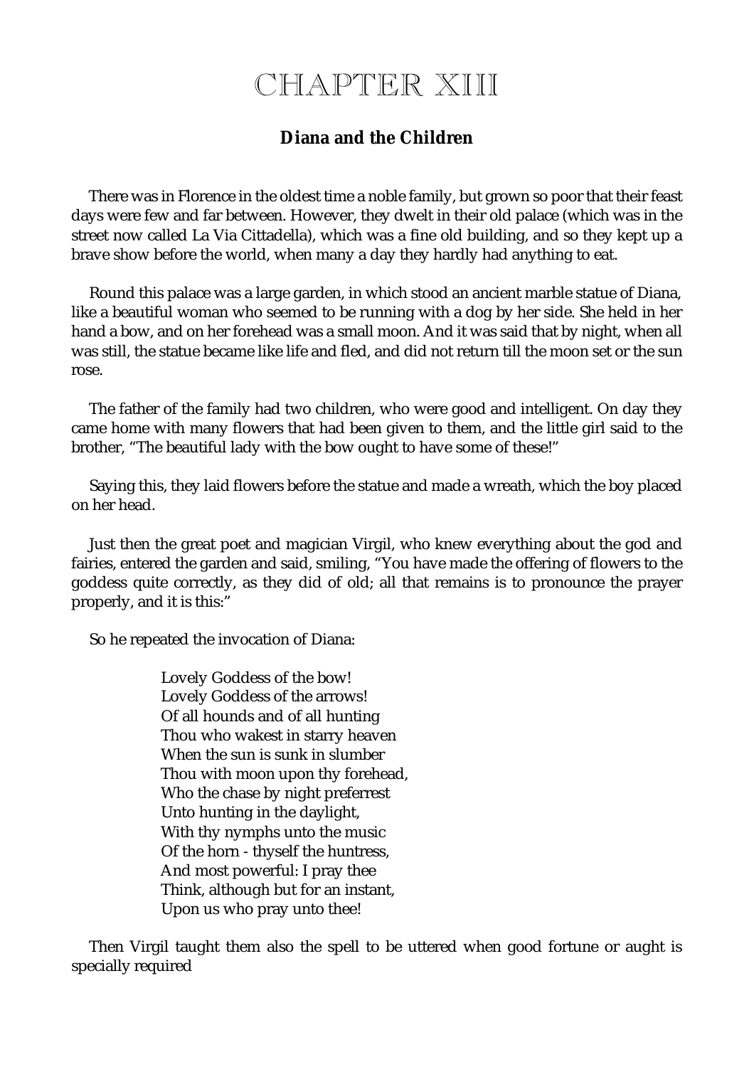# CHAPTER XIII

## Diana and the Children

There was in Florence in the oldest time a noble family, but grown so poor that their feast days were few and far between. However, they dwelt in their old palace (which was in the street now called La Via Cittadella), which was a fine old building, and so they kept up a brave show before the world, when many a day they hardly had anything to eat.

Round this palace was a large garden, in which stood an ancient marble statue of Diana, like a beautiful woman who seemed to be running with a dog by her side. She held in her hand a bow, and on her forehead was a small moon. And it was said that by night, when all was still, the statue became like life and fled, and did not return till the moon set or the sun rose.

The father of the family had two children, who were good and intelligent. On day they came home with many flowers that had been given to them, and the little girl said to the brother, "The beautiful lady with the bow ought to have some of these!"

Saying this, they laid flowers before the statue and made a wreath, which the boy placed on her head.

Just then the great poet and magician Virgil, who knew everything about the god and fairies, entered the garden and said, smiling, "You have made the offering of flowers to the goddess quite correctly, as they did of old; all that remains is to pronounce the prayer properly, and it is this:"

So he repeated the invocation of Diana:

> Lovely Goddess of the bow!
> Lovely Goddess of the arrows!
> Of all hounds and of all hunting
> Thou who wakest in starry heaven
> When the sun is sunk in slumber
> Thou with moon upon thy forehead,
> Who the chase by night preferrest
> Unto hunting in the daylight,
> With thy nymphs unto the music
> Of the horn - thyself the huntress,
> And most powerful: I pray thee
> Think, although but for an instant,
> Upon us who pray unto thee!

Then Virgil taught them also the spell to be uttered when good fortune or aught is specially required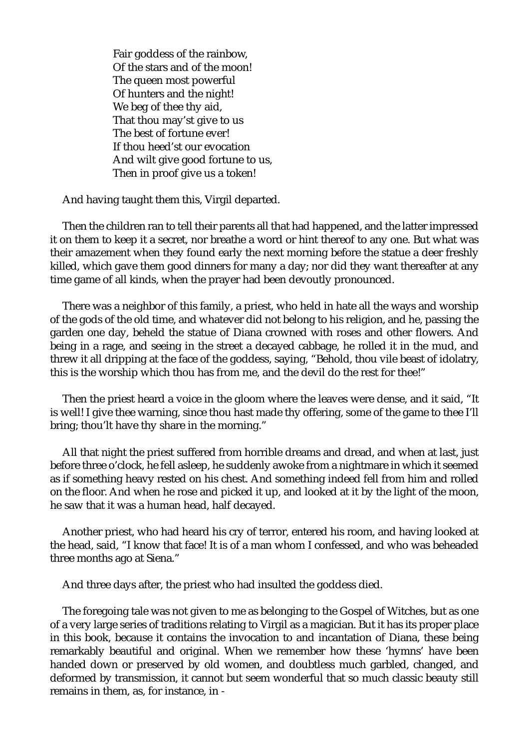Fair goddess of the rainbow,  
Of the stars and of the moon!  
The queen most powerful  
Of hunters and the night!  
We beg of thee thy aid,  
That thou may'st give to us  
The best of fortune ever!  
If thou heed'st our evocation  
And wilt give good fortune to us,  
Then in proof give us a token!

And having taught them this, Virgil departed.

Then the children ran to tell their parents all that had happened, and the latter impressed it on them to keep it a secret, nor breathe a word or hint thereof to any one. But what was their amazement when they found early the next morning before the statue a deer freshly killed, which gave them good dinners for many a day; nor did they want thereafter at any time game of all kinds, when the prayer had been devoutly pronounced.

There was a neighbor of this family, a priest, who held in hate all the ways and worship of the gods of the old time, and whatever did not belong to his religion, and he, passing the garden one day, beheld the statue of Diana crowned with roses and other flowers. And being in a rage, and seeing in the street a decayed cabbage, he rolled it in the mud, and threw it all dripping at the face of the goddess, saying, "Behold, thou vile beast of idolatry, this is the worship which thou has from me, and the devil do the rest for thee!"

Then the priest heard a voice in the gloom where the leaves were dense, and it said, "It is well! I give thee warning, since thou hast made thy offering, some of the game to thee I'll bring; thou'lt have thy share in the morning."

All that night the priest suffered from horrible dreams and dread, and when at last, just before three o'clock, he fell asleep, he suddenly awoke from a nightmare in which it seemed as if something heavy rested on his chest. And something indeed fell from him and rolled on the floor. And when he rose and picked it up, and looked at it by the light of the moon, he saw that it was a human head, half decayed.

Another priest, who had heard his cry of terror, entered his room, and having looked at the head, said, "I know that face! It is of a man whom I confessed, and who was beheaded three months ago at Siena."

And three days after, the priest who had insulted the goddess died.

The foregoing tale was not given to me as belonging to the Gospel of Witches, but as one of a very large series of traditions relating to Virgil as a magician. But it has its proper place in this book, because it contains the invocation to and incantation of Diana, these being remarkably beautiful and original. When we remember how these 'hymns' have been handed down or preserved by old women, and doubtless much garbled, changed, and deformed by transmission, it cannot but seem wonderful that so much classic beauty still remains in them, as, for instance, in -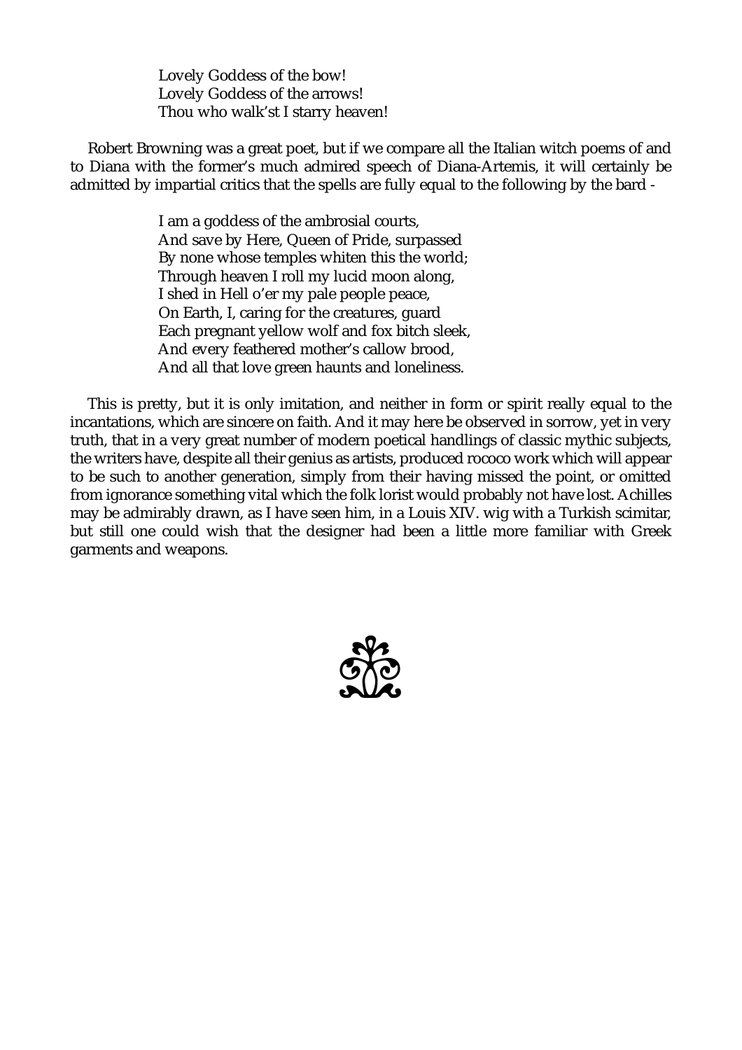Lovely Goddess of the bow!
Lovely Goddess of the arrows!
Thou who walk'st I starry heaven!

Robert Browning was a great poet, but if we compare all the Italian witch poems of and to Diana with the former's much admired speech of Diana-Artemis, it will certainly be admitted by impartial critics that the spells are fully equal to the following by the bard -

> I am a goddess of the ambrosial courts,
> And save by Here, Queen of Pride, surpassed
> By none whose temples whiten this the world;
> Through heaven I roll my lucid moon along,
> I shed in Hell o'er my pale people peace,
> On Earth, I, caring for the creatures, guard
> Each pregnant yellow wolf and fox bitch sleek,
> And every feathered mother's callow brood,
> And all that love green haunts and loneliness.

This is pretty, but it is only imitation, and neither in form or spirit really equal to the incantations, which are sincere on faith. And it may here be observed in sorrow, yet in very truth, that in a very great number of modern poetical handlings of classic mythic subjects, the writers have, despite all their genius as artists, produced rococo work which will appear to be such to another generation, simply from their having missed the point, or omitted from ignorance something vital which the folk lorist would probably not have lost. Achilles may be admirably drawn, as I have seen him, in a Louis XIV. wig with a Turkish scimitar, but still one could wish that the designer had been a little more familiar with Greek garments and weapons.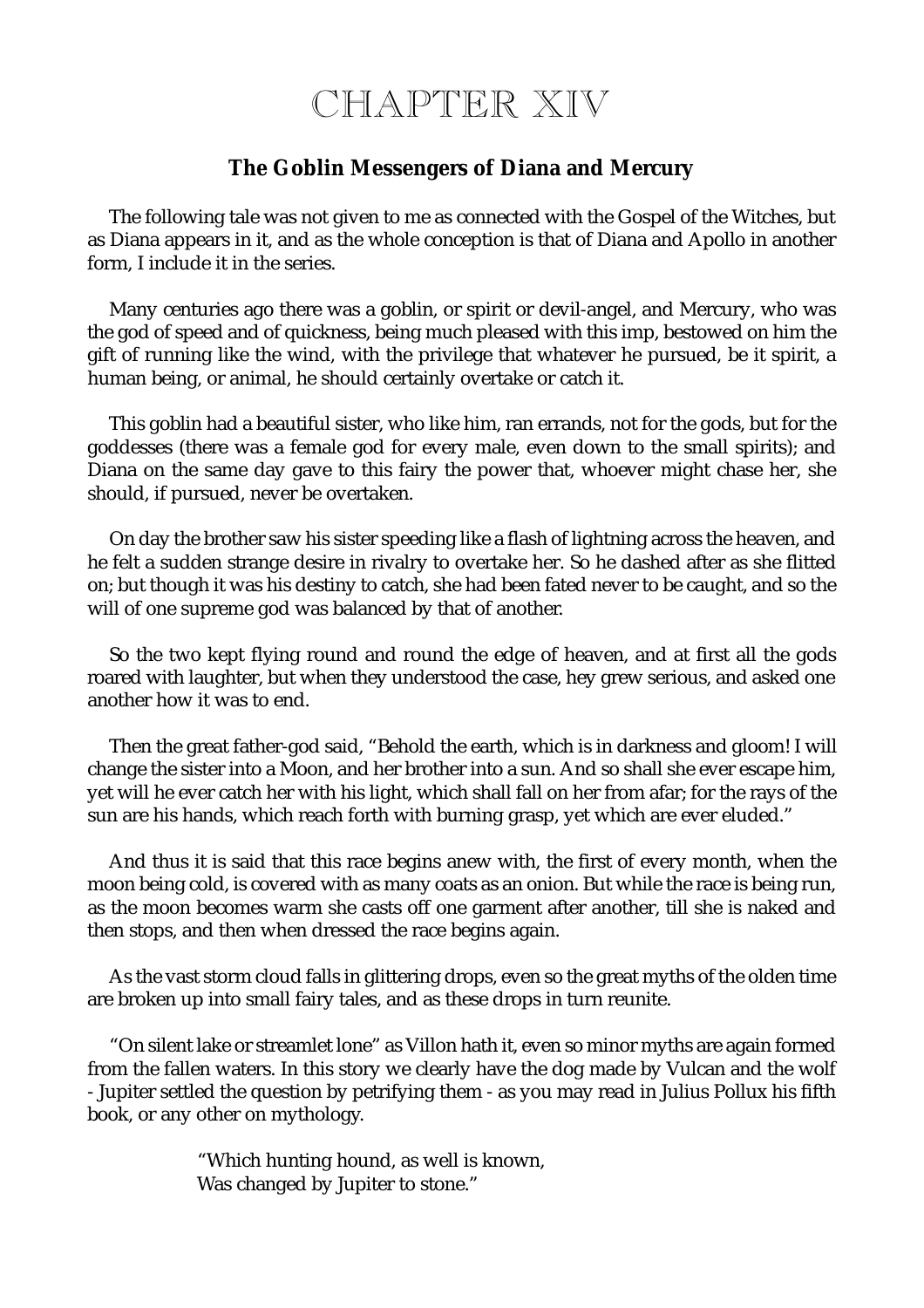# CHAPTER XIV

## The Goblin Messengers of Diana and Mercury

The following tale was not given to me as connected with the Gospel of the Witches, but as Diana appears in it, and as the whole conception is that of Diana and Apollo in another form, I include it in the series.

Many centuries ago there was a goblin, or spirit or devil-angel, and Mercury, who was the god of speed and of quickness, being much pleased with this imp, bestowed on him the gift of running like the wind, with the privilege that whatever he pursued, be it spirit, a human being, or animal, he should certainly overtake or catch it.

This goblin had a beautiful sister, who like him, ran errands, not for the gods, but for the goddesses (there was a female god for every male, even down to the small spirits); and Diana on the same day gave to this fairy the power that, whoever might chase her, she should, if pursued, never be overtaken.

On day the brother saw his sister speeding like a flash of lightning across the heaven, and he felt a sudden strange desire in rivalry to overtake her. So he dashed after as she flitted on; but though it was his destiny to catch, she had been fated never to be caught, and so the will of one supreme god was balanced by that of another.

So the two kept flying round and round the edge of heaven, and at first all the gods roared with laughter, but when they understood the case, hey grew serious, and asked one another how it was to end.

Then the great father-god said, "Behold the earth, which is in darkness and gloom! I will change the sister into a Moon, and her brother into a sun. And so shall she ever escape him, yet will he ever catch her with his light, which shall fall on her from afar; for the rays of the sun are his hands, which reach forth with burning grasp, yet which are ever eluded."

And thus it is said that this race begins anew with, the first of every month, when the moon being cold, is covered with as many coats as an onion. But while the race is being run, as the moon becomes warm she casts off one garment after another, till she is naked and then stops, and then when dressed the race begins again.

As the vast storm cloud falls in glittering drops, even so the great myths of the olden time are broken up into small fairy tales, and as these drops in turn reunite.

"On silent lake or streamlet lone" as Villon hath it, even so minor myths are again formed from the fallen waters. In this story we clearly have the dog made by Vulcan and the wolf - Jupiter settled the question by petrifying them - as you may read in Julius Pollux his fifth book, or any other on mythology.

> "Which hunting hound, as well is known,
> Was changed by Jupiter to stone."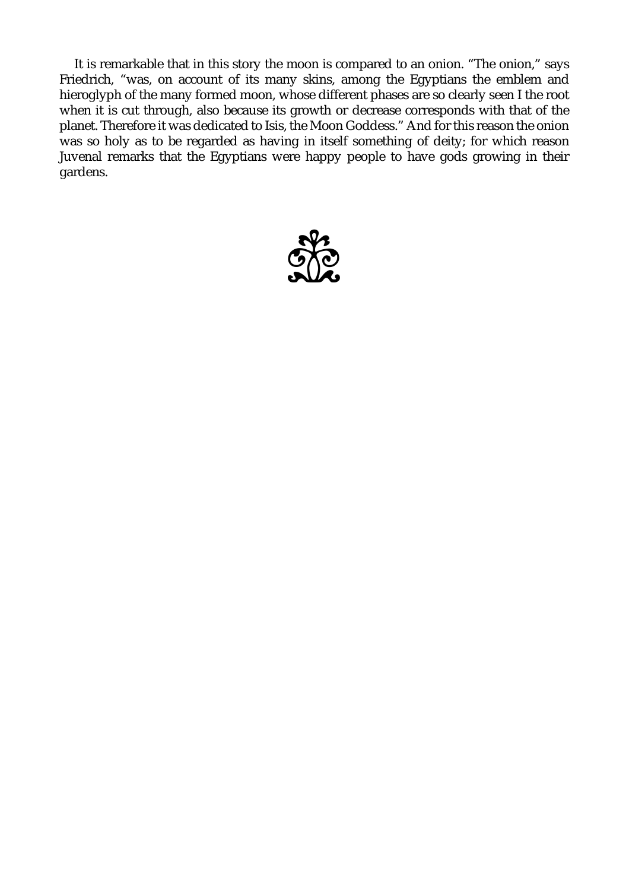It is remarkable that in this story the moon is compared to an onion. "The onion," says Friedrich, "was, on account of its many skins, among the Egyptians the emblem and hieroglyph of the many formed moon, whose different phases are so clearly seen I the root when it is cut through, also because its growth or decrease corresponds with that of the planet. Therefore it was dedicated to Isis, the Moon Goddess." And for this reason the onion was so holy as to be regarded as having in itself something of deity; for which reason Juvenal remarks that the Egyptians were happy people to have gods growing in their gardens.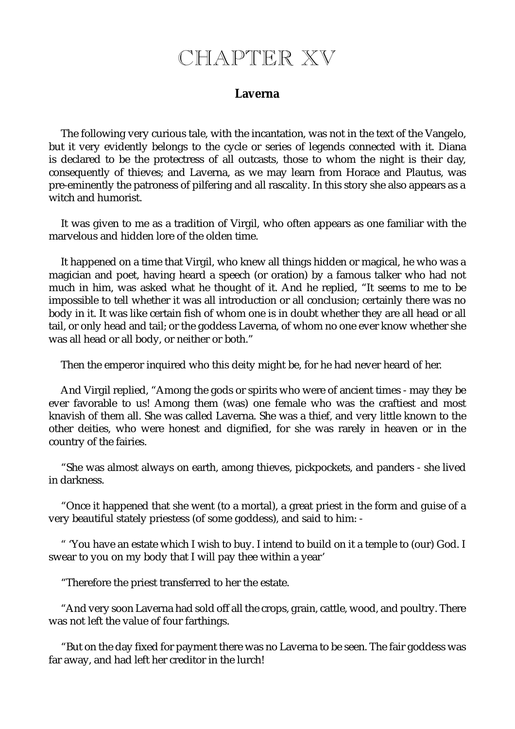# CHAPTER XV

## Laverna

The following very curious tale, with the incantation, was not in the text of the Vangelo, but it very evidently belongs to the cycle or series of legends connected with it. Diana is declared to be the protectress of all outcasts, those to whom the night is their day, consequently of thieves; and Laverna, as we may learn from Horace and Plautus, was pre-eminently the patroness of pilfering and all rascality. In this story she also appears as a witch and humorist.

It was given to me as a tradition of Virgil, who often appears as one familiar with the marvelous and hidden lore of the olden time.

It happened on a time that Virgil, who knew all things hidden or magical, he who was a magician and poet, having heard a speech (or oration) by a famous talker who had not much in him, was asked what he thought of it. And he replied, "It seems to me to be impossible to tell whether it was all introduction or all conclusion; certainly there was no body in it. It was like certain fish of whom one is in doubt whether they are all head or all tail, or only head and tail; or the goddess Laverna, of whom no one ever know whether she was all head or all body, or neither or both."

Then the emperor inquired who this deity might be, for he had never heard of her.

And Virgil replied, "Among the gods or spirits who were of ancient times - may they be ever favorable to us! Among them (was) one female who was the craftiest and most knavish of them all. She was called Laverna. She was a thief, and very little known to the other deities, who were honest and dignified, for she was rarely in heaven or in the country of the fairies.

"She was almost always on earth, among thieves, pickpockets, and panders - she lived in darkness.

"Once it happened that she went (to a mortal), a great priest in the form and guise of a very beautiful stately priestess (of some goddess), and said to him: -

" 'You have an estate which I wish to buy. I intend to build on it a temple to (our) God. I swear to you on my body that I will pay thee within a year'

"Therefore the priest transferred to her the estate.

"And very soon Laverna had sold off all the crops, grain, cattle, wood, and poultry. There was not left the value of four farthings.

"But on the day fixed for payment there was no Laverna to be seen. The fair goddess was far away, and had left her creditor in the lurch!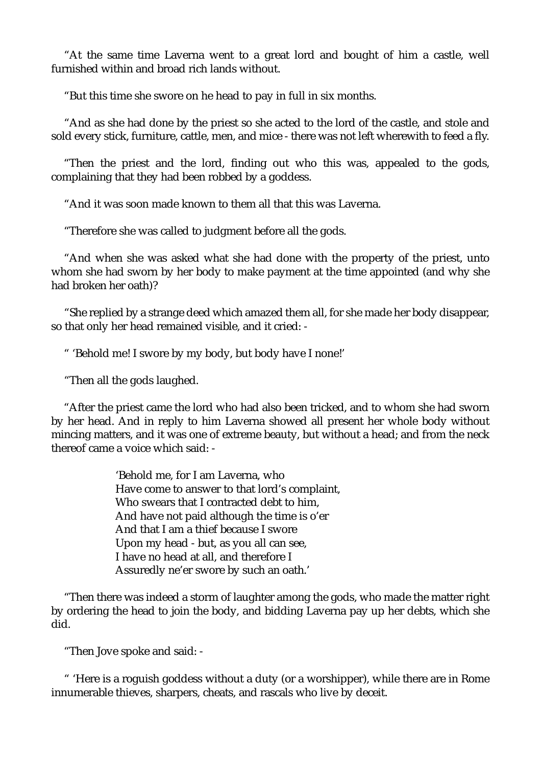"At the same time Laverna went to a great lord and bought of him a castle, well furnished within and broad rich lands without.

"But this time she swore on he head to pay in full in six months.

"And as she had done by the priest so she acted to the lord of the castle, and stole and sold every stick, furniture, cattle, men, and mice - there was not left wherewith to feed a fly.

"Then the priest and the lord, finding out who this was, appealed to the gods, complaining that they had been robbed by a goddess.

"And it was soon made known to them all that this was Laverna.

"Therefore she was called to judgment before all the gods.

"And when she was asked what she had done with the property of the priest, unto whom she had sworn by her body to make payment at the time appointed (and why she had broken her oath)?

"She replied by a strange deed which amazed them all, for she made her body disappear, so that only her head remained visible, and it cried: -

" 'Behold me! I swore by my body, but body have I none!'

"Then all the gods laughed.

"After the priest came the lord who had also been tricked, and to whom she had sworn by her head. And in reply to him Laverna showed all present her whole body without mincing matters, and it was one of extreme beauty, but without a head; and from the neck thereof came a voice which said: -

> 'Behold me, for I am Laverna, who
> Have come to answer to that lord's complaint,
> Who swears that I contracted debt to him,
> And have not paid although the time is o'er
> And that I am a thief because I swore
> Upon my head - but, as you all can see,
> I have no head at all, and therefore I
> Assuredly ne'er swore by such an oath.'

"Then there was indeed a storm of laughter among the gods, who made the matter right by ordering the head to join the body, and bidding Laverna pay up her debts, which she did.

"Then Jove spoke and said: -

" 'Here is a roguish goddess without a duty (or a worshipper), while there are in Rome innumerable thieves, sharpers, cheats, and rascals who live by deceit.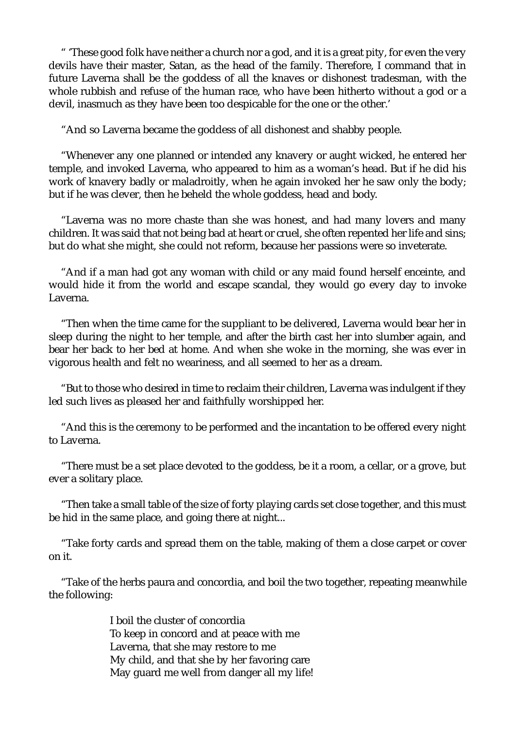" 'These good folk have neither a church nor a god, and it is a great pity, for even the very devils have their master, Satan, as the head of the family. Therefore, I command that in future Laverna shall be the goddess of all the knaves or dishonest tradesman, with the whole rubbish and refuse of the human race, who have been hitherto without a god or a devil, inasmuch as they have been too despicable for the one or the other.'

"And so Laverna became the goddess of all dishonest and shabby people.

"Whenever any one planned or intended any knavery or aught wicked, he entered her temple, and invoked Laverna, who appeared to him as a woman's head. But if he did his work of knavery badly or maladroitly, when he again invoked her he saw only the body; but if he was clever, then he beheld the whole goddess, head and body.

"Laverna was no more chaste than she was honest, and had many lovers and many children. It was said that not being bad at heart or cruel, she often repented her life and sins; but do what she might, she could not reform, because her passions were so inveterate.

"And if a man had got any woman with child or any maid found herself enceinte, and would hide it from the world and escape scandal, they would go every day to invoke Laverna.

"Then when the time came for the suppliant to be delivered, Laverna would bear her in sleep during the night to her temple, and after the birth cast her into slumber again, and bear her back to her bed at home. And when she woke in the morning, she was ever in vigorous health and felt no weariness, and all seemed to her as a dream.

"But to those who desired in time to reclaim their children, Laverna was indulgent if they led such lives as pleased her and faithfully worshipped her.

"And this is the ceremony to be performed and the incantation to be offered every night to Laverna.

"There must be a set place devoted to the goddess, be it a room, a cellar, or a grove, but ever a solitary place.

"Then take a small table of the size of forty playing cards set close together, and this must be hid in the same place, and going there at night...

"Take forty cards and spread them on the table, making of them a close carpet or cover on it.

"Take of the herbs paura and concordia, and boil the two together, repeating meanwhile the following:

> I boil the cluster of concordia
> To keep in concord and at peace with me
> Laverna, that she may restore to me
> My child, and that she by her favoring care
> May guard me well from danger all my life!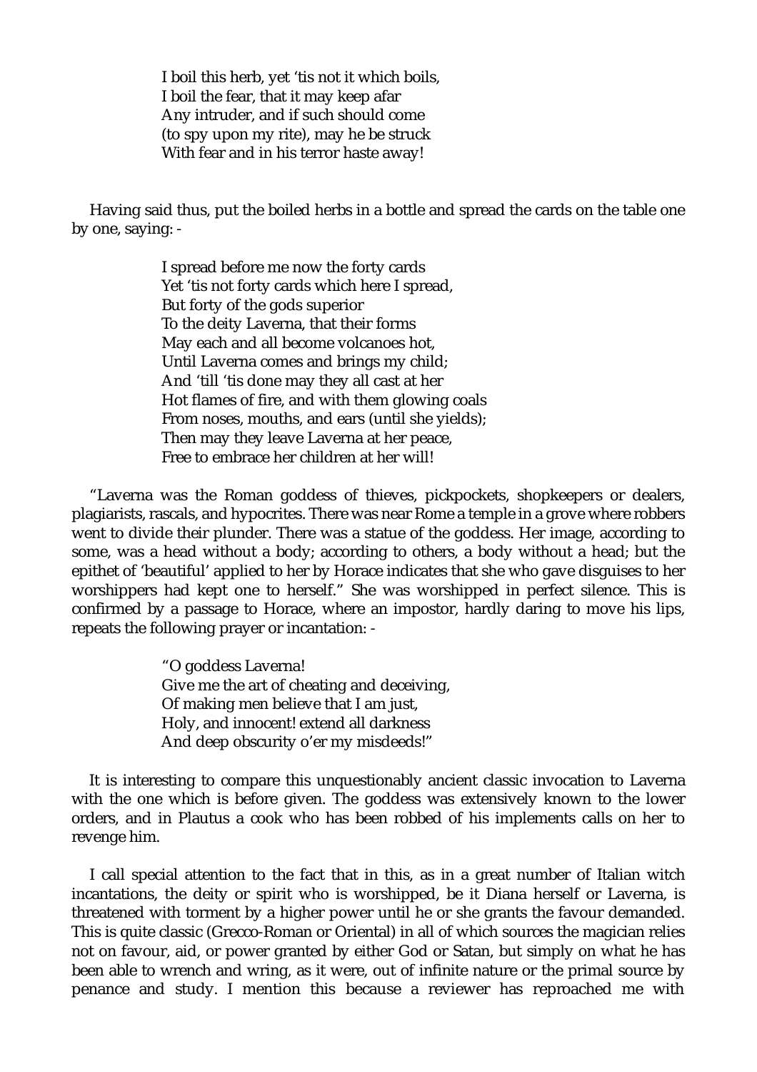> I boil this herb, yet 'tis not it which boils,
> I boil the fear, that it may keep afar
> Any intruder, and if such should come
> (to spy upon my rite), may he be struck
> With fear and in his terror haste away!

Having said thus, put the boiled herbs in a bottle and spread the cards on the table one by one, saying: -

> I spread before me now the forty cards
> Yet 'tis not forty cards which here I spread,
> But forty of the gods superior
> To the deity Laverna, that their forms
> May each and all become volcanoes hot,
> Until Laverna comes and brings my child;
> And 'till 'tis done may they all cast at her
> Hot flames of fire, and with them glowing coals
> From noses, mouths, and ears (until she yields);
> Then may they leave Laverna at her peace,
> Free to embrace her children at her will!

"Laverna was the Roman goddess of thieves, pickpockets, shopkeepers or dealers, plagiarists, rascals, and hypocrites. There was near Rome a temple in a grove where robbers went to divide their plunder. There was a statue of the goddess. Her image, according to some, was a head without a body; according to others, a body without a head; but the epithet of 'beautiful' applied to her by Horace indicates that she who gave disguises to her worshippers had kept one to herself." She was worshipped in perfect silence. This is confirmed by a passage to Horace, where an impostor, hardly daring to move his lips, repeats the following prayer or incantation: -

> "O goddess Laverna!
> Give me the art of cheating and deceiving,
> Of making men believe that I am just,
> Holy, and innocent! extend all darkness
> And deep obscurity o'er my misdeeds!"

It is interesting to compare this unquestionably ancient classic invocation to Laverna with the one which is before given. The goddess was extensively known to the lower orders, and in Plautus a cook who has been robbed of his implements calls on her to revenge him.

I call special attention to the fact that in this, as in a great number of Italian witch incantations, the deity or spirit who is worshipped, be it Diana herself or Laverna, is threatened with torment by a higher power until he or she grants the favour demanded. This is quite classic (Grecco-Roman or Oriental) in all of which sources the magician relies not on favour, aid, or power granted by either God or Satan, but simply on what he has been able to wrench and wring, as it were, out of infinite nature or the primal source by penance and study. I mention this because a reviewer has reproached me with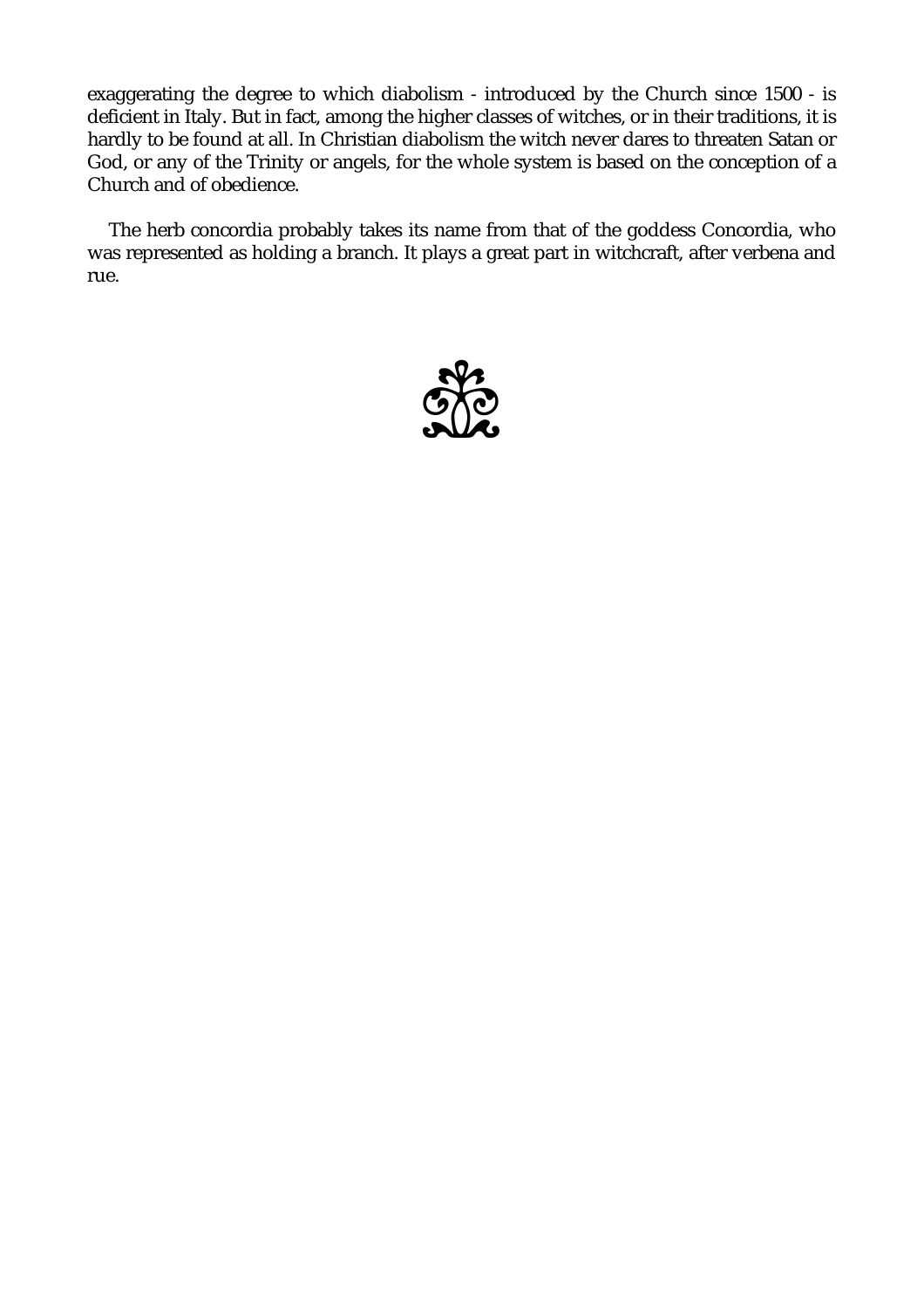exaggerating the degree to which diabolism - introduced by the Church since 1500 - is deficient in Italy. But in fact, among the higher classes of witches, or in their traditions, it is hardly to be found at all. In Christian diabolism the witch never dares to threaten Satan or God, or any of the Trinity or angels, for the whole system is based on the conception of a Church and of obedience.

The herb concordia probably takes its name from that of the goddess Concordia, who was represented as holding a branch. It plays a great part in witchcraft, after verbena and rue.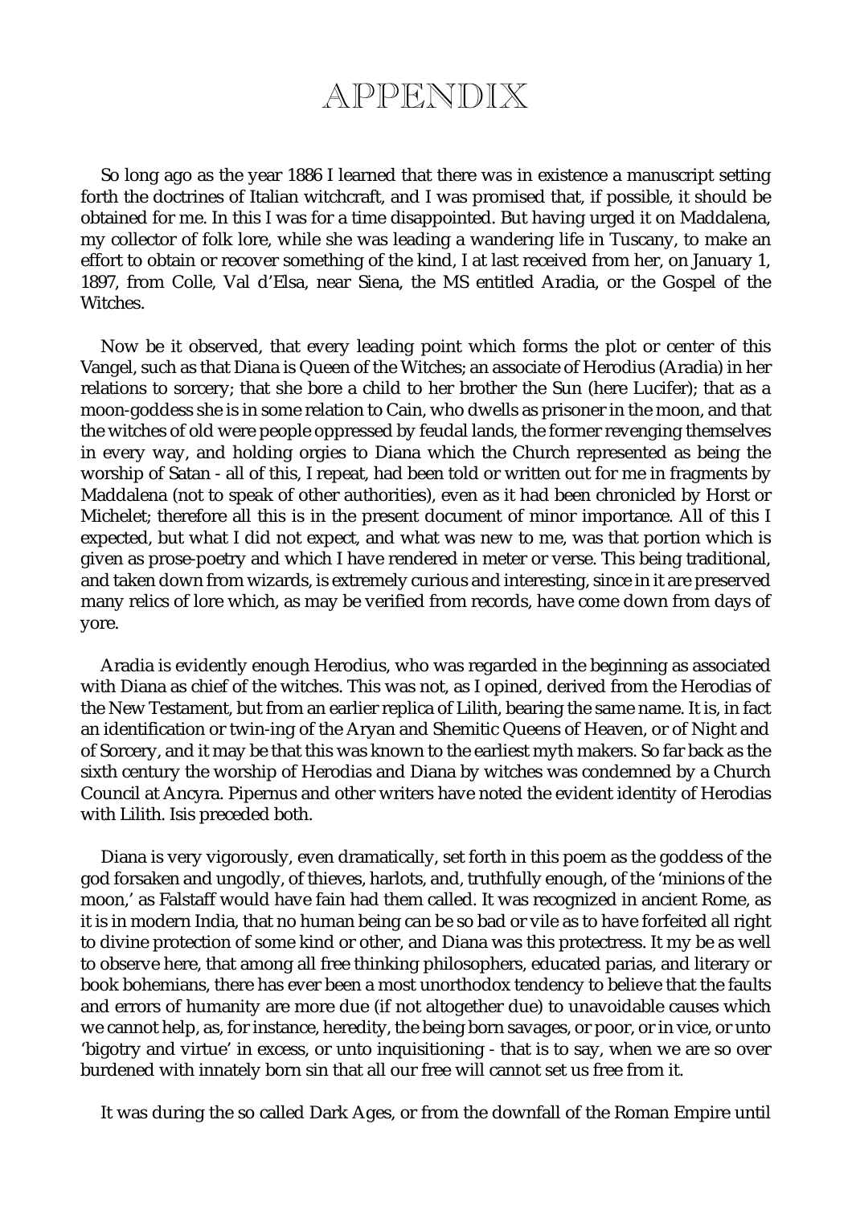# APPENDIX

So long ago as the year 1886 I learned that there was in existence a manuscript setting forth the doctrines of Italian witchcraft, and I was promised that, if possible, it should be obtained for me. In this I was for a time disappointed. But having urged it on Maddalena, my collector of folk lore, while she was leading a wandering life in Tuscany, to make an effort to obtain or recover something of the kind, I at last received from her, on January 1, 1897, from Colle, Val d'Elsa, near Siena, the MS entitled Aradia, or the Gospel of the Witches.

Now be it observed, that every leading point which forms the plot or center of this Vangel, such as that Diana is Queen of the Witches; an associate of Herodius (Aradia) in her relations to sorcery; that she bore a child to her brother the Sun (here Lucifer); that as a moon-goddess she is in some relation to Cain, who dwells as prisoner in the moon, and that the witches of old were people oppressed by feudal lands, the former revenging themselves in every way, and holding orgies to Diana which the Church represented as being the worship of Satan - all of this, I repeat, had been told or written out for me in fragments by Maddalena (not to speak of other authorities), even as it had been chronicled by Horst or Michelet; therefore all this is in the present document of minor importance. All of this I expected, but what I did not expect, and what was new to me, was that portion which is given as prose-poetry and which I have rendered in meter or verse. This being traditional, and taken down from wizards, is extremely curious and interesting, since in it are preserved many relics of lore which, as may be verified from records, have come down from days of yore.

Aradia is evidently enough Herodius, who was regarded in the beginning as associated with Diana as chief of the witches. This was not, as I opined, derived from the Herodias of the New Testament, but from an earlier replica of Lilith, bearing the same name. It is, in fact an identification or twin-ing of the Aryan and Shemitic Queens of Heaven, or of Night and of Sorcery, and it may be that this was known to the earliest myth makers. So far back as the sixth century the worship of Herodias and Diana by witches was condemned by a Church Council at Ancyra. Pipernus and other writers have noted the evident identity of Herodias with Lilith. Isis preceded both.

Diana is very vigorously, even dramatically, set forth in this poem as the goddess of the god forsaken and ungodly, of thieves, harlots, and, truthfully enough, of the 'minions of the moon,' as Falstaff would have fain had them called. It was recognized in ancient Rome, as it is in modern India, that no human being can be so bad or vile as to have forfeited all right to divine protection of some kind or other, and Diana was this protectress. It my be as well to observe here, that among all free thinking philosophers, educated parias, and literary or book bohemians, there has ever been a most unorthodox tendency to believe that the faults and errors of humanity are more due (if not altogether due) to unavoidable causes which we cannot help, as, for instance, heredity, the being born savages, or poor, or in vice, or unto 'bigotry and virtue' in excess, or unto inquisitioning - that is to say, when we are so over burdened with innately born sin that all our free will cannot set us free from it.

It was during the so called Dark Ages, or from the downfall of the Roman Empire until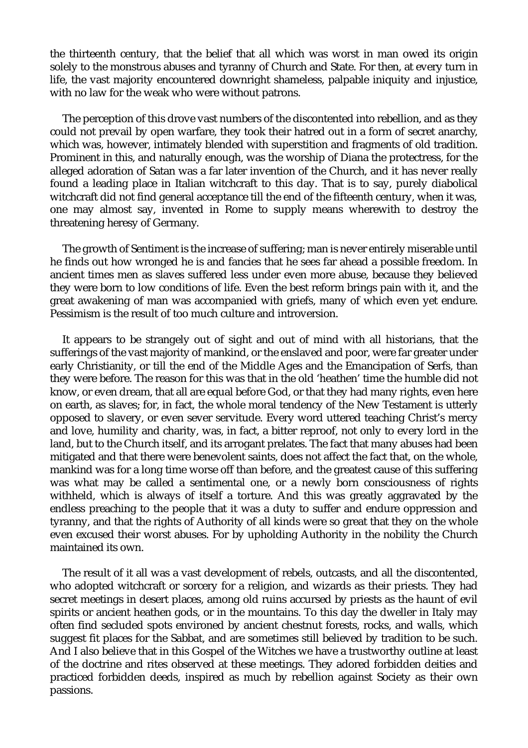the thirteenth century, that the belief that all which was worst in man owed its origin solely to the monstrous abuses and tyranny of Church and State. For then, at every turn in life, the vast majority encountered downright shameless, palpable iniquity and injustice, with no law for the weak who were without patrons.

The perception of this drove vast numbers of the discontented into rebellion, and as they could not prevail by open warfare, they took their hatred out in a form of secret anarchy, which was, however, intimately blended with superstition and fragments of old tradition. Prominent in this, and naturally enough, was the worship of Diana the protectress, for the alleged adoration of Satan was a far later invention of the Church, and it has never really found a leading place in Italian witchcraft to this day. That is to say, purely diabolical witchcraft did not find general acceptance till the end of the fifteenth century, when it was, one may almost say, invented in Rome to supply means wherewith to destroy the threatening heresy of Germany.

The growth of Sentiment is the increase of suffering; man is never entirely miserable until he finds out how wronged he is and fancies that he sees far ahead a possible freedom. In ancient times men as slaves suffered less under even more abuse, because they believed they were born to low conditions of life. Even the best reform brings pain with it, and the great awakening of man was accompanied with griefs, many of which even yet endure. Pessimism is the result of too much culture and introversion.

It appears to be strangely out of sight and out of mind with all historians, that the sufferings of the vast majority of mankind, or the enslaved and poor, were far greater under early Christianity, or till the end of the Middle Ages and the Emancipation of Serfs, than they were before. The reason for this was that in the old 'heathen' time the humble did not know, or even dream, that all are equal before God, or that they had many rights, even here on earth, as slaves; for, in fact, the whole moral tendency of the New Testament is utterly opposed to slavery, or even sever servitude. Every word uttered teaching Christ's mercy and love, humility and charity, was, in fact, a bitter reproof, not only to every lord in the land, but to the Church itself, and its arrogant prelates. The fact that many abuses had been mitigated and that there were benevolent saints, does not affect the fact that, on the whole, mankind was for a long time worse off than before, and the greatest cause of this suffering was what may be called a sentimental one, or a newly born consciousness of rights withheld, which is always of itself a torture. And this was greatly aggravated by the endless preaching to the people that it was a duty to suffer and endure oppression and tyranny, and that the rights of Authority of all kinds were so great that they on the whole even excused their worst abuses. For by upholding Authority in the nobility the Church maintained its own.

The result of it all was a vast development of rebels, outcasts, and all the discontented, who adopted witchcraft or sorcery for a religion, and wizards as their priests. They had secret meetings in desert places, among old ruins accursed by priests as the haunt of evil spirits or ancient heathen gods, or in the mountains. To this day the dweller in Italy may often find secluded spots environed by ancient chestnut forests, rocks, and walls, which suggest fit places for the Sabbat, and are sometimes still believed by tradition to be such. And I also believe that in this Gospel of the Witches we have a trustworthy outline at least of the doctrine and rites observed at these meetings. They adored forbidden deities and practiced forbidden deeds, inspired as much by rebellion against Society as their own passions.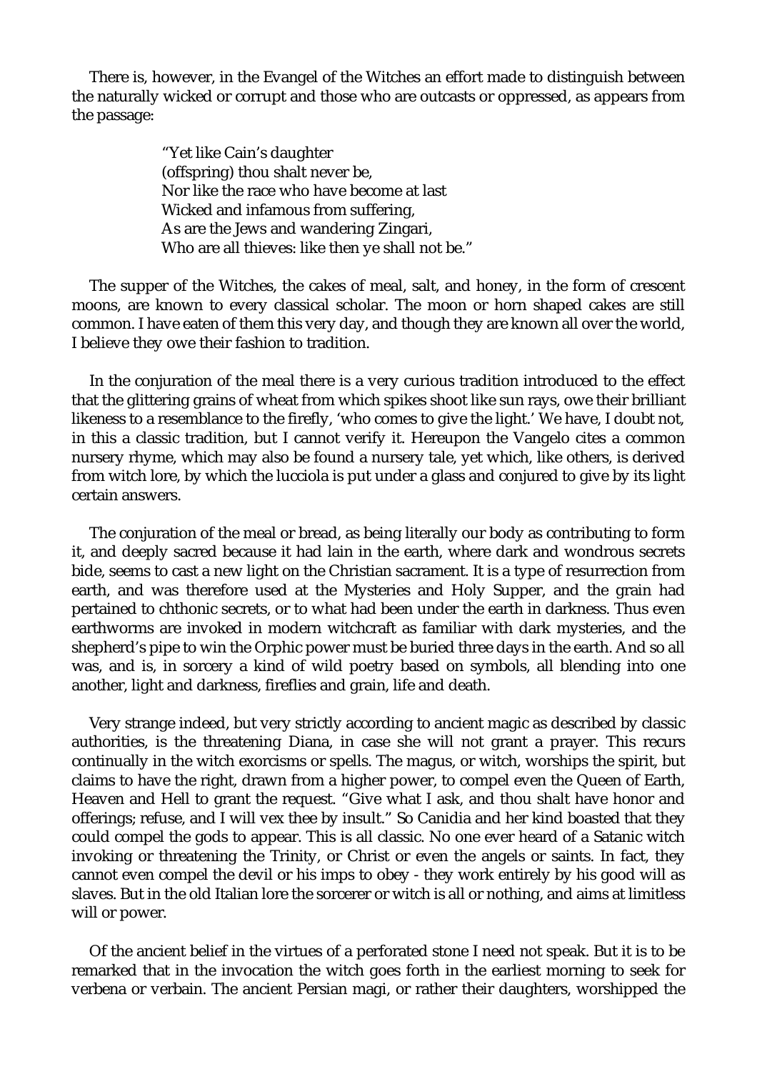There is, however, in the Evangel of the Witches an effort made to distinguish between the naturally wicked or corrupt and those who are outcasts or oppressed, as appears from the passage:

> "Yet like Cain's daughter  
> (offspring) thou shalt never be,  
> Nor like the race who have become at last  
> Wicked and infamous from suffering,  
> As are the Jews and wandering Zingari,  
> Who are all thieves: like then ye shall not be."

The supper of the Witches, the cakes of meal, salt, and honey, in the form of crescent moons, are known to every classical scholar. The moon or horn shaped cakes are still common. I have eaten of them this very day, and though they are known all over the world, I believe they owe their fashion to tradition.

In the conjuration of the meal there is a very curious tradition introduced to the effect that the glittering grains of wheat from which spikes shoot like sun rays, owe their brilliant likeness to a resemblance to the firefly, 'who comes to give the light.' We have, I doubt not, in this a classic tradition, but I cannot verify it. Hereupon the Vangelo cites a common nursery rhyme, which may also be found a nursery tale, yet which, like others, is derived from witch lore, by which the lucciola is put under a glass and conjured to give by its light certain answers.

The conjuration of the meal or bread, as being literally our body as contributing to form it, and deeply sacred because it had lain in the earth, where dark and wondrous secrets bide, seems to cast a new light on the Christian sacrament. It is a type of resurrection from earth, and was therefore used at the Mysteries and Holy Supper, and the grain had pertained to chthonic secrets, or to what had been under the earth in darkness. Thus even earthworms are invoked in modern witchcraft as familiar with dark mysteries, and the shepherd's pipe to win the Orphic power must be buried three days in the earth. And so all was, and is, in sorcery a kind of wild poetry based on symbols, all blending into one another, light and darkness, fireflies and grain, life and death.

Very strange indeed, but very strictly according to ancient magic as described by classic authorities, is the threatening Diana, in case she will not grant a prayer. This recurs continually in the witch exorcisms or spells. The magus, or witch, worships the spirit, but claims to have the right, drawn from a higher power, to compel even the Queen of Earth, Heaven and Hell to grant the request. "Give what I ask, and thou shalt have honor and offerings; refuse, and I will vex thee by insult." So Canidia and her kind boasted that they could compel the gods to appear. This is all classic. No one ever heard of a Satanic witch invoking or threatening the Trinity, or Christ or even the angels or saints. In fact, they cannot even compel the devil or his imps to obey - they work entirely by his good will as slaves. But in the old Italian lore the sorcerer or witch is all or nothing, and aims at limitless will or power.

Of the ancient belief in the virtues of a perforated stone I need not speak. But it is to be remarked that in the invocation the witch goes forth in the earliest morning to seek for verbena or verbain. The ancient Persian magi, or rather their daughters, worshipped the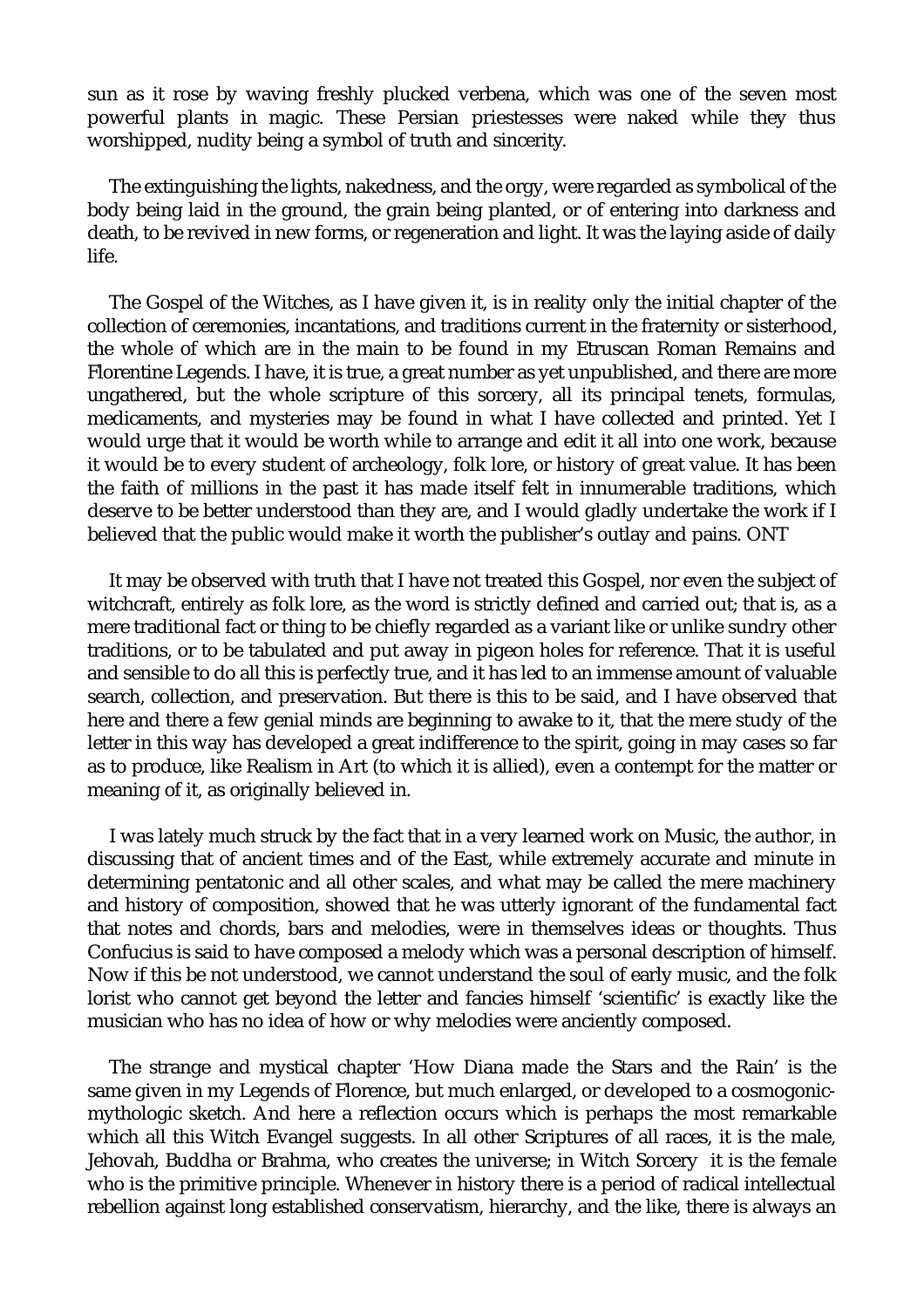sun as it rose by waving freshly plucked verbena, which was one of the seven most powerful plants in magic. These Persian priestesses were naked while they thus worshipped, nudity being a symbol of truth and sincerity.

The extinguishing the lights, nakedness, and the orgy, were regarded as symbolical of the body being laid in the ground, the grain being planted, or of entering into darkness and death, to be revived in new forms, or regeneration and light. It was the laying aside of daily life.

The Gospel of the Witches, as I have given it, is in reality only the initial chapter of the collection of ceremonies, incantations, and traditions current in the fraternity or sisterhood, the whole of which are in the main to be found in my Etruscan Roman Remains and Florentine Legends. I have, it is true, a great number as yet unpublished, and there are more ungathered, but the whole scripture of this sorcery, all its principal tenets, formulas, medicaments, and mysteries may be found in what I have collected and printed. Yet I would urge that it would be worth while to arrange and edit it all into one work, because it would be to every student of archeology, folk lore, or history of great value. It has been the faith of millions in the past it has made itself felt in innumerable traditions, which deserve to be better understood than they are, and I would gladly undertake the work if I believed that the public would make it worth the publisher's outlay and pains. ONT

It may be observed with truth that I have not treated this Gospel, nor even the subject of witchcraft, entirely as folk lore, as the word is strictly defined and carried out; that is, as a mere traditional fact or thing to be chiefly regarded as a variant like or unlike sundry other traditions, or to be tabulated and put away in pigeon holes for reference. That it is useful and sensible to do all this is perfectly true, and it has led to an immense amount of valuable search, collection, and preservation. But there is this to be said, and I have observed that here and there a few genial minds are beginning to awake to it, that the mere study of the letter in this way has developed a great indifference to the spirit, going in may cases so far as to produce, like Realism in Art (to which it is allied), even a contempt for the matter or meaning of it, as originally believed in.

I was lately much struck by the fact that in a very learned work on Music, the author, in discussing that of ancient times and of the East, while extremely accurate and minute in determining pentatonic and all other scales, and what may be called the mere machinery and history of composition, showed that he was utterly ignorant of the fundamental fact that notes and chords, bars and melodies, were in themselves ideas or thoughts. Thus Confucius is said to have composed a melody which was a personal description of himself. Now if this be not understood, we cannot understand the soul of early music, and the folk lorist who cannot get beyond the letter and fancies himself 'scientific' is exactly like the musician who has no idea of how or why melodies were anciently composed.

The strange and mystical chapter 'How Diana made the Stars and the Rain' is the same given in my Legends of Florence, but much enlarged, or developed to a cosmogonic-mythologic sketch. And here a reflection occurs which is perhaps the most remarkable which all this Witch Evangel suggests. In all other Scriptures of all races, it is the male, Jehovah, Buddha or Brahma, who creates the universe; in Witch Sorcery it is the female who is the primitive principle. Whenever in history there is a period of radical intellectual rebellion against long established conservatism, hierarchy, and the like, there is always an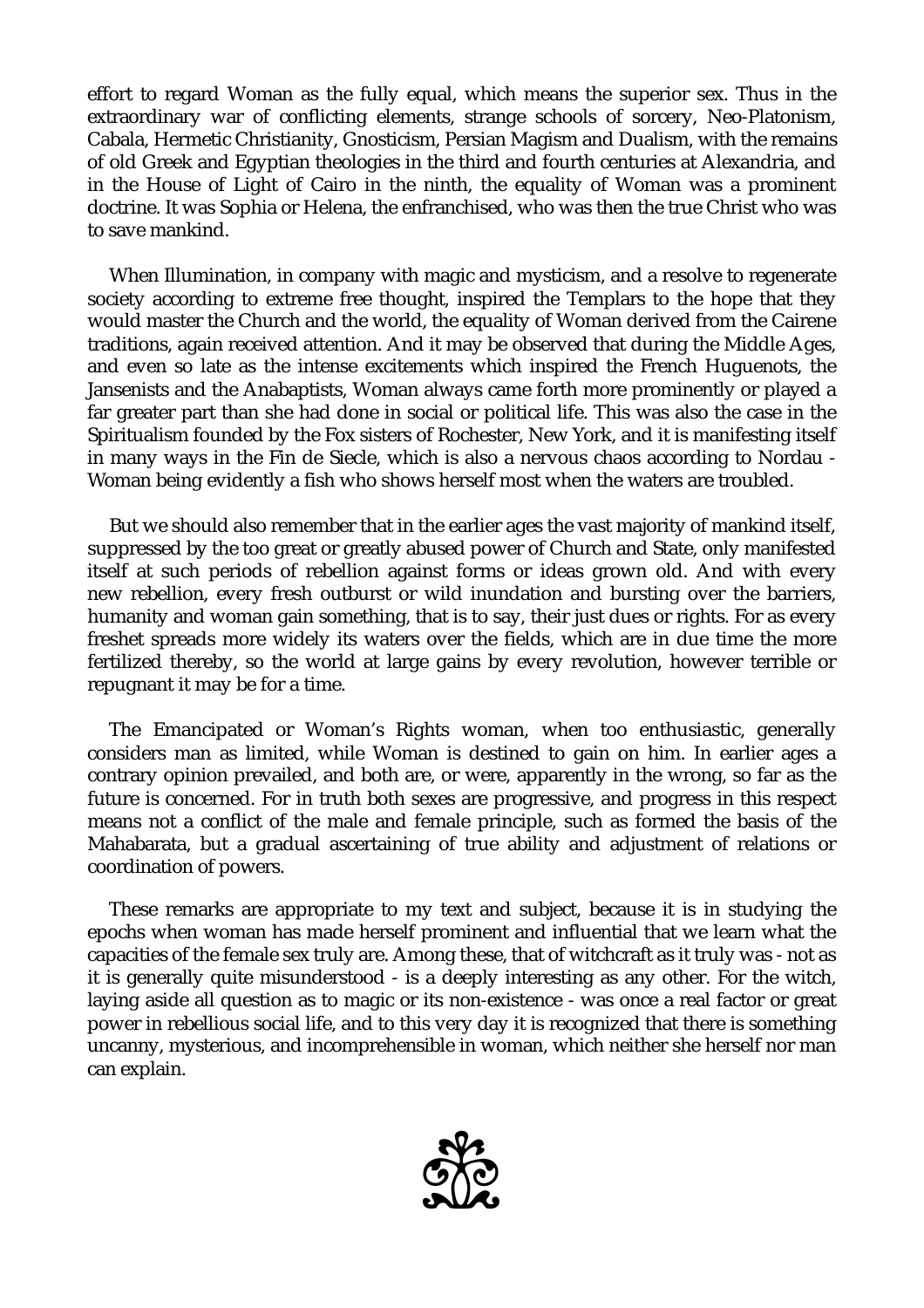effort to regard Woman as the fully equal, which means the superior sex. Thus in the extraordinary war of conflicting elements, strange schools of sorcery, Neo-Platonism, Cabala, Hermetic Christianity, Gnosticism, Persian Magism and Dualism, with the remains of old Greek and Egyptian theologies in the third and fourth centuries at Alexandria, and in the House of Light of Cairo in the ninth, the equality of Woman was a prominent doctrine. It was Sophia or Helena, the enfranchised, who was then the true Christ who was to save mankind.

When Illumination, in company with magic and mysticism, and a resolve to regenerate society according to extreme free thought, inspired the Templars to the hope that they would master the Church and the world, the equality of Woman derived from the Cairene traditions, again received attention. And it may be observed that during the Middle Ages, and even so late as the intense excitements which inspired the French Huguenots, the Jansenists and the Anabaptists, Woman always came forth more prominently or played a far greater part than she had done in social or political life. This was also the case in the Spiritualism founded by the Fox sisters of Rochester, New York, and it is manifesting itself in many ways in the Fin de Siecle, which is also a nervous chaos according to Nordau - Woman being evidently a fish who shows herself most when the waters are troubled.

But we should also remember that in the earlier ages the vast majority of mankind itself, suppressed by the too great or greatly abused power of Church and State, only manifested itself at such periods of rebellion against forms or ideas grown old. And with every new rebellion, every fresh outburst or wild inundation and bursting over the barriers, humanity and woman gain something, that is to say, their just dues or rights. For as every freshet spreads more widely its waters over the fields, which are in due time the more fertilized thereby, so the world at large gains by every revolution, however terrible or repugnant it may be for a time.

The Emancipated or Woman's Rights woman, when too enthusiastic, generally considers man as limited, while Woman is destined to gain on him. In earlier ages a contrary opinion prevailed, and both are, or were, apparently in the wrong, so far as the future is concerned. For in truth both sexes are progressive, and progress in this respect means not a conflict of the male and female principle, such as formed the basis of the Mahabarata, but a gradual ascertaining of true ability and adjustment of relations or coordination of powers.

These remarks are appropriate to my text and subject, because it is in studying the epochs when woman has made herself prominent and influential that we learn what the capacities of the female sex truly are. Among these, that of witchcraft as it truly was - not as it is generally quite misunderstood - is a deeply interesting as any other. For the witch, laying aside all question as to magic or its non-existence - was once a real factor or great power in rebellious social life, and to this very day it is recognized that there is something uncanny, mysterious, and incomprehensible in woman, which neither she herself nor man can explain.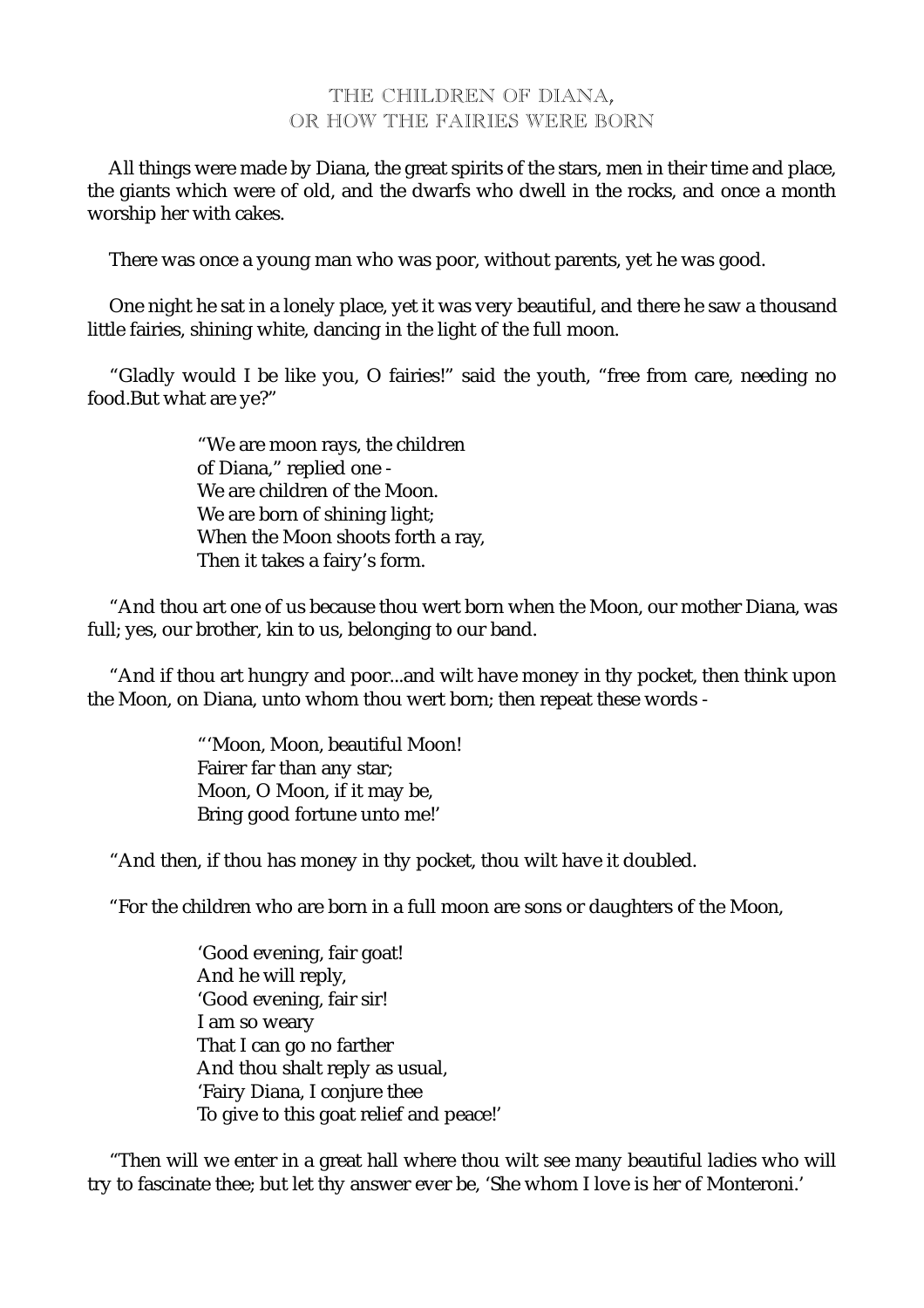## THE CHILDREN OF DIANA, OR HOW THE FAIRIES WERE BORN

All things were made by Diana, the great spirits of the stars, men in their time and place, the giants which were of old, and the dwarfs who dwell in the rocks, and once a month worship her with cakes.

There was once a young man who was poor, without parents, yet he was good.

One night he sat in a lonely place, yet it was very beautiful, and there he saw a thousand little fairies, shining white, dancing in the light of the full moon.

"Gladly would I be like you, O fairies!" said the youth, "free from care, needing no food.But what are ye?"

> "We are moon rays, the children
> of Diana," replied one -
> We are children of the Moon.
> We are born of shining light;
> When the Moon shoots forth a ray,
> Then it takes a fairy's form.

"And thou art one of us because thou wert born when the Moon, our mother Diana, was full; yes, our brother, kin to us, belonging to our band.

"And if thou art hungry and poor...and wilt have money in thy pocket, then think upon the Moon, on Diana, unto whom thou wert born; then repeat these words -

> "'Moon, Moon, beautiful Moon!
> Fairer far than any star;
> Moon, O Moon, if it may be,
> Bring good fortune unto me!'

"And then, if thou has money in thy pocket, thou wilt have it doubled.

"For the children who are born in a full moon are sons or daughters of the Moon,

> 'Good evening, fair goat!
> And he will reply,
> 'Good evening, fair sir!
> I am so weary
> That I can go no farther
> And thou shalt reply as usual,
> 'Fairy Diana, I conjure thee
> To give to this goat relief and peace!'

"Then will we enter in a great hall where thou wilt see many beautiful ladies who will try to fascinate thee; but let thy answer ever be, 'She whom I love is her of Monteroni.'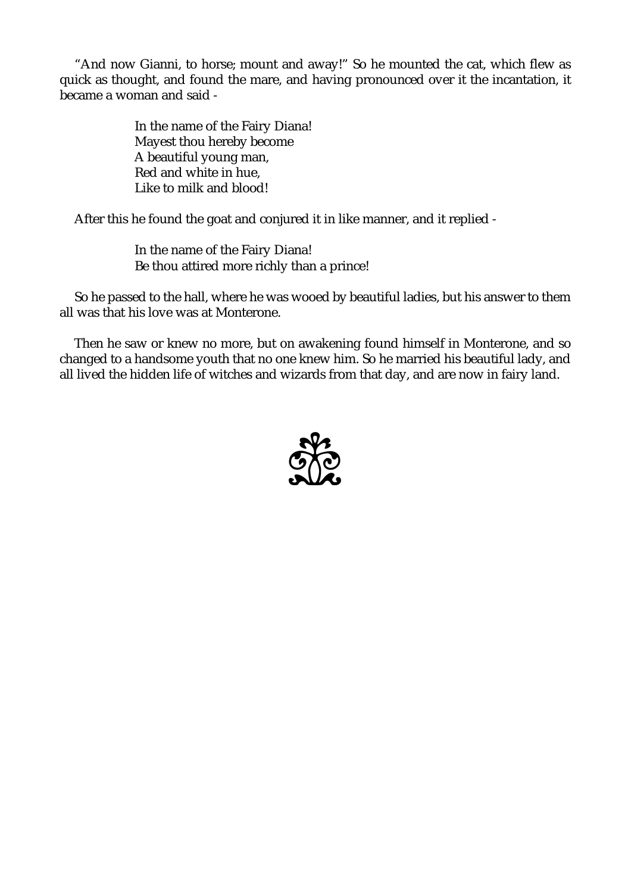"And now Gianni, to horse; mount and away!" So he mounted the cat, which flew as quick as thought, and found the mare, and having pronounced over it the incantation, it became a woman and said -

> In the name of the Fairy Diana!
> Mayest thou hereby become
> A beautiful young man,
> Red and white in hue,
> Like to milk and blood!

After this he found the goat and conjured it in like manner, and it replied -

> In the name of the Fairy Diana!
> Be thou attired more richly than a prince!

So he passed to the hall, where he was wooed by beautiful ladies, but his answer to them all was that his love was at Monterone.

Then he saw or knew no more, but on awakening found himself in Monterone, and so changed to a handsome youth that no one knew him. So he married his beautiful lady, and all lived the hidden life of witches and wizards from that day, and are now in fairy land.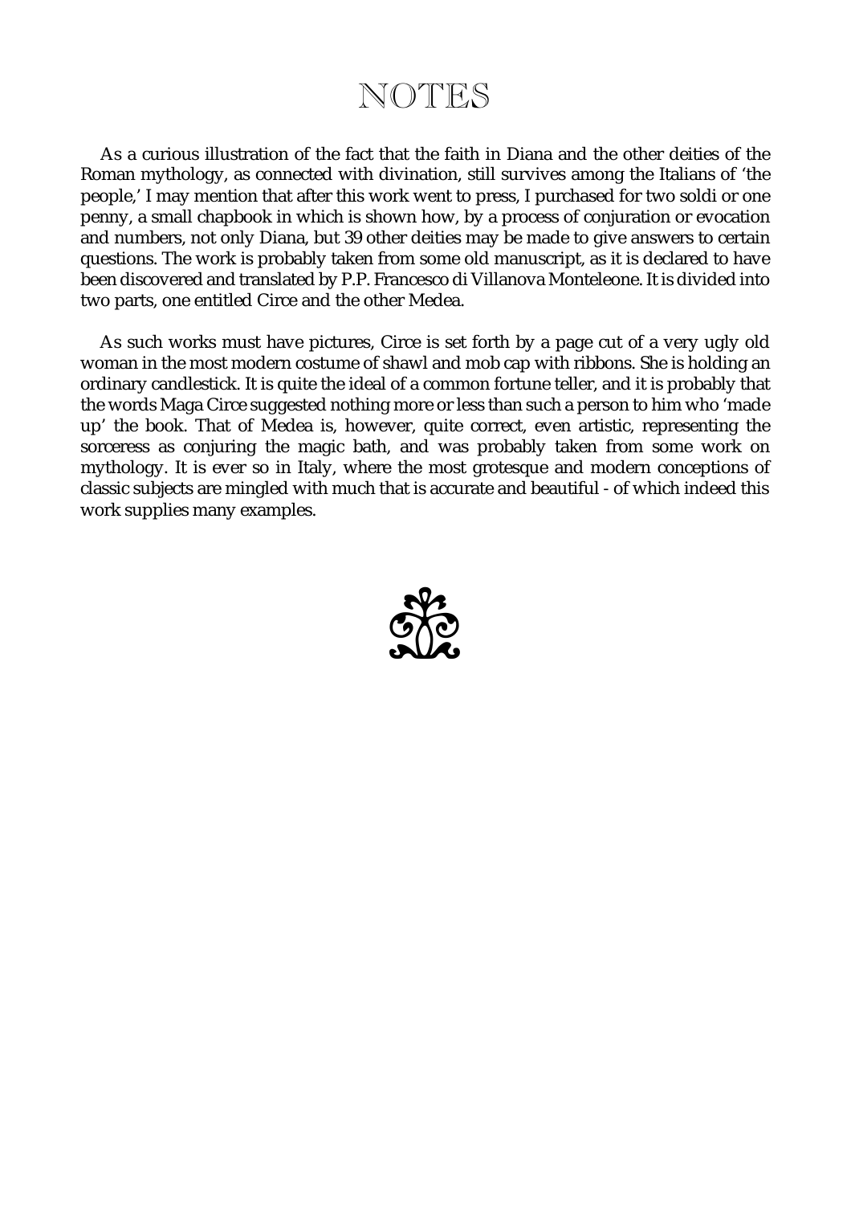# NOTES

As a curious illustration of the fact that the faith in Diana and the other deities of the Roman mythology, as connected with divination, still survives among the Italians of 'the people,' I may mention that after this work went to press, I purchased for two soldi or one penny, a small chapbook in which is shown how, by a process of conjuration or evocation and numbers, not only Diana, but 39 other deities may be made to give answers to certain questions. The work is probably taken from some old manuscript, as it is declared to have been discovered and translated by P.P. Francesco di Villanova Monteleone. It is divided into two parts, one entitled Circe and the other Medea.

As such works must have pictures, Circe is set forth by a page cut of a very ugly old woman in the most modern costume of shawl and mob cap with ribbons. She is holding an ordinary candlestick. It is quite the ideal of a common fortune teller, and it is probably that the words Maga Circe suggested nothing more or less than such a person to him who 'made up' the book. That of Medea is, however, quite correct, even artistic, representing the sorceress as conjuring the magic bath, and was probably taken from some work on mythology. It is ever so in Italy, where the most grotesque and modern conceptions of classic subjects are mingled with much that is accurate and beautiful - of which indeed this work supplies many examples.